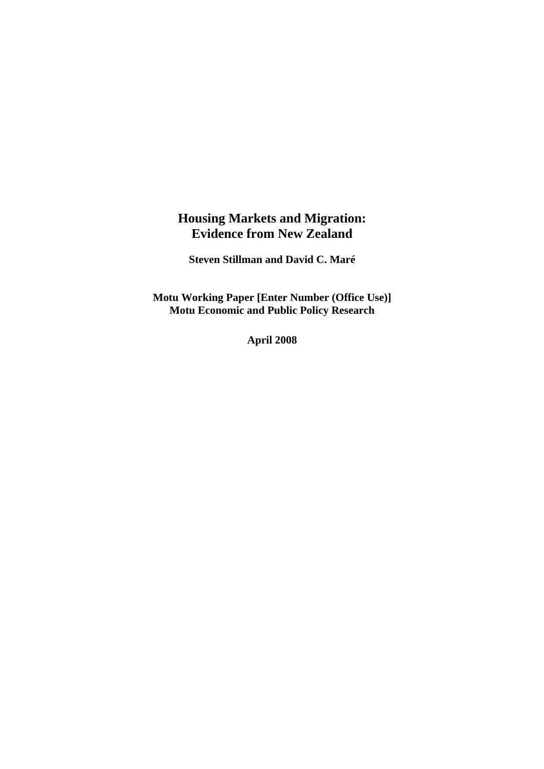# Housing Markets and Migration: Evidence from New Zealand

**Steven Stillman and David C. Maré**

**Motu Working Paper [Enter Number (Office Use)]**
**Motu Economic and Public Policy Research**

**April 2008**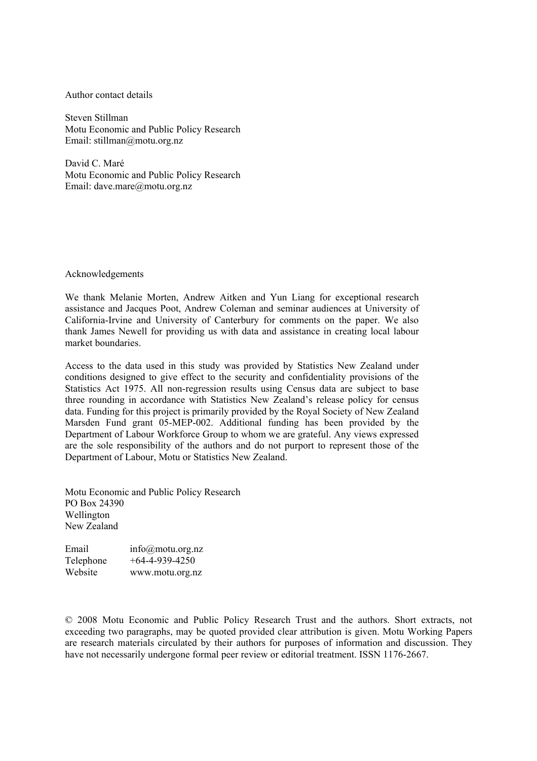Author contact details

Steven Stillman
Motu Economic and Public Policy Research
Email: stillman@motu.org.nz

David C. Maré
Motu Economic and Public Policy Research
Email: dave.mare@motu.org.nz

Acknowledgements

We thank Melanie Morten, Andrew Aitken and Yun Liang for exceptional research assistance and Jacques Poot, Andrew Coleman and seminar audiences at University of California-Irvine and University of Canterbury for comments on the paper. We also thank James Newell for providing us with data and assistance in creating local labour market boundaries.

Access to the data used in this study was provided by Statistics New Zealand under conditions designed to give effect to the security and confidentiality provisions of the Statistics Act 1975. All non-regression results using Census data are subject to base three rounding in accordance with Statistics New Zealand's release policy for census data. Funding for this project is primarily provided by the Royal Society of New Zealand Marsden Fund grant 05-MEP-002. Additional funding has been provided by the Department of Labour Workforce Group to whom we are grateful. Any views expressed are the sole responsibility of the authors and do not purport to represent those of the Department of Labour, Motu or Statistics New Zealand.

Motu Economic and Public Policy Research
PO Box 24390
Wellington
New Zealand

Email info@motu.org.nz
Telephone +64-4-939-4250
Website www.motu.org.nz

© 2008 Motu Economic and Public Policy Research Trust and the authors. Short extracts, not exceeding two paragraphs, may be quoted provided clear attribution is given. Motu Working Papers are research materials circulated by their authors for purposes of information and discussion. They have not necessarily undergone formal peer review or editorial treatment. ISSN 1176-2667.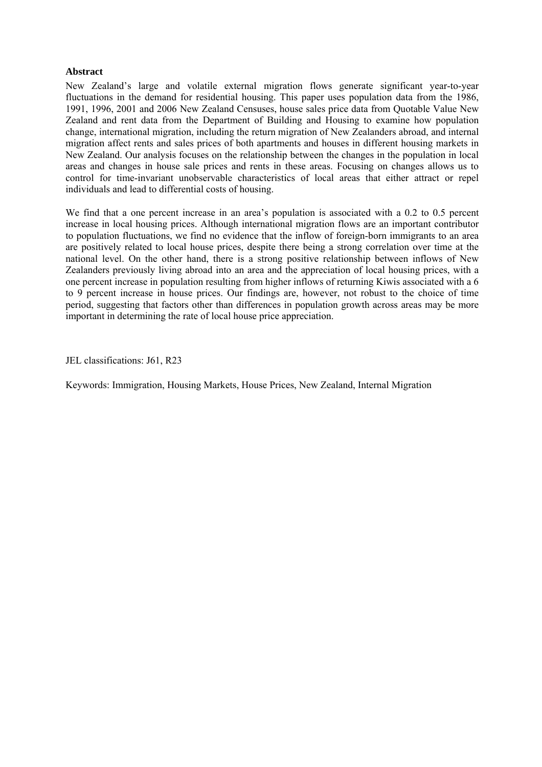**Abstract**

New Zealand's large and volatile external migration flows generate significant year-to-year fluctuations in the demand for residential housing. This paper uses population data from the 1986, 1991, 1996, 2001 and 2006 New Zealand Censuses, house sales price data from Quotable Value New Zealand and rent data from the Department of Building and Housing to examine how population change, international migration, including the return migration of New Zealanders abroad, and internal migration affect rents and sales prices of both apartments and houses in different housing markets in New Zealand. Our analysis focuses on the relationship between the changes in the population in local areas and changes in house sale prices and rents in these areas. Focusing on changes allows us to control for time-invariant unobservable characteristics of local areas that either attract or repel individuals and lead to differential costs of housing.

We find that a one percent increase in an area's population is associated with a 0.2 to 0.5 percent increase in local housing prices. Although international migration flows are an important contributor to population fluctuations, we find no evidence that the inflow of foreign-born immigrants to an area are positively related to local house prices, despite there being a strong correlation over time at the national level. On the other hand, there is a strong positive relationship between inflows of New Zealanders previously living abroad into an area and the appreciation of local housing prices, with a one percent increase in population resulting from higher inflows of returning Kiwis associated with a 6 to 9 percent increase in house prices. Our findings are, however, not robust to the choice of time period, suggesting that factors other than differences in population growth across areas may be more important in determining the rate of local house price appreciation.

JEL classifications: J61, R23

Keywords: Immigration, Housing Markets, House Prices, New Zealand, Internal Migration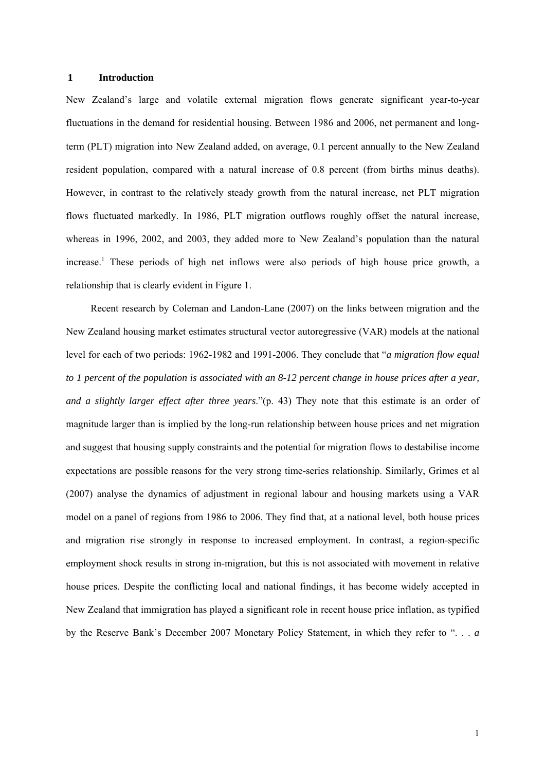## 1 Introduction

New Zealand's large and volatile external migration flows generate significant year-to-year fluctuations in the demand for residential housing. Between 1986 and 2006, net permanent and long-term (PLT) migration into New Zealand added, on average, 0.1 percent annually to the New Zealand resident population, compared with a natural increase of 0.8 percent (from births minus deaths). However, in contrast to the relatively steady growth from the natural increase, net PLT migration flows fluctuated markedly. In 1986, PLT migration outflows roughly offset the natural increase, whereas in 1996, 2002, and 2003, they added more to New Zealand's population than the natural increase.[1] These periods of high net inflows were also periods of high house price growth, a relationship that is clearly evident in Figure 1.

Recent research by Coleman and Landon-Lane (2007) on the links between migration and the New Zealand housing market estimates structural vector autoregressive (VAR) models at the national level for each of two periods: 1962-1982 and 1991-2006. They conclude that "*a migration flow equal to 1 percent of the population is associated with an 8-12 percent change in house prices after a year, and a slightly larger effect after three years*."(p. 43) They note that this estimate is an order of magnitude larger than is implied by the long-run relationship between house prices and net migration and suggest that housing supply constraints and the potential for migration flows to destabilise income expectations are possible reasons for the very strong time-series relationship. Similarly, Grimes et al (2007) analyse the dynamics of adjustment in regional labour and housing markets using a VAR model on a panel of regions from 1986 to 2006. They find that, at a national level, both house prices and migration rise strongly in response to increased employment. In contrast, a region-specific employment shock results in strong in-migration, but this is not associated with movement in relative house prices. Despite the conflicting local and national findings, it has become widely accepted in New Zealand that immigration has played a significant role in recent house price inflation, as typified by the Reserve Bank's December 2007 Monetary Policy Statement, in which they refer to ". . . *a*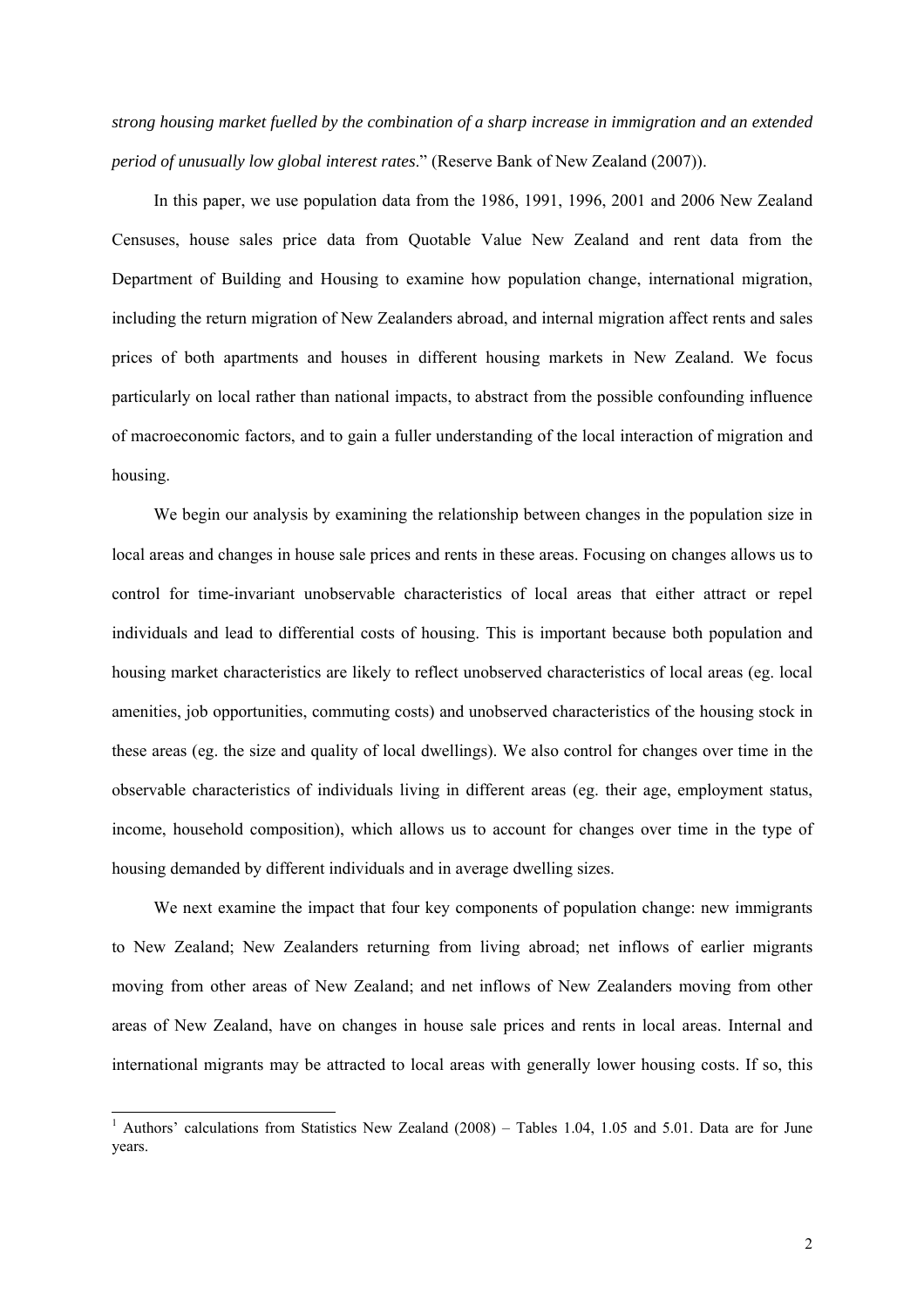*strong housing market fuelled by the combination of a sharp increase in immigration and an extended period of unusually low global interest rates*." (Reserve Bank of New Zealand (2007)).

In this paper, we use population data from the 1986, 1991, 1996, 2001 and 2006 New Zealand Censuses, house sales price data from Quotable Value New Zealand and rent data from the Department of Building and Housing to examine how population change, international migration, including the return migration of New Zealanders abroad, and internal migration affect rents and sales prices of both apartments and houses in different housing markets in New Zealand. We focus particularly on local rather than national impacts, to abstract from the possible confounding influence of macroeconomic factors, and to gain a fuller understanding of the local interaction of migration and housing.

We begin our analysis by examining the relationship between changes in the population size in local areas and changes in house sale prices and rents in these areas. Focusing on changes allows us to control for time-invariant unobservable characteristics of local areas that either attract or repel individuals and lead to differential costs of housing. This is important because both population and housing market characteristics are likely to reflect unobserved characteristics of local areas (eg. local amenities, job opportunities, commuting costs) and unobserved characteristics of the housing stock in these areas (eg. the size and quality of local dwellings). We also control for changes over time in the observable characteristics of individuals living in different areas (eg. their age, employment status, income, household composition), which allows us to account for changes over time in the type of housing demanded by different individuals and in average dwelling sizes.

We next examine the impact that four key components of population change: new immigrants to New Zealand; New Zealanders returning from living abroad; net inflows of earlier migrants moving from other areas of New Zealand; and net inflows of New Zealanders moving from other areas of New Zealand, have on changes in house sale prices and rents in local areas. Internal and international migrants may be attracted to local areas with generally lower housing costs. If so, this

---

[1] Authors' calculations from Statistics New Zealand (2008) – Tables 1.04, 1.05 and 5.01. Data are for June years.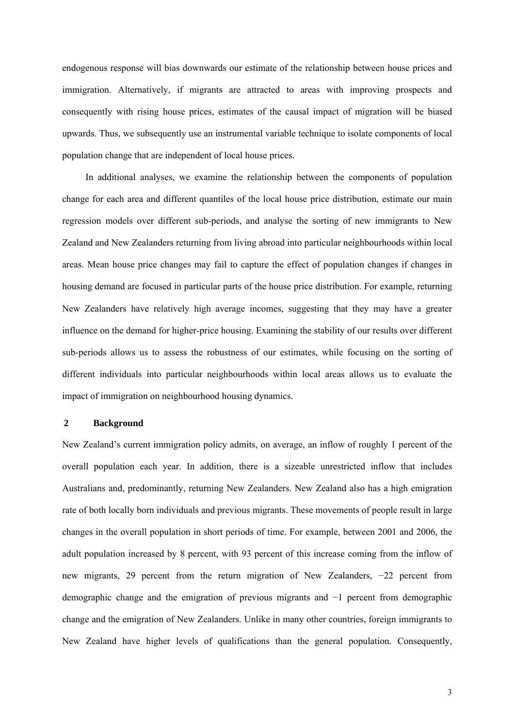endogenous response will bias downwards our estimate of the relationship between house prices and immigration. Alternatively, if migrants are attracted to areas with improving prospects and consequently with rising house prices, estimates of the causal impact of migration will be biased upwards. Thus, we subsequently use an instrumental variable technique to isolate components of local population change that are independent of local house prices.

In additional analyses, we examine the relationship between the components of population change for each area and different quantiles of the local house price distribution, estimate our main regression models over different sub-periods, and analyse the sorting of new immigrants to New Zealand and New Zealanders returning from living abroad into particular neighbourhoods within local areas. Mean house price changes may fail to capture the effect of population changes if changes in housing demand are focused in particular parts of the house price distribution. For example, returning New Zealanders have relatively high average incomes, suggesting that they may have a greater influence on the demand for higher-price housing. Examining the stability of our results over different sub-periods allows us to assess the robustness of our estimates, while focusing on the sorting of different individuals into particular neighbourhoods within local areas allows us to evaluate the impact of immigration on neighbourhood housing dynamics.

## 2 Background

New Zealand's current immigration policy admits, on average, an inflow of roughly 1 percent of the overall population each year. In addition, there is a sizeable unrestricted inflow that includes Australians and, predominantly, returning New Zealanders. New Zealand also has a high emigration rate of both locally born individuals and previous migrants. These movements of people result in large changes in the overall population in short periods of time. For example, between 2001 and 2006, the adult population increased by 8 percent, with 93 percent of this increase coming from the inflow of new migrants, 29 percent from the return migration of New Zealanders, −22 percent from demographic change and the emigration of previous migrants and −1 percent from demographic change and the emigration of New Zealanders. Unlike in many other countries, foreign immigrants to New Zealand have higher levels of qualifications than the general population. Consequently,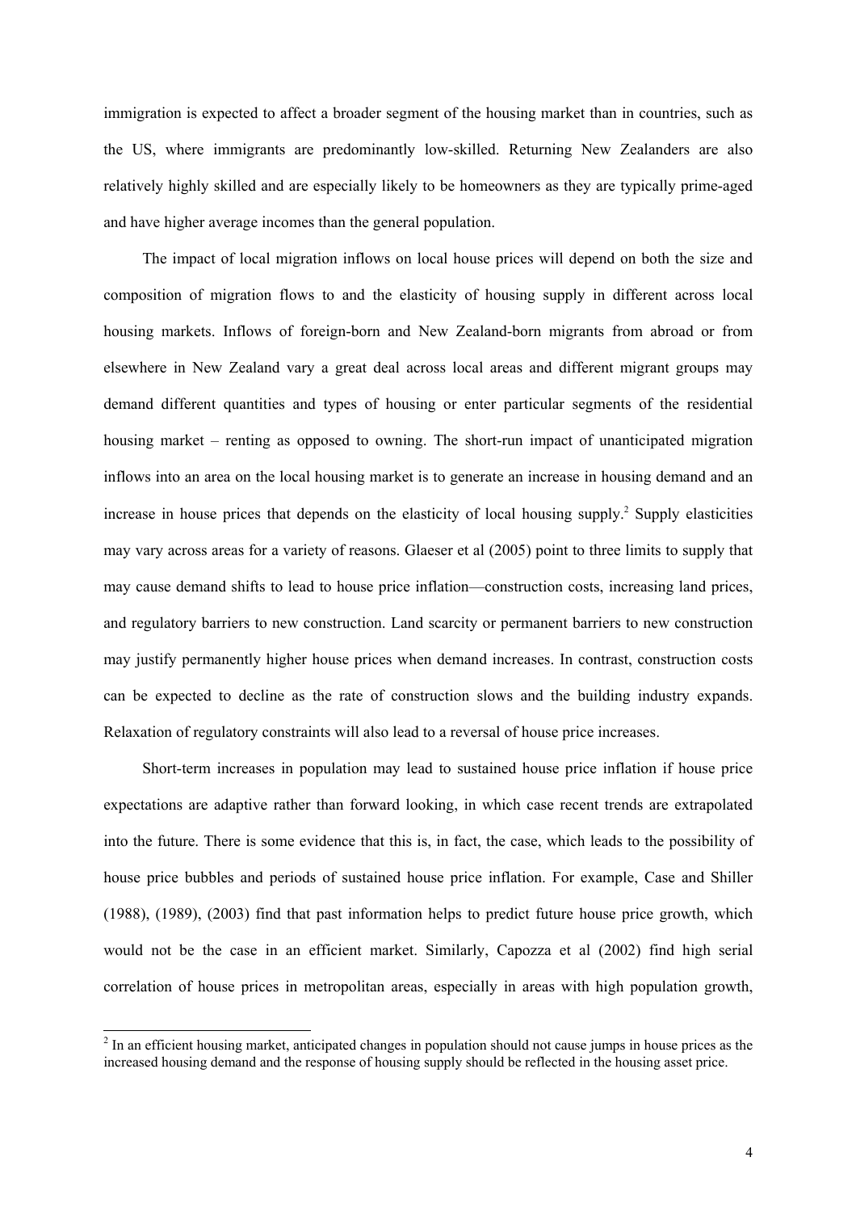immigration is expected to affect a broader segment of the housing market than in countries, such as the US, where immigrants are predominantly low-skilled. Returning New Zealanders are also relatively highly skilled and are especially likely to be homeowners as they are typically prime-aged and have higher average incomes than the general population.

The impact of local migration inflows on local house prices will depend on both the size and composition of migration flows to and the elasticity of housing supply in different across local housing markets. Inflows of foreign-born and New Zealand-born migrants from abroad or from elsewhere in New Zealand vary a great deal across local areas and different migrant groups may demand different quantities and types of housing or enter particular segments of the residential housing market – renting as opposed to owning. The short-run impact of unanticipated migration inflows into an area on the local housing market is to generate an increase in housing demand and an increase in house prices that depends on the elasticity of local housing supply.[2] Supply elasticities may vary across areas for a variety of reasons. Glaeser et al (2005) point to three limits to supply that may cause demand shifts to lead to house price inflation—construction costs, increasing land prices, and regulatory barriers to new construction. Land scarcity or permanent barriers to new construction may justify permanently higher house prices when demand increases. In contrast, construction costs can be expected to decline as the rate of construction slows and the building industry expands. Relaxation of regulatory constraints will also lead to a reversal of house price increases.

Short-term increases in population may lead to sustained house price inflation if house price expectations are adaptive rather than forward looking, in which case recent trends are extrapolated into the future. There is some evidence that this is, in fact, the case, which leads to the possibility of house price bubbles and periods of sustained house price inflation. For example, Case and Shiller (1988), (1989), (2003) find that past information helps to predict future house price growth, which would not be the case in an efficient market. Similarly, Capozza et al (2002) find high serial correlation of house prices in metropolitan areas, especially in areas with high population growth,

[2] In an efficient housing market, anticipated changes in population should not cause jumps in house prices as the increased housing demand and the response of housing supply should be reflected in the housing asset price.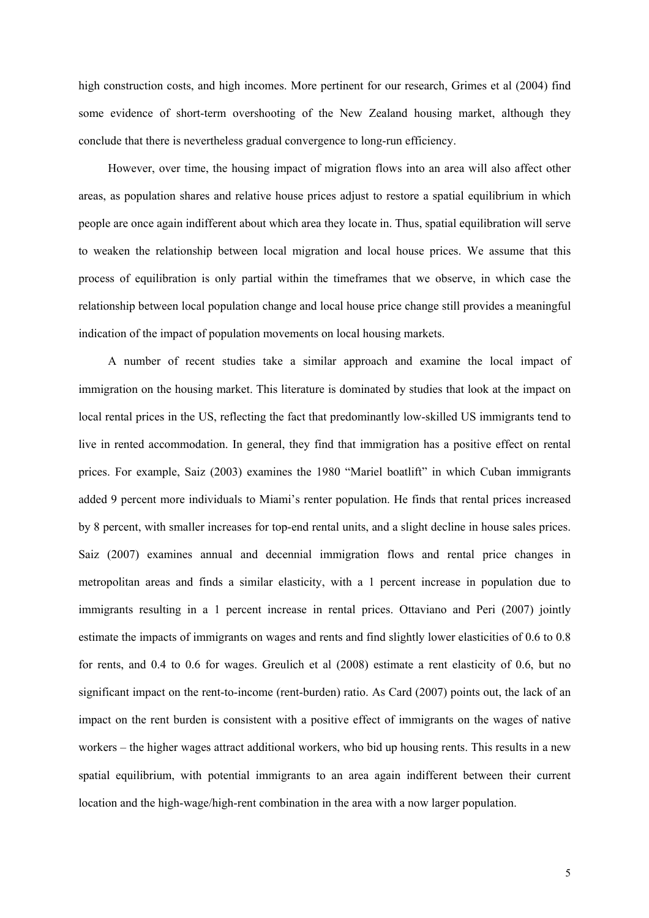high construction costs, and high incomes. More pertinent for our research, Grimes et al (2004) find some evidence of short-term overshooting of the New Zealand housing market, although they conclude that there is nevertheless gradual convergence to long-run efficiency.

However, over time, the housing impact of migration flows into an area will also affect other areas, as population shares and relative house prices adjust to restore a spatial equilibrium in which people are once again indifferent about which area they locate in. Thus, spatial equilibration will serve to weaken the relationship between local migration and local house prices. We assume that this process of equilibration is only partial within the timeframes that we observe, in which case the relationship between local population change and local house price change still provides a meaningful indication of the impact of population movements on local housing markets.

A number of recent studies take a similar approach and examine the local impact of immigration on the housing market. This literature is dominated by studies that look at the impact on local rental prices in the US, reflecting the fact that predominantly low-skilled US immigrants tend to live in rented accommodation. In general, they find that immigration has a positive effect on rental prices. For example, Saiz (2003) examines the 1980 "Mariel boatlift" in which Cuban immigrants added 9 percent more individuals to Miami's renter population. He finds that rental prices increased by 8 percent, with smaller increases for top-end rental units, and a slight decline in house sales prices. Saiz (2007) examines annual and decennial immigration flows and rental price changes in metropolitan areas and finds a similar elasticity, with a 1 percent increase in population due to immigrants resulting in a 1 percent increase in rental prices. Ottaviano and Peri (2007) jointly estimate the impacts of immigrants on wages and rents and find slightly lower elasticities of 0.6 to 0.8 for rents, and 0.4 to 0.6 for wages. Greulich et al (2008) estimate a rent elasticity of 0.6, but no significant impact on the rent-to-income (rent-burden) ratio. As Card (2007) points out, the lack of an impact on the rent burden is consistent with a positive effect of immigrants on the wages of native workers – the higher wages attract additional workers, who bid up housing rents. This results in a new spatial equilibrium, with potential immigrants to an area again indifferent between their current location and the high-wage/high-rent combination in the area with a now larger population.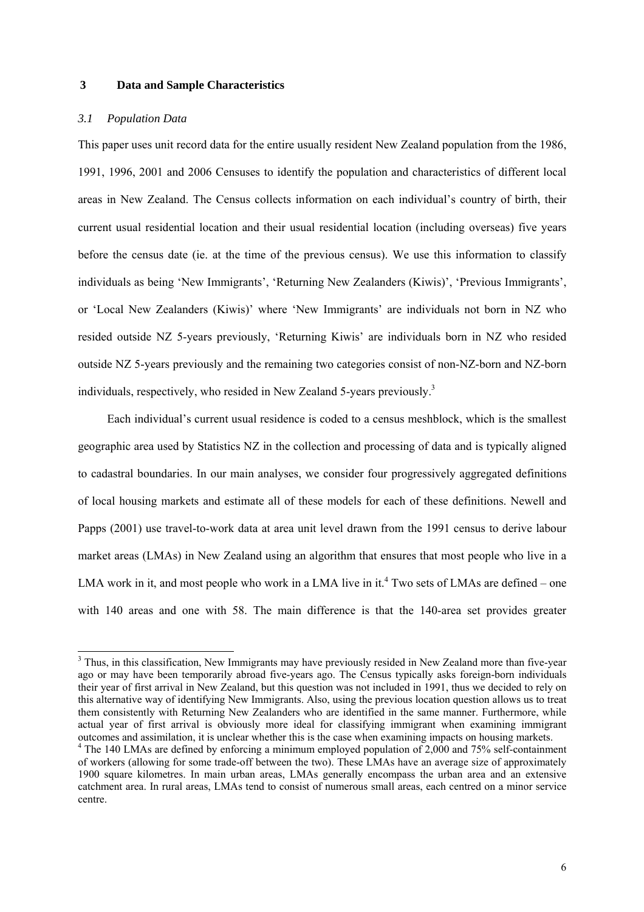## 3 Data and Sample Characteristics

### *3.1 Population Data*

This paper uses unit record data for the entire usually resident New Zealand population from the 1986, 1991, 1996, 2001 and 2006 Censuses to identify the population and characteristics of different local areas in New Zealand. The Census collects information on each individual's country of birth, their current usual residential location and their usual residential location (including overseas) five years before the census date (ie. at the time of the previous census). We use this information to classify individuals as being 'New Immigrants', 'Returning New Zealanders (Kiwis)', 'Previous Immigrants', or 'Local New Zealanders (Kiwis)' where 'New Immigrants' are individuals not born in NZ who resided outside NZ 5-years previously, 'Returning Kiwis' are individuals born in NZ who resided outside NZ 5-years previously and the remaining two categories consist of non-NZ-born and NZ-born individuals, respectively, who resided in New Zealand 5-years previously.[3]

Each individual's current usual residence is coded to a census meshblock, which is the smallest geographic area used by Statistics NZ in the collection and processing of data and is typically aligned to cadastral boundaries. In our main analyses, we consider four progressively aggregated definitions of local housing markets and estimate all of these models for each of these definitions. Newell and Papps (2001) use travel-to-work data at area unit level drawn from the 1991 census to derive labour market areas (LMAs) in New Zealand using an algorithm that ensures that most people who live in a LMA work in it, and most people who work in a LMA live in it.[4] Two sets of LMAs are defined – one with 140 areas and one with 58. The main difference is that the 140-area set provides greater

---

[3] Thus, in this classification, New Immigrants may have previously resided in New Zealand more than five-year ago or may have been temporarily abroad five-years ago. The Census typically asks foreign-born individuals their year of first arrival in New Zealand, but this question was not included in 1991, thus we decided to rely on this alternative way of identifying New Immigrants. Also, using the previous location question allows us to treat them consistently with Returning New Zealanders who are identified in the same manner. Furthermore, while actual year of first arrival is obviously more ideal for classifying immigrant when examining immigrant outcomes and assimilation, it is unclear whether this is the case when examining impacts on housing markets.

[4] The 140 LMAs are defined by enforcing a minimum employed population of 2,000 and 75% self-containment of workers (allowing for some trade-off between the two). These LMAs have an average size of approximately 1900 square kilometres. In main urban areas, LMAs generally encompass the urban area and an extensive catchment area. In rural areas, LMAs tend to consist of numerous small areas, each centred on a minor service centre.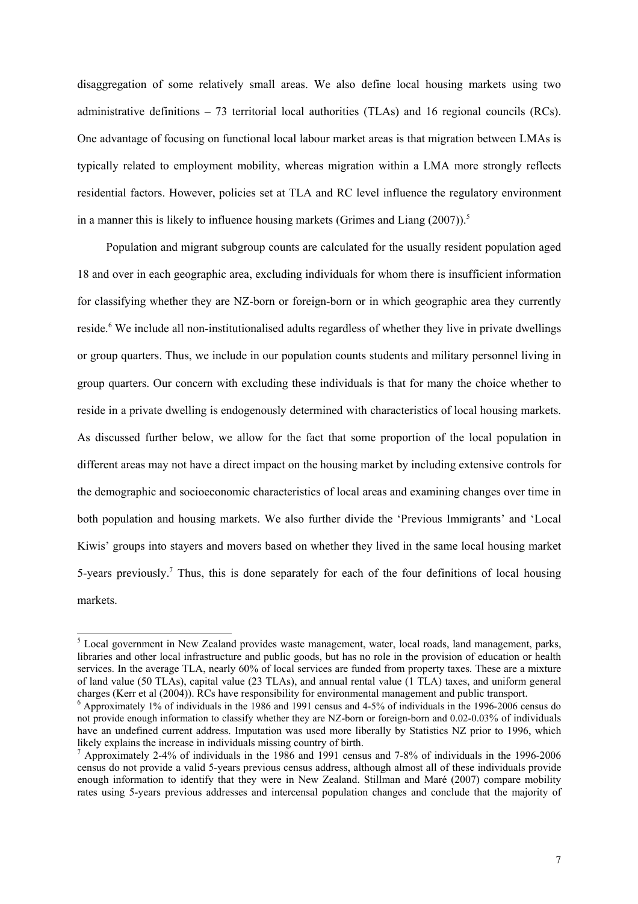disaggregation of some relatively small areas. We also define local housing markets using two administrative definitions – 73 territorial local authorities (TLAs) and 16 regional councils (RCs). One advantage of focusing on functional local labour market areas is that migration between LMAs is typically related to employment mobility, whereas migration within a LMA more strongly reflects residential factors. However, policies set at TLA and RC level influence the regulatory environment in a manner this is likely to influence housing markets (Grimes and Liang (2007)).[5]

Population and migrant subgroup counts are calculated for the usually resident population aged 18 and over in each geographic area, excluding individuals for whom there is insufficient information for classifying whether they are NZ-born or foreign-born or in which geographic area they currently reside.[6] We include all non-institutionalised adults regardless of whether they live in private dwellings or group quarters. Thus, we include in our population counts students and military personnel living in group quarters. Our concern with excluding these individuals is that for many the choice whether to reside in a private dwelling is endogenously determined with characteristics of local housing markets. As discussed further below, we allow for the fact that some proportion of the local population in different areas may not have a direct impact on the housing market by including extensive controls for the demographic and socioeconomic characteristics of local areas and examining changes over time in both population and housing markets. We also further divide the 'Previous Immigrants' and 'Local Kiwis' groups into stayers and movers based on whether they lived in the same local housing market 5-years previously.[7] Thus, this is done separately for each of the four definitions of local housing markets.

[5] Local government in New Zealand provides waste management, water, local roads, land management, parks, libraries and other local infrastructure and public goods, but has no role in the provision of education or health services. In the average TLA, nearly 60% of local services are funded from property taxes. These are a mixture of land value (50 TLAs), capital value (23 TLAs), and annual rental value (1 TLA) taxes, and uniform general charges (Kerr et al (2004)). RCs have responsibility for environmental management and public transport.

[6] Approximately 1% of individuals in the 1986 and 1991 census and 4-5% of individuals in the 1996-2006 census do not provide enough information to classify whether they are NZ-born or foreign-born and 0.02-0.03% of individuals have an undefined current address. Imputation was used more liberally by Statistics NZ prior to 1996, which likely explains the increase in individuals missing country of birth.

[7] Approximately 2-4% of individuals in the 1986 and 1991 census and 7-8% of individuals in the 1996-2006 census do not provide a valid 5-years previous census address, although almost all of these individuals provide enough information to identify that they were in New Zealand. Stillman and Maré (2007) compare mobility rates using 5-years previous addresses and intercensal population changes and conclude that the majority of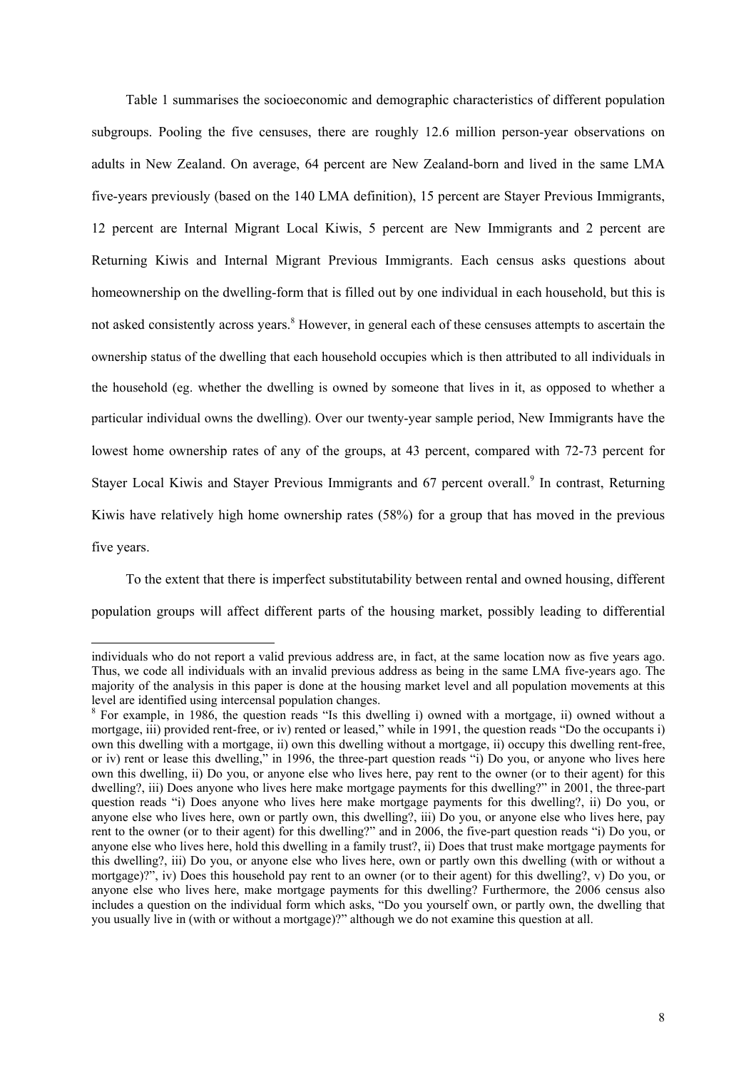Table 1 summarises the socioeconomic and demographic characteristics of different population subgroups. Pooling the five censuses, there are roughly 12.6 million person-year observations on adults in New Zealand. On average, 64 percent are New Zealand-born and lived in the same LMA five-years previously (based on the 140 LMA definition), 15 percent are Stayer Previous Immigrants, 12 percent are Internal Migrant Local Kiwis, 5 percent are New Immigrants and 2 percent are Returning Kiwis and Internal Migrant Previous Immigrants. Each census asks questions about homeownership on the dwelling-form that is filled out by one individual in each household, but this is not asked consistently across years.[8] However, in general each of these censuses attempts to ascertain the ownership status of the dwelling that each household occupies which is then attributed to all individuals in the household (eg. whether the dwelling is owned by someone that lives in it, as opposed to whether a particular individual owns the dwelling). Over our twenty-year sample period, New Immigrants have the lowest home ownership rates of any of the groups, at 43 percent, compared with 72-73 percent for Stayer Local Kiwis and Stayer Previous Immigrants and 67 percent overall.[9] In contrast, Returning Kiwis have relatively high home ownership rates (58%) for a group that has moved in the previous five years.

To the extent that there is imperfect substitutability between rental and owned housing, different population groups will affect different parts of the housing market, possibly leading to differential

---

individuals who do not report a valid previous address are, in fact, at the same location now as five years ago. Thus, we code all individuals with an invalid previous address as being in the same LMA five-years ago. The majority of the analysis in this paper is done at the housing market level and all population movements at this level are identified using intercensal population changes.

[8] For example, in 1986, the question reads "Is this dwelling i) owned with a mortgage, ii) owned without a mortgage, iii) provided rent-free, or iv) rented or leased," while in 1991, the question reads "Do the occupants i) own this dwelling with a mortgage, ii) own this dwelling without a mortgage, ii) occupy this dwelling rent-free, or iv) rent or lease this dwelling," in 1996, the three-part question reads "i) Do you, or anyone who lives here own this dwelling, ii) Do you, or anyone else who lives here, pay rent to the owner (or to their agent) for this dwelling?, iii) Does anyone who lives here make mortgage payments for this dwelling?" in 2001, the three-part question reads "i) Does anyone who lives here make mortgage payments for this dwelling?, ii) Do you, or anyone else who lives here, own or partly own, this dwelling?, iii) Do you, or anyone else who lives here, pay rent to the owner (or to their agent) for this dwelling?" and in 2006, the five-part question reads "i) Do you, or anyone else who lives here, hold this dwelling in a family trust?, ii) Does that trust make mortgage payments for this dwelling?, iii) Do you, or anyone else who lives here, own or partly own this dwelling (with or without a mortgage)?", iv) Does this household pay rent to an owner (or to their agent) for this dwelling?, v) Do you, or anyone else who lives here, make mortgage payments for this dwelling? Furthermore, the 2006 census also includes a question on the individual form which asks, "Do you yourself own, or partly own, the dwelling that you usually live in (with or without a mortgage)?" although we do not examine this question at all.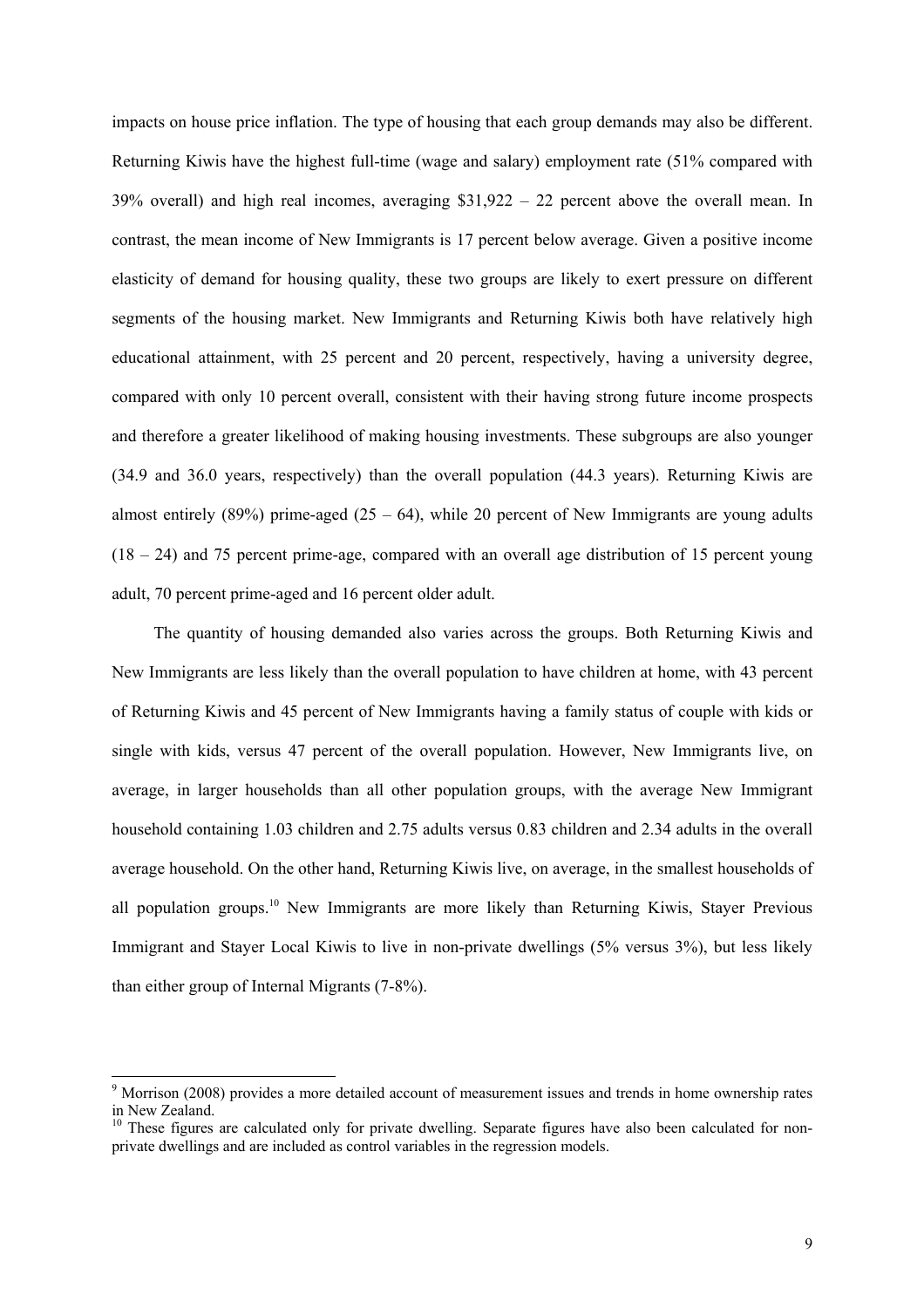impacts on house price inflation. The type of housing that each group demands may also be different. Returning Kiwis have the highest full-time (wage and salary) employment rate (51% compared with 39% overall) and high real incomes, averaging $31,922 – 22 percent above the overall mean. In contrast, the mean income of New Immigrants is 17 percent below average. Given a positive income elasticity of demand for housing quality, these two groups are likely to exert pressure on different segments of the housing market. New Immigrants and Returning Kiwis both have relatively high educational attainment, with 25 percent and 20 percent, respectively, having a university degree, compared with only 10 percent overall, consistent with their having strong future income prospects and therefore a greater likelihood of making housing investments. These subgroups are also younger (34.9 and 36.0 years, respectively) than the overall population (44.3 years). Returning Kiwis are almost entirely (89%) prime-aged (25 – 64), while 20 percent of New Immigrants are young adults (18 – 24) and 75 percent prime-age, compared with an overall age distribution of 15 percent young adult, 70 percent prime-aged and 16 percent older adult.

The quantity of housing demanded also varies across the groups. Both Returning Kiwis and New Immigrants are less likely than the overall population to have children at home, with 43 percent of Returning Kiwis and 45 percent of New Immigrants having a family status of couple with kids or single with kids, versus 47 percent of the overall population. However, New Immigrants live, on average, in larger households than all other population groups, with the average New Immigrant household containing 1.03 children and 2.75 adults versus 0.83 children and 2.34 adults in the overall average household. On the other hand, Returning Kiwis live, on average, in the smallest households of all population groups.[10] New Immigrants are more likely than Returning Kiwis, Stayer Previous Immigrant and Stayer Local Kiwis to live in non-private dwellings (5% versus 3%), but less likely than either group of Internal Migrants (7-8%).

---

[9] Morrison (2008) provides a more detailed account of measurement issues and trends in home ownership rates in New Zealand.

[10] These figures are calculated only for private dwelling. Separate figures have also been calculated for non-private dwellings and are included as control variables in the regression models.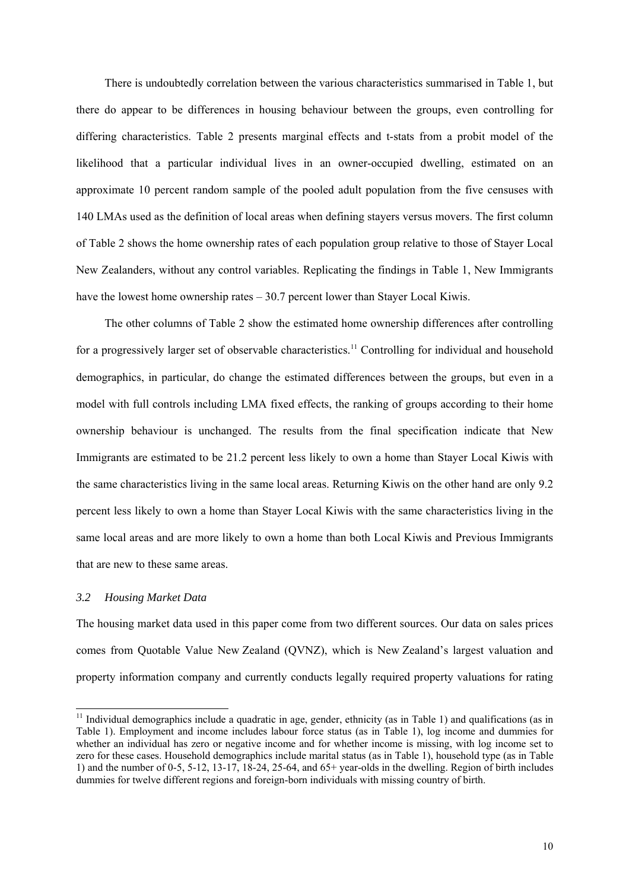There is undoubtedly correlation between the various characteristics summarised in Table 1, but there do appear to be differences in housing behaviour between the groups, even controlling for differing characteristics. Table 2 presents marginal effects and t-stats from a probit model of the likelihood that a particular individual lives in an owner-occupied dwelling, estimated on an approximate 10 percent random sample of the pooled adult population from the five censuses with 140 LMAs used as the definition of local areas when defining stayers versus movers. The first column of Table 2 shows the home ownership rates of each population group relative to those of Stayer Local New Zealanders, without any control variables. Replicating the findings in Table 1, New Immigrants have the lowest home ownership rates – 30.7 percent lower than Stayer Local Kiwis.

The other columns of Table 2 show the estimated home ownership differences after controlling for a progressively larger set of observable characteristics.[11] Controlling for individual and household demographics, in particular, do change the estimated differences between the groups, but even in a model with full controls including LMA fixed effects, the ranking of groups according to their home ownership behaviour is unchanged. The results from the final specification indicate that New Immigrants are estimated to be 21.2 percent less likely to own a home than Stayer Local Kiwis with the same characteristics living in the same local areas. Returning Kiwis on the other hand are only 9.2 percent less likely to own a home than Stayer Local Kiwis with the same characteristics living in the same local areas and are more likely to own a home than both Local Kiwis and Previous Immigrants that are new to these same areas.

### *3.2 Housing Market Data*

The housing market data used in this paper come from two different sources. Our data on sales prices comes from Quotable Value New Zealand (QVNZ), which is New Zealand's largest valuation and property information company and currently conducts legally required property valuations for rating

[11] Individual demographics include a quadratic in age, gender, ethnicity (as in Table 1) and qualifications (as in Table 1). Employment and income includes labour force status (as in Table 1), log income and dummies for whether an individual has zero or negative income and for whether income is missing, with log income set to zero for these cases. Household demographics include marital status (as in Table 1), household type (as in Table 1) and the number of 0-5, 5-12, 13-17, 18-24, 25-64, and 65+ year-olds in the dwelling. Region of birth includes dummies for twelve different regions and foreign-born individuals with missing country of birth.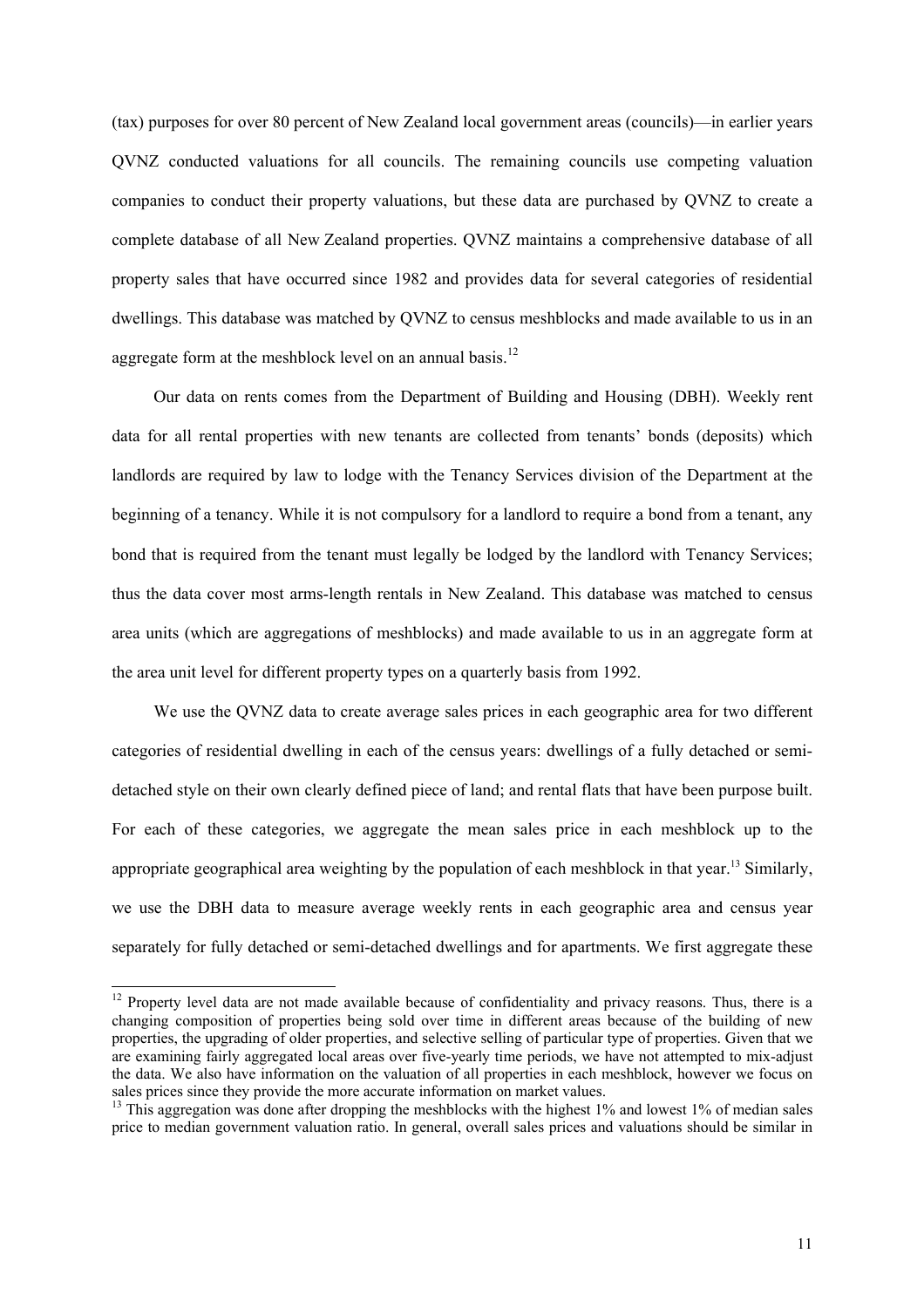(tax) purposes for over 80 percent of New Zealand local government areas (councils)—in earlier years QVNZ conducted valuations for all councils. The remaining councils use competing valuation companies to conduct their property valuations, but these data are purchased by QVNZ to create a complete database of all New Zealand properties. QVNZ maintains a comprehensive database of all property sales that have occurred since 1982 and provides data for several categories of residential dwellings. This database was matched by QVNZ to census meshblocks and made available to us in an aggregate form at the meshblock level on an annual basis.[12]

Our data on rents comes from the Department of Building and Housing (DBH). Weekly rent data for all rental properties with new tenants are collected from tenants' bonds (deposits) which landlords are required by law to lodge with the Tenancy Services division of the Department at the beginning of a tenancy. While it is not compulsory for a landlord to require a bond from a tenant, any bond that is required from the tenant must legally be lodged by the landlord with Tenancy Services; thus the data cover most arms-length rentals in New Zealand. This database was matched to census area units (which are aggregations of meshblocks) and made available to us in an aggregate form at the area unit level for different property types on a quarterly basis from 1992.

We use the QVNZ data to create average sales prices in each geographic area for two different categories of residential dwelling in each of the census years: dwellings of a fully detached or semi-detached style on their own clearly defined piece of land; and rental flats that have been purpose built. For each of these categories, we aggregate the mean sales price in each meshblock up to the appropriate geographical area weighting by the population of each meshblock in that year.[13] Similarly, we use the DBH data to measure average weekly rents in each geographic area and census year separately for fully detached or semi-detached dwellings and for apartments. We first aggregate these

[12] Property level data are not made available because of confidentiality and privacy reasons. Thus, there is a changing composition of properties being sold over time in different areas because of the building of new properties, the upgrading of older properties, and selective selling of particular type of properties. Given that we are examining fairly aggregated local areas over five-yearly time periods, we have not attempted to mix-adjust the data. We also have information on the valuation of all properties in each meshblock, however we focus on sales prices since they provide the more accurate information on market values.

[13] This aggregation was done after dropping the meshblocks with the highest 1% and lowest 1% of median sales price to median government valuation ratio. In general, overall sales prices and valuations should be similar in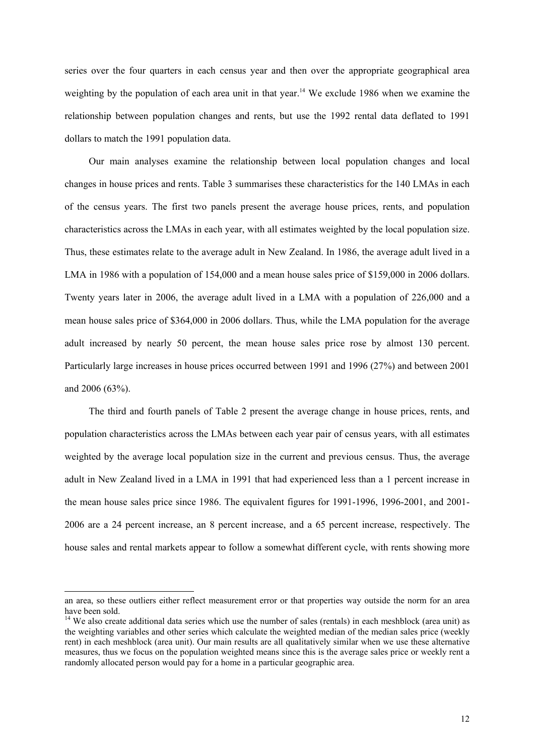series over the four quarters in each census year and then over the appropriate geographical area weighting by the population of each area unit in that year.[14] We exclude 1986 when we examine the relationship between population changes and rents, but use the 1992 rental data deflated to 1991 dollars to match the 1991 population data.

Our main analyses examine the relationship between local population changes and local changes in house prices and rents. Table 3 summarises these characteristics for the 140 LMAs in each of the census years. The first two panels present the average house prices, rents, and population characteristics across the LMAs in each year, with all estimates weighted by the local population size. Thus, these estimates relate to the average adult in New Zealand. In 1986, the average adult lived in a LMA in 1986 with a population of 154,000 and a mean house sales price of $159,000 in 2006 dollars. Twenty years later in 2006, the average adult lived in a LMA with a population of 226,000 and a mean house sales price of $364,000 in 2006 dollars. Thus, while the LMA population for the average adult increased by nearly 50 percent, the mean house sales price rose by almost 130 percent. Particularly large increases in house prices occurred between 1991 and 1996 (27%) and between 2001 and 2006 (63%).

The third and fourth panels of Table 2 present the average change in house prices, rents, and population characteristics across the LMAs between each year pair of census years, with all estimates weighted by the average local population size in the current and previous census. Thus, the average adult in New Zealand lived in a LMA in 1991 that had experienced less than a 1 percent increase in the mean house sales price since 1986. The equivalent figures for 1991-1996, 1996-2001, and 2001-2006 are a 24 percent increase, an 8 percent increase, and a 65 percent increase, respectively. The house sales and rental markets appear to follow a somewhat different cycle, with rents showing more

---

an area, so these outliers either reflect measurement error or that properties way outside the norm for an area have been sold.

[14] We also create additional data series which use the number of sales (rentals) in each meshblock (area unit) as the weighting variables and other series which calculate the weighted median of the median sales price (weekly rent) in each meshblock (area unit). Our main results are all qualitatively similar when we use these alternative measures, thus we focus on the population weighted means since this is the average sales price or weekly rent a randomly allocated person would pay for a home in a particular geographic area.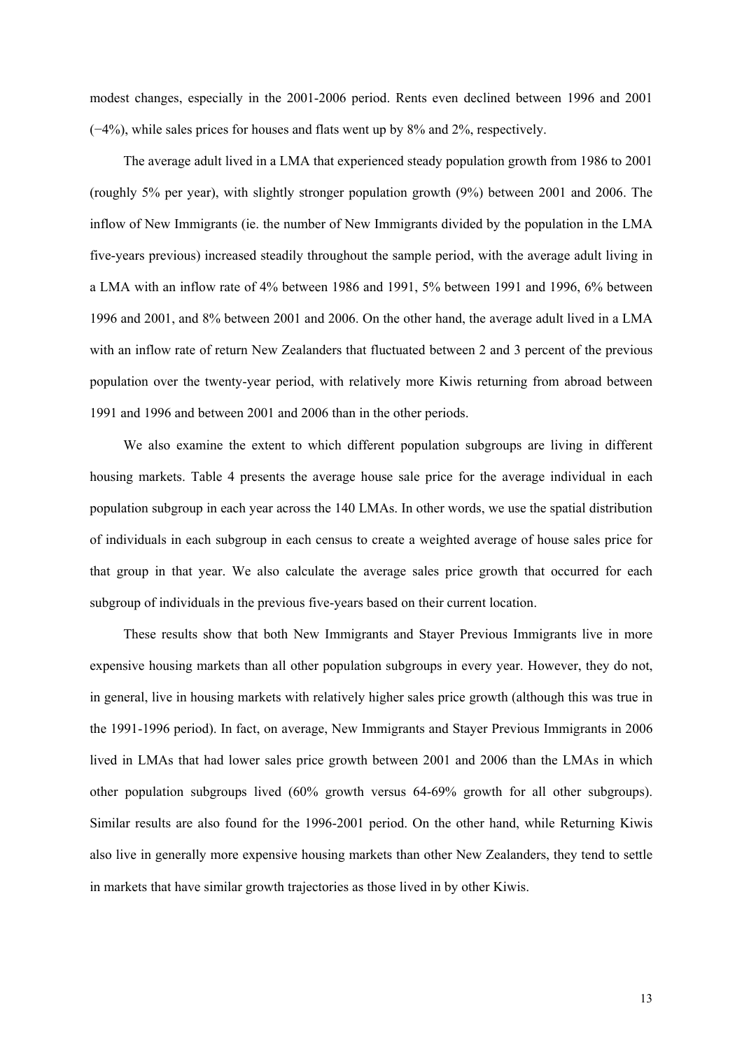modest changes, especially in the 2001-2006 period. Rents even declined between 1996 and 2001 (−4%), while sales prices for houses and flats went up by 8% and 2%, respectively.

The average adult lived in a LMA that experienced steady population growth from 1986 to 2001 (roughly 5% per year), with slightly stronger population growth (9%) between 2001 and 2006. The inflow of New Immigrants (ie. the number of New Immigrants divided by the population in the LMA five-years previous) increased steadily throughout the sample period, with the average adult living in a LMA with an inflow rate of 4% between 1986 and 1991, 5% between 1991 and 1996, 6% between 1996 and 2001, and 8% between 2001 and 2006. On the other hand, the average adult lived in a LMA with an inflow rate of return New Zealanders that fluctuated between 2 and 3 percent of the previous population over the twenty-year period, with relatively more Kiwis returning from abroad between 1991 and 1996 and between 2001 and 2006 than in the other periods.

We also examine the extent to which different population subgroups are living in different housing markets. Table 4 presents the average house sale price for the average individual in each population subgroup in each year across the 140 LMAs. In other words, we use the spatial distribution of individuals in each subgroup in each census to create a weighted average of house sales price for that group in that year. We also calculate the average sales price growth that occurred for each subgroup of individuals in the previous five-years based on their current location.

These results show that both New Immigrants and Stayer Previous Immigrants live in more expensive housing markets than all other population subgroups in every year. However, they do not, in general, live in housing markets with relatively higher sales price growth (although this was true in the 1991-1996 period). In fact, on average, New Immigrants and Stayer Previous Immigrants in 2006 lived in LMAs that had lower sales price growth between 2001 and 2006 than the LMAs in which other population subgroups lived (60% growth versus 64-69% growth for all other subgroups). Similar results are also found for the 1996-2001 period. On the other hand, while Returning Kiwis also live in generally more expensive housing markets than other New Zealanders, they tend to settle in markets that have similar growth trajectories as those lived in by other Kiwis.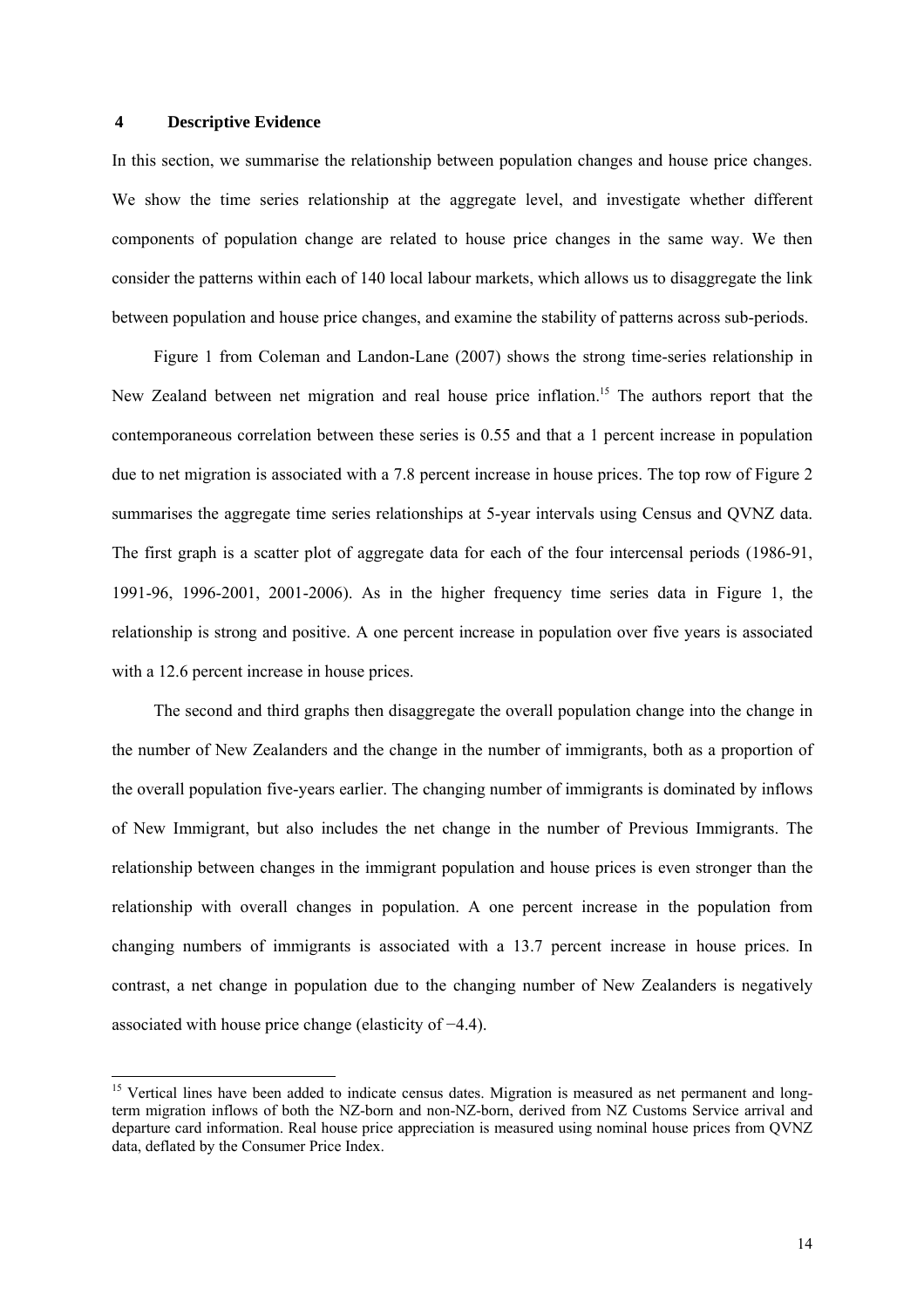## 4 Descriptive Evidence

In this section, we summarise the relationship between population changes and house price changes. We show the time series relationship at the aggregate level, and investigate whether different components of population change are related to house price changes in the same way. We then consider the patterns within each of 140 local labour markets, which allows us to disaggregate the link between population and house price changes, and examine the stability of patterns across sub-periods.

Figure 1 from Coleman and Landon-Lane (2007) shows the strong time-series relationship in New Zealand between net migration and real house price inflation.[15] The authors report that the contemporaneous correlation between these series is 0.55 and that a 1 percent increase in population due to net migration is associated with a 7.8 percent increase in house prices. The top row of Figure 2 summarises the aggregate time series relationships at 5-year intervals using Census and QVNZ data. The first graph is a scatter plot of aggregate data for each of the four intercensal periods (1986-91, 1991-96, 1996-2001, 2001-2006). As in the higher frequency time series data in Figure 1, the relationship is strong and positive. A one percent increase in population over five years is associated with a 12.6 percent increase in house prices.

The second and third graphs then disaggregate the overall population change into the change in the number of New Zealanders and the change in the number of immigrants, both as a proportion of the overall population five-years earlier. The changing number of immigrants is dominated by inflows of New Immigrant, but also includes the net change in the number of Previous Immigrants. The relationship between changes in the immigrant population and house prices is even stronger than the relationship with overall changes in population. A one percent increase in the population from changing numbers of immigrants is associated with a 13.7 percent increase in house prices. In contrast, a net change in population due to the changing number of New Zealanders is negatively associated with house price change (elasticity of −4.4).

[15] Vertical lines have been added to indicate census dates. Migration is measured as net permanent and long-term migration inflows of both the NZ-born and non-NZ-born, derived from NZ Customs Service arrival and departure card information. Real house price appreciation is measured using nominal house prices from QVNZ data, deflated by the Consumer Price Index.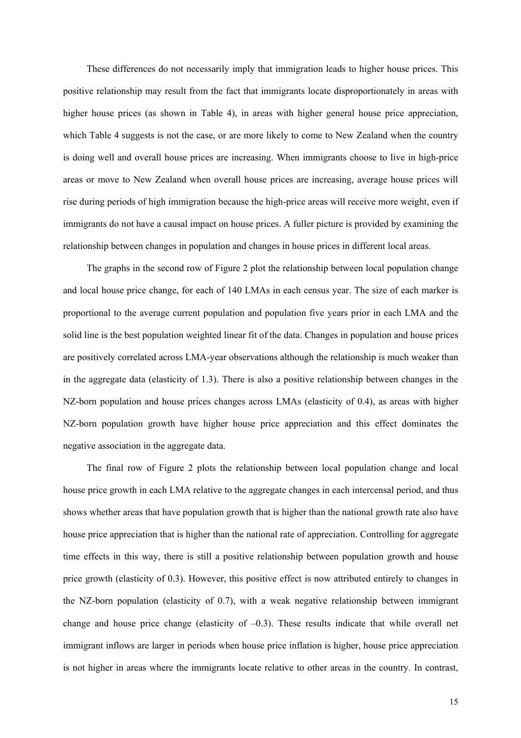These differences do not necessarily imply that immigration leads to higher house prices. This positive relationship may result from the fact that immigrants locate disproportionately in areas with higher house prices (as shown in Table 4), in areas with higher general house price appreciation, which Table 4 suggests is not the case, or are more likely to come to New Zealand when the country is doing well and overall house prices are increasing. When immigrants choose to live in high-price areas or move to New Zealand when overall house prices are increasing, average house prices will rise during periods of high immigration because the high-price areas will receive more weight, even if immigrants do not have a causal impact on house prices. A fuller picture is provided by examining the relationship between changes in population and changes in house prices in different local areas.

The graphs in the second row of Figure 2 plot the relationship between local population change and local house price change, for each of 140 LMAs in each census year. The size of each marker is proportional to the average current population and population five years prior in each LMA and the solid line is the best population weighted linear fit of the data. Changes in population and house prices are positively correlated across LMA-year observations although the relationship is much weaker than in the aggregate data (elasticity of 1.3). There is also a positive relationship between changes in the NZ-born population and house prices changes across LMAs (elasticity of 0.4), as areas with higher NZ-born population growth have higher house price appreciation and this effect dominates the negative association in the aggregate data.

The final row of Figure 2 plots the relationship between local population change and local house price growth in each LMA relative to the aggregate changes in each intercensal period, and thus shows whether areas that have population growth that is higher than the national growth rate also have house price appreciation that is higher than the national rate of appreciation. Controlling for aggregate time effects in this way, there is still a positive relationship between population growth and house price growth (elasticity of 0.3). However, this positive effect is now attributed entirely to changes in the NZ-born population (elasticity of 0.7), with a weak negative relationship between immigrant change and house price change (elasticity of –0.3). These results indicate that while overall net immigrant inflows are larger in periods when house price inflation is higher, house price appreciation is not higher in areas where the immigrants locate relative to other areas in the country. In contrast,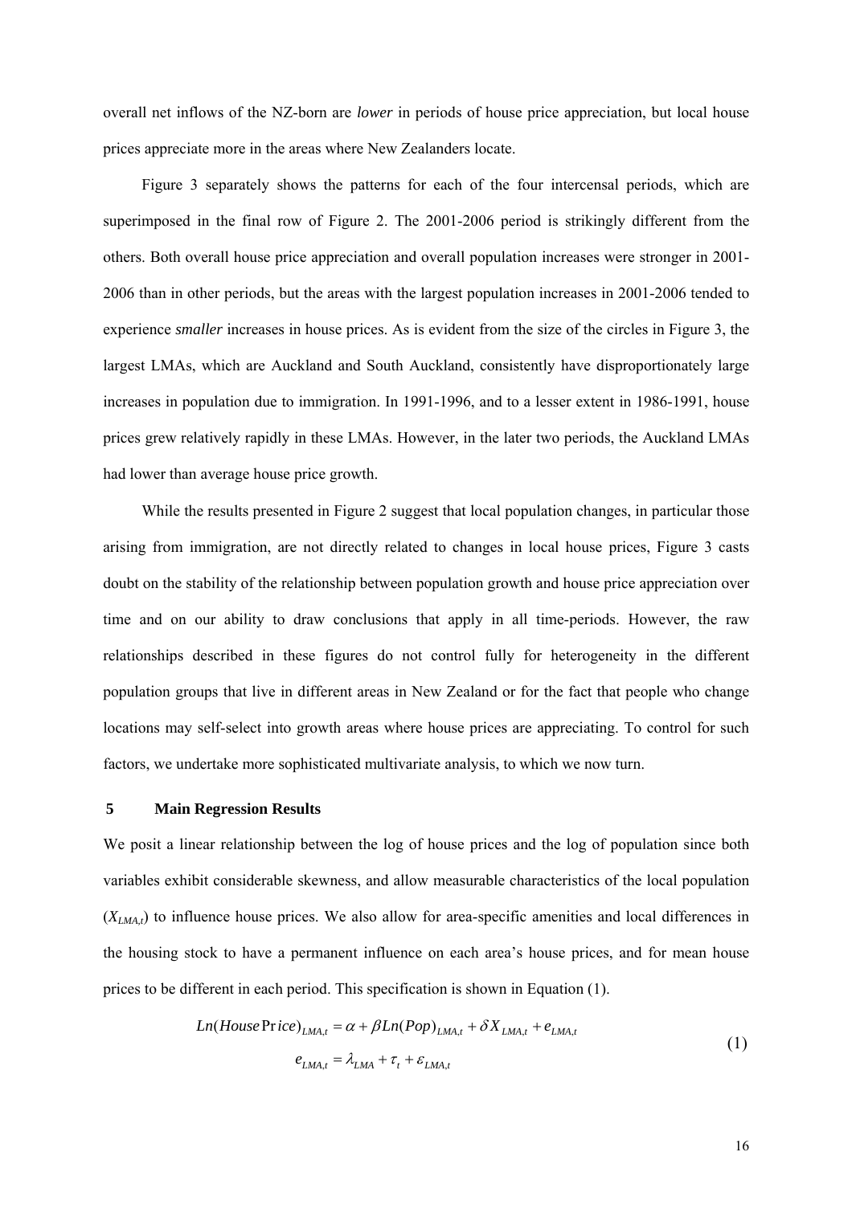overall net inflows of the NZ-born are *lower* in periods of house price appreciation, but local house prices appreciate more in the areas where New Zealanders locate.

Figure 3 separately shows the patterns for each of the four intercensal periods, which are superimposed in the final row of Figure 2. The 2001-2006 period is strikingly different from the others. Both overall house price appreciation and overall population increases were stronger in 2001-2006 than in other periods, but the areas with the largest population increases in 2001-2006 tended to experience *smaller* increases in house prices. As is evident from the size of the circles in Figure 3, the largest LMAs, which are Auckland and South Auckland, consistently have disproportionately large increases in population due to immigration. In 1991-1996, and to a lesser extent in 1986-1991, house prices grew relatively rapidly in these LMAs. However, in the later two periods, the Auckland LMAs had lower than average house price growth.

While the results presented in Figure 2 suggest that local population changes, in particular those arising from immigration, are not directly related to changes in local house prices, Figure 3 casts doubt on the stability of the relationship between population growth and house price appreciation over time and on our ability to draw conclusions that apply in all time-periods. However, the raw relationships described in these figures do not control fully for heterogeneity in the different population groups that live in different areas in New Zealand or for the fact that people who change locations may self-select into growth areas where house prices are appreciating. To control for such factors, we undertake more sophisticated multivariate analysis, to which we now turn.

## 5 Main Regression Results

We posit a linear relationship between the log of house prices and the log of population since both variables exhibit considerable skewness, and allow measurable characteristics of the local population ($X_{LMA,t}$) to influence house prices. We also allow for area-specific amenities and local differences in the housing stock to have a permanent influence on each area's house prices, and for mean house prices to be different in each period. This specification is shown in Equation (1).

$$
\begin{aligned}
Ln(HousePrice)_{LMA,t} &= \alpha + \beta Ln(Pop)_{LMA,t} + \delta X_{LMA,t} + e_{LMA,t} \\
e_{LMA,t} &= \lambda_{LMA} + \tau_t + \varepsilon_{LMA,t}
\end{aligned}
\qquad (1)
$$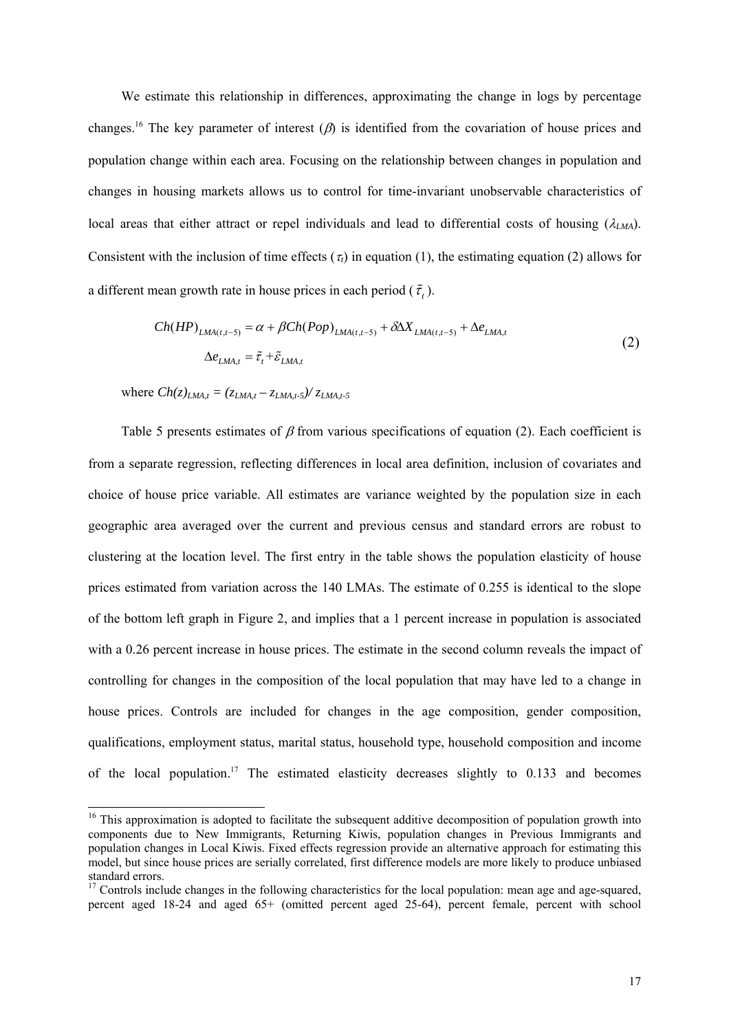We estimate this relationship in differences, approximating the change in logs by percentage changes.[16] The key parameter of interest ($\beta$) is identified from the covariation of house prices and population change within each area. Focusing on the relationship between changes in population and changes in housing markets allows us to control for time-invariant unobservable characteristics of local areas that either attract or repel individuals and lead to differential costs of housing ($\lambda_{LMA}$). Consistent with the inclusion of time effects ($\tau_t$) in equation (1), the estimating equation (2) allows for a different mean growth rate in house prices in each period ($\tilde{\tau}_t$).

$$
\begin{aligned}
Ch(HP)_{LMA(t,t-5)} &= \alpha + \beta Ch(Pop)_{LMA(t,t-5)} + \delta \Delta X_{LMA(t,t-5)} + \Delta e_{LMA,t} \\
\Delta e_{LMA,t} &= \tilde{\tau}_t + \tilde{\varepsilon}_{LMA,t}
\end{aligned}
\tag{2}
$$

where $Ch(z)_{LMA,t} = (z_{LMA,t} - z_{LMA,t-5})/ z_{LMA,t-5}$

Table 5 presents estimates of $\beta$ from various specifications of equation (2). Each coefficient is from a separate regression, reflecting differences in local area definition, inclusion of covariates and choice of house price variable. All estimates are variance weighted by the population size in each geographic area averaged over the current and previous census and standard errors are robust to clustering at the location level. The first entry in the table shows the population elasticity of house prices estimated from variation across the 140 LMAs. The estimate of 0.255 is identical to the slope of the bottom left graph in Figure 2, and implies that a 1 percent increase in population is associated with a 0.26 percent increase in house prices. The estimate in the second column reveals the impact of controlling for changes in the composition of the local population that may have led to a change in house prices. Controls are included for changes in the age composition, gender composition, qualifications, employment status, marital status, household type, household composition and income of the local population.[17] The estimated elasticity decreases slightly to 0.133 and becomes

[16] This approximation is adopted to facilitate the subsequent additive decomposition of population growth into components due to New Immigrants, Returning Kiwis, population changes in Previous Immigrants and population changes in Local Kiwis. Fixed effects regression provide an alternative approach for estimating this model, but since house prices are serially correlated, first difference models are more likely to produce unbiased standard errors.

[17] Controls include changes in the following characteristics for the local population: mean age and age-squared, percent aged 18-24 and aged 65+ (omitted percent aged 25-64), percent female, percent with school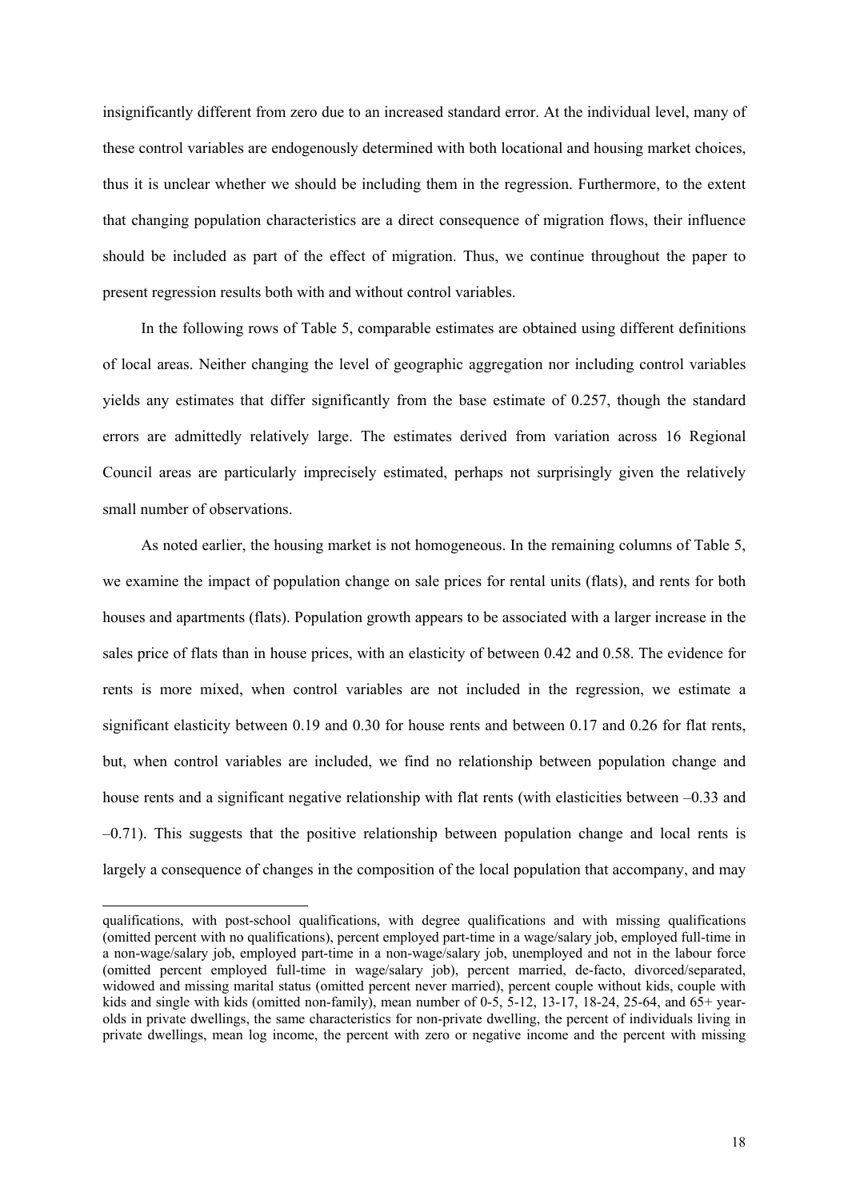insignificantly different from zero due to an increased standard error. At the individual level, many of these control variables are endogenously determined with both locational and housing market choices, thus it is unclear whether we should be including them in the regression. Furthermore, to the extent that changing population characteristics are a direct consequence of migration flows, their influence should be included as part of the effect of migration. Thus, we continue throughout the paper to present regression results both with and without control variables.

In the following rows of Table 5, comparable estimates are obtained using different definitions of local areas. Neither changing the level of geographic aggregation nor including control variables yields any estimates that differ significantly from the base estimate of 0.257, though the standard errors are admittedly relatively large. The estimates derived from variation across 16 Regional Council areas are particularly imprecisely estimated, perhaps not surprisingly given the relatively small number of observations.

As noted earlier, the housing market is not homogeneous. In the remaining columns of Table 5, we examine the impact of population change on sale prices for rental units (flats), and rents for both houses and apartments (flats). Population growth appears to be associated with a larger increase in the sales price of flats than in house prices, with an elasticity of between 0.42 and 0.58. The evidence for rents is more mixed, when control variables are not included in the regression, we estimate a significant elasticity between 0.19 and 0.30 for house rents and between 0.17 and 0.26 for flat rents, but, when control variables are included, we find no relationship between population change and house rents and a significant negative relationship with flat rents (with elasticities between –0.33 and –0.71). This suggests that the positive relationship between population change and local rents is largely a consequence of changes in the composition of the local population that accompany, and may

qualifications, with post-school qualifications, with degree qualifications and with missing qualifications (omitted percent with no qualifications), percent employed part-time in a wage/salary job, employed full-time in a non-wage/salary job, employed part-time in a non-wage/salary job, unemployed and not in the labour force (omitted percent employed full-time in wage/salary job), percent married, de-facto, divorced/separated, widowed and missing marital status (omitted percent never married), percent couple without kids, couple with kids and single with kids (omitted non-family), mean number of 0-5, 5-12, 13-17, 18-24, 25-64, and 65+ year-olds in private dwellings, the same characteristics for non-private dwelling, the percent of individuals living in private dwellings, mean log income, the percent with zero or negative income and the percent with missing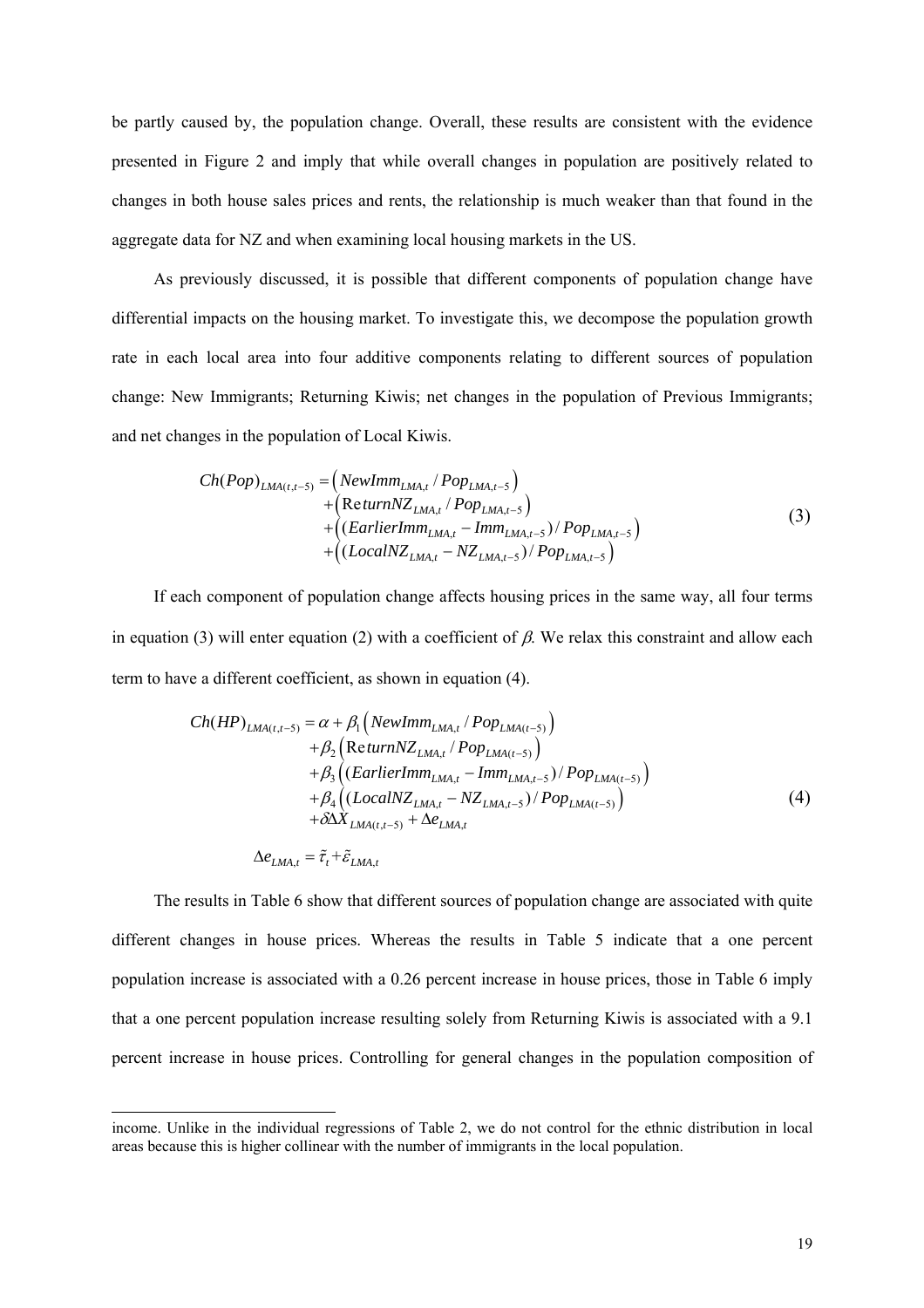be partly caused by, the population change. Overall, these results are consistent with the evidence presented in Figure 2 and imply that while overall changes in population are positively related to changes in both house sales prices and rents, the relationship is much weaker than that found in the aggregate data for NZ and when examining local housing markets in the US.

As previously discussed, it is possible that different components of population change have differential impacts on the housing market. To investigate this, we decompose the population growth rate in each local area into four additive components relating to different sources of population change: New Immigrants; Returning Kiwis; net changes in the population of Previous Immigrants; and net changes in the population of Local Kiwis.

$$
\begin{aligned}
Ch(Pop)_{LMA(t,t-5)} = & \left( NewImm_{LMA,t} / Pop_{LMA,t-5} \right) \\
& + \left( ReturnNZ_{LMA,t} / Pop_{LMA,t-5} \right) \\
& + \left( (EarlierImm_{LMA,t} - Imm_{LMA,t-5}) / Pop_{LMA,t-5} \right) \\
& + \left( (LocalNZ_{LMA,t} - NZ_{LMA,t-5}) / Pop_{LMA,t-5} \right)
\end{aligned} \tag{3}
$$

If each component of population change affects housing prices in the same way, all four terms in equation (3) will enter equation (2) with a coefficient of $\beta$. We relax this constraint and allow each term to have a different coefficient, as shown in equation (4).

$$
\begin{aligned}
Ch(HP)_{LMA(t,t-5)} = & \alpha + \beta_1 \left( NewImm_{LMA,t} / Pop_{LMA(t-5)} \right) \\
& + \beta_2 \left( ReturnNZ_{LMA,t} / Pop_{LMA(t-5)} \right) \\
& + \beta_3 \left( (EarlierImm_{LMA,t} - Imm_{LMA,t-5}) / Pop_{LMA(t-5)} \right) \\
& + \beta_4 \left( (LocalNZ_{LMA,t} - NZ_{LMA,t-5}) / Pop_{LMA(t-5)} \right) \\
& + \delta \Delta X_{LMA(t,t-5)} + \Delta e_{LMA,t}
\end{aligned} \tag{4}
$$

$$
\Delta e_{LMA,t} = \tilde{\tau}_t + \tilde{\varepsilon}_{LMA,t}
$$

The results in Table 6 show that different sources of population change are associated with quite different changes in house prices. Whereas the results in Table 5 indicate that a one percent population increase is associated with a 0.26 percent increase in house prices, those in Table 6 imply that a one percent population increase resulting solely from Returning Kiwis is associated with a 9.1 percent increase in house prices. Controlling for general changes in the population composition of

---

income. Unlike in the individual regressions of Table 2, we do not control for the ethnic distribution in local areas because this is higher collinear with the number of immigrants in the local population.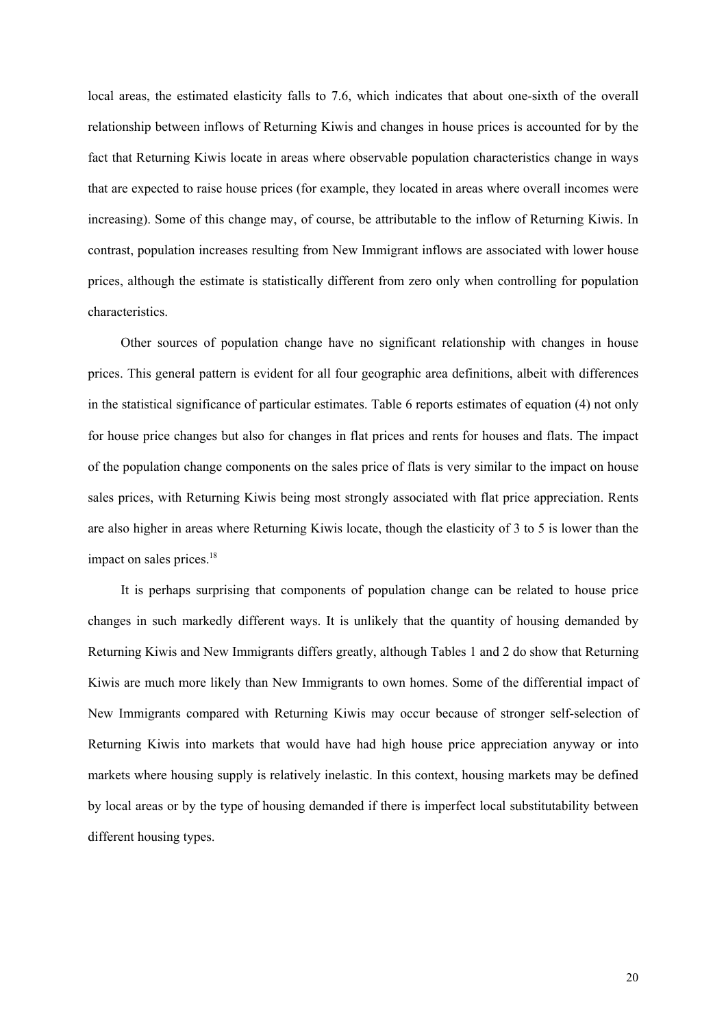local areas, the estimated elasticity falls to 7.6, which indicates that about one-sixth of the overall relationship between inflows of Returning Kiwis and changes in house prices is accounted for by the fact that Returning Kiwis locate in areas where observable population characteristics change in ways that are expected to raise house prices (for example, they located in areas where overall incomes were increasing). Some of this change may, of course, be attributable to the inflow of Returning Kiwis. In contrast, population increases resulting from New Immigrant inflows are associated with lower house prices, although the estimate is statistically different from zero only when controlling for population characteristics.

Other sources of population change have no significant relationship with changes in house prices. This general pattern is evident for all four geographic area definitions, albeit with differences in the statistical significance of particular estimates. Table 6 reports estimates of equation (4) not only for house price changes but also for changes in flat prices and rents for houses and flats. The impact of the population change components on the sales price of flats is very similar to the impact on house sales prices, with Returning Kiwis being most strongly associated with flat price appreciation. Rents are also higher in areas where Returning Kiwis locate, though the elasticity of 3 to 5 is lower than the impact on sales prices.[18]

It is perhaps surprising that components of population change can be related to house price changes in such markedly different ways. It is unlikely that the quantity of housing demanded by Returning Kiwis and New Immigrants differs greatly, although Tables 1 and 2 do show that Returning Kiwis are much more likely than New Immigrants to own homes. Some of the differential impact of New Immigrants compared with Returning Kiwis may occur because of stronger self-selection of Returning Kiwis into markets that would have had high house price appreciation anyway or into markets where housing supply is relatively inelastic. In this context, housing markets may be defined by local areas or by the type of housing demanded if there is imperfect local substitutability between different housing types.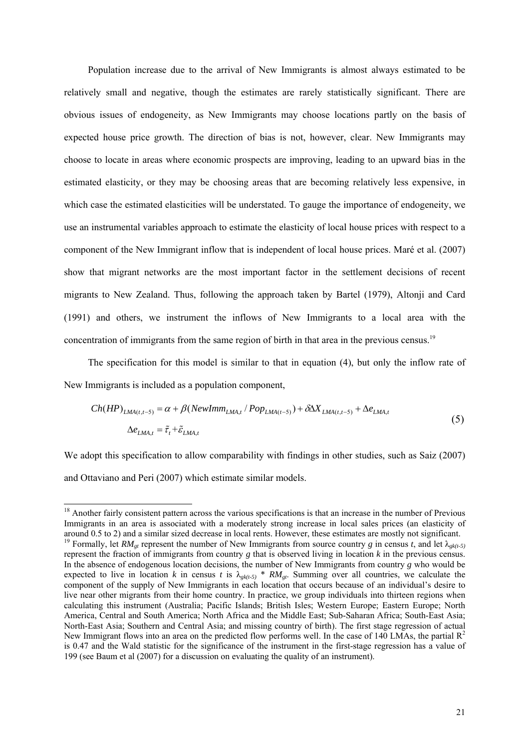Population increase due to the arrival of New Immigrants is almost always estimated to be relatively small and negative, though the estimates are rarely statistically significant. There are obvious issues of endogeneity, as New Immigrants may choose locations partly on the basis of expected house price growth. The direction of bias is not, however, clear. New Immigrants may choose to locate in areas where economic prospects are improving, leading to an upward bias in the estimated elasticity, or they may be choosing areas that are becoming relatively less expensive, in which case the estimated elasticities will be understated. To gauge the importance of endogeneity, we use an instrumental variables approach to estimate the elasticity of local house prices with respect to a component of the New Immigrant inflow that is independent of local house prices. Maré et al. (2007) show that migrant networks are the most important factor in the settlement decisions of recent migrants to New Zealand. Thus, following the approach taken by Bartel (1979), Altonji and Card (1991) and others, we instrument the inflows of New Immigrants to a local area with the concentration of immigrants from the same region of birth in that area in the previous census.[19]

The specification for this model is similar to that in equation (4), but only the inflow rate of New Immigrants is included as a population component,

$$
\begin{aligned}
Ch(HP)_{LMA(t,t-5)} &= \alpha + \beta(NewImm_{LMA,t} / Pop_{LMA(t-5)}) + \delta \Delta X_{LMA(t,t-5)} + \Delta e_{LMA,t} \\
\Delta e_{LMA,t} &= \tilde{\tau}_t + \tilde{\varepsilon}_{LMA,t}
\end{aligned}
\tag{5}
$$

We adopt this specification to allow comparability with findings in other studies, such as Saiz (2007) and Ottaviano and Peri (2007) which estimate similar models.

---

[18] Another fairly consistent pattern across the various specifications is that an increase in the number of Previous Immigrants in an area is associated with a moderately strong increase in local sales prices (an elasticity of around 0.5 to 2) and a similar sized decrease in local rents. However, these estimates are mostly not significant.

[19] Formally, let $RM_{gt}$ represent the number of New Immigrants from source country $g$ in census $t$, and let $\lambda_{gk(t-5)}$ represent the fraction of immigrants from country $g$ that is observed living in location $k$ in the previous census. In the absence of endogenous location decisions, the number of New Immigrants from country $g$ who would be expected to live in location $k$ in census $t$ is $\lambda_{gk(t-5)} * RM_{gt}$. Summing over all countries, we calculate the component of the supply of New Immigrants in each location that occurs because of an individual's desire to live near other migrants from their home country. In practice, we group individuals into thirteen regions when calculating this instrument (Australia; Pacific Islands; British Isles; Western Europe; Eastern Europe; North America, Central and South America; North Africa and the Middle East; Sub-Saharan Africa; South-East Asia; North-East Asia; Southern and Central Asia; and missing country of birth). The first stage regression of actual New Immigrant flows into an area on the predicted flow performs well. In the case of 140 LMAs, the partial $R^2$ is 0.47 and the Wald statistic for the significance of the instrument in the first-stage regression has a value of 199 (see Baum et al (2007) for a discussion on evaluating the quality of an instrument).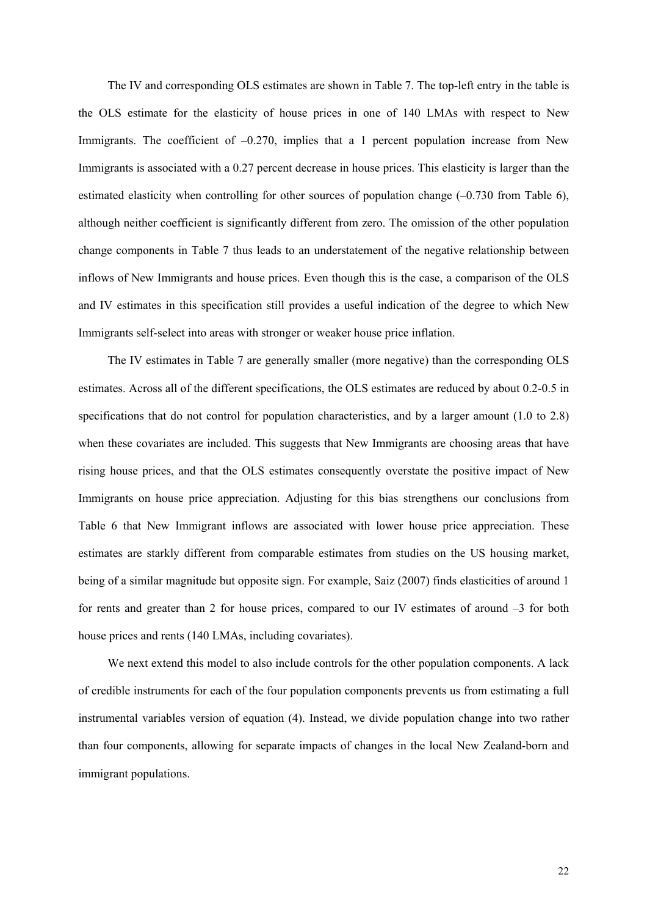The IV and corresponding OLS estimates are shown in Table 7. The top-left entry in the table is the OLS estimate for the elasticity of house prices in one of 140 LMAs with respect to New Immigrants. The coefficient of –0.270, implies that a 1 percent population increase from New Immigrants is associated with a 0.27 percent decrease in house prices. This elasticity is larger than the estimated elasticity when controlling for other sources of population change (–0.730 from Table 6), although neither coefficient is significantly different from zero. The omission of the other population change components in Table 7 thus leads to an understatement of the negative relationship between inflows of New Immigrants and house prices. Even though this is the case, a comparison of the OLS and IV estimates in this specification still provides a useful indication of the degree to which New Immigrants self-select into areas with stronger or weaker house price inflation.

The IV estimates in Table 7 are generally smaller (more negative) than the corresponding OLS estimates. Across all of the different specifications, the OLS estimates are reduced by about 0.2-0.5 in specifications that do not control for population characteristics, and by a larger amount (1.0 to 2.8) when these covariates are included. This suggests that New Immigrants are choosing areas that have rising house prices, and that the OLS estimates consequently overstate the positive impact of New Immigrants on house price appreciation. Adjusting for this bias strengthens our conclusions from Table 6 that New Immigrant inflows are associated with lower house price appreciation. These estimates are starkly different from comparable estimates from studies on the US housing market, being of a similar magnitude but opposite sign. For example, Saiz (2007) finds elasticities of around 1 for rents and greater than 2 for house prices, compared to our IV estimates of around –3 for both house prices and rents (140 LMAs, including covariates).

We next extend this model to also include controls for the other population components. A lack of credible instruments for each of the four population components prevents us from estimating a full instrumental variables version of equation (4). Instead, we divide population change into two rather than four components, allowing for separate impacts of changes in the local New Zealand-born and immigrant populations.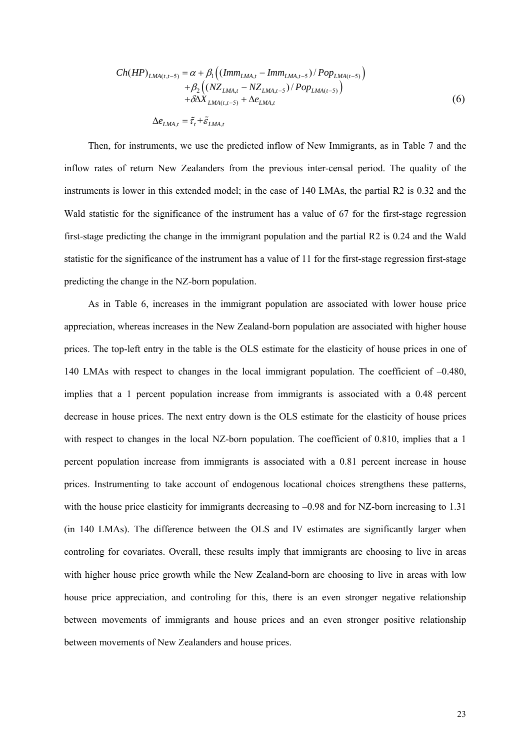$$
\begin{aligned}
Ch(HP)_{LMA(t,t-5)} = \alpha &+ \beta_1\left((Imm_{LMA,t} - Imm_{LMA,t-5}) / Pop_{LMA(t-5)}\right) \\
&+ \beta_2\left((NZ_{LMA,t} - NZ_{LMA,t-5}) / Pop_{LMA(t-5)}\right) \\
&+ \delta\Delta X_{LMA(t,t-5)} + \Delta e_{LMA,t}
\end{aligned}
\tag{6}
$$

$$
\Delta e_{LMA,t} = \tilde{\tau}_t + \tilde{\varepsilon}_{LMA,t}
$$

Then, for instruments, we use the predicted inflow of New Immigrants, as in Table 7 and the inflow rates of return New Zealanders from the previous inter-censal period. The quality of the instruments is lower in this extended model; in the case of 140 LMAs, the partial R2 is 0.32 and the Wald statistic for the significance of the instrument has a value of 67 for the first-stage regression first-stage predicting the change in the immigrant population and the partial R2 is 0.24 and the Wald statistic for the significance of the instrument has a value of 11 for the first-stage regression first-stage predicting the change in the NZ-born population.

As in Table 6, increases in the immigrant population are associated with lower house price appreciation, whereas increases in the New Zealand-born population are associated with higher house prices. The top-left entry in the table is the OLS estimate for the elasticity of house prices in one of 140 LMAs with respect to changes in the local immigrant population. The coefficient of –0.480, implies that a 1 percent population increase from immigrants is associated with a 0.48 percent decrease in house prices. The next entry down is the OLS estimate for the elasticity of house prices with respect to changes in the local NZ-born population. The coefficient of 0.810, implies that a 1 percent population increase from immigrants is associated with a 0.81 percent increase in house prices. Instrumenting to take account of endogenous locational choices strengthens these patterns, with the house price elasticity for immigrants decreasing to –0.98 and for NZ-born increasing to 1.31 (in 140 LMAs). The difference between the OLS and IV estimates are significantly larger when controling for covariates. Overall, these results imply that immigrants are choosing to live in areas with higher house price growth while the New Zealand-born are choosing to live in areas with low house price appreciation, and controling for this, there is an even stronger negative relationship between movements of immigrants and house prices and an even stronger positive relationship between movements of New Zealanders and house prices.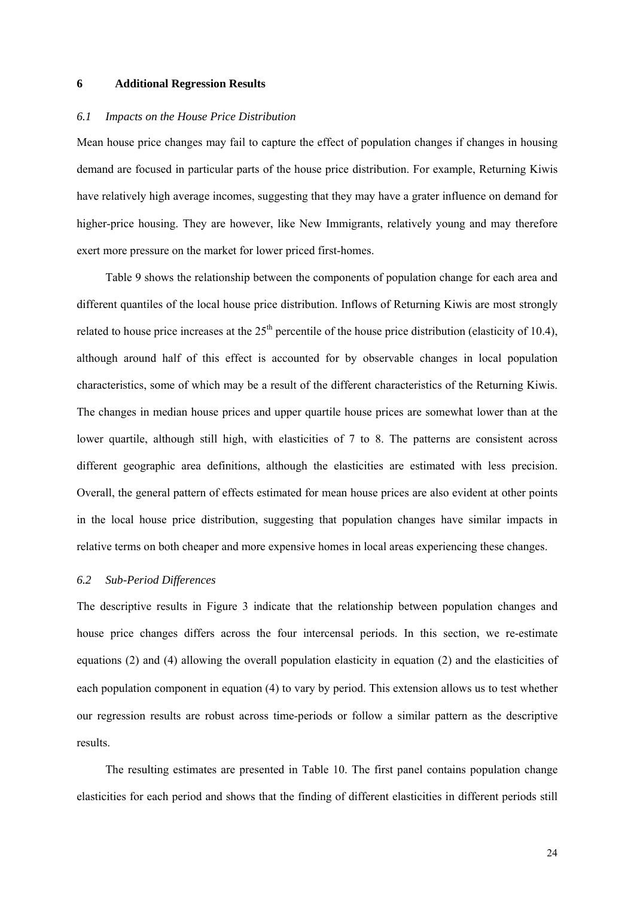## 6 Additional Regression Results

### *6.1 Impacts on the House Price Distribution*

Mean house price changes may fail to capture the effect of population changes if changes in housing demand are focused in particular parts of the house price distribution. For example, Returning Kiwis have relatively high average incomes, suggesting that they may have a grater influence on demand for higher-price housing. They are however, like New Immigrants, relatively young and may therefore exert more pressure on the market for lower priced first-homes.

Table 9 shows the relationship between the components of population change for each area and different quantiles of the local house price distribution. Inflows of Returning Kiwis are most strongly related to house price increases at the 25th percentile of the house price distribution (elasticity of 10.4), although around half of this effect is accounted for by observable changes in local population characteristics, some of which may be a result of the different characteristics of the Returning Kiwis. The changes in median house prices and upper quartile house prices are somewhat lower than at the lower quartile, although still high, with elasticities of 7 to 8. The patterns are consistent across different geographic area definitions, although the elasticities are estimated with less precision. Overall, the general pattern of effects estimated for mean house prices are also evident at other points in the local house price distribution, suggesting that population changes have similar impacts in relative terms on both cheaper and more expensive homes in local areas experiencing these changes.

### *6.2 Sub-Period Differences*

The descriptive results in Figure 3 indicate that the relationship between population changes and house price changes differs across the four intercensal periods. In this section, we re-estimate equations (2) and (4) allowing the overall population elasticity in equation (2) and the elasticities of each population component in equation (4) to vary by period. This extension allows us to test whether our regression results are robust across time-periods or follow a similar pattern as the descriptive results.

The resulting estimates are presented in Table 10. The first panel contains population change elasticities for each period and shows that the finding of different elasticities in different periods still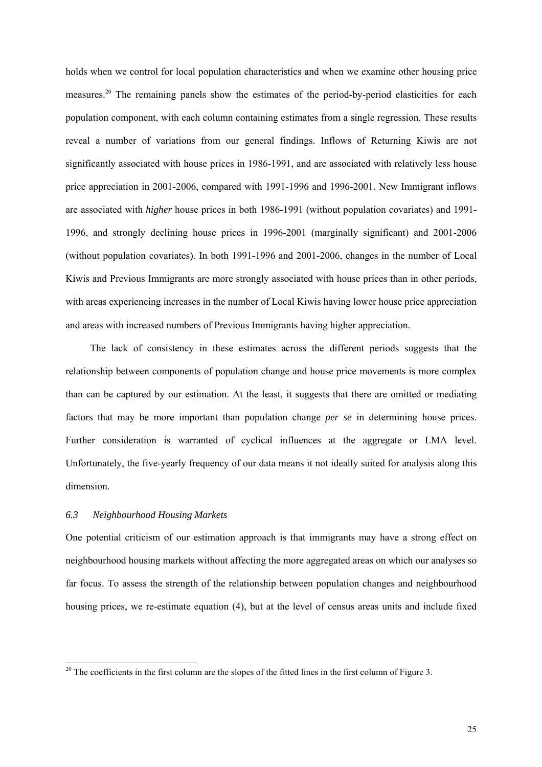holds when we control for local population characteristics and when we examine other housing price measures.[20] The remaining panels show the estimates of the period-by-period elasticities for each population component, with each column containing estimates from a single regression. These results reveal a number of variations from our general findings. Inflows of Returning Kiwis are not significantly associated with house prices in 1986-1991, and are associated with relatively less house price appreciation in 2001-2006, compared with 1991-1996 and 1996-2001. New Immigrant inflows are associated with *higher* house prices in both 1986-1991 (without population covariates) and 1991-1996, and strongly declining house prices in 1996-2001 (marginally significant) and 2001-2006 (without population covariates). In both 1991-1996 and 2001-2006, changes in the number of Local Kiwis and Previous Immigrants are more strongly associated with house prices than in other periods, with areas experiencing increases in the number of Local Kiwis having lower house price appreciation and areas with increased numbers of Previous Immigrants having higher appreciation.

The lack of consistency in these estimates across the different periods suggests that the relationship between components of population change and house price movements is more complex than can be captured by our estimation. At the least, it suggests that there are omitted or mediating factors that may be more important than population change *per se* in determining house prices. Further consideration is warranted of cyclical influences at the aggregate or LMA level. Unfortunately, the five-yearly frequency of our data means it not ideally suited for analysis along this dimension.

### *6.3 Neighbourhood Housing Markets*

One potential criticism of our estimation approach is that immigrants may have a strong effect on neighbourhood housing markets without affecting the more aggregated areas on which our analyses so far focus. To assess the strength of the relationship between population changes and neighbourhood housing prices, we re-estimate equation (4), but at the level of census areas units and include fixed

[20] The coefficients in the first column are the slopes of the fitted lines in the first column of Figure 3.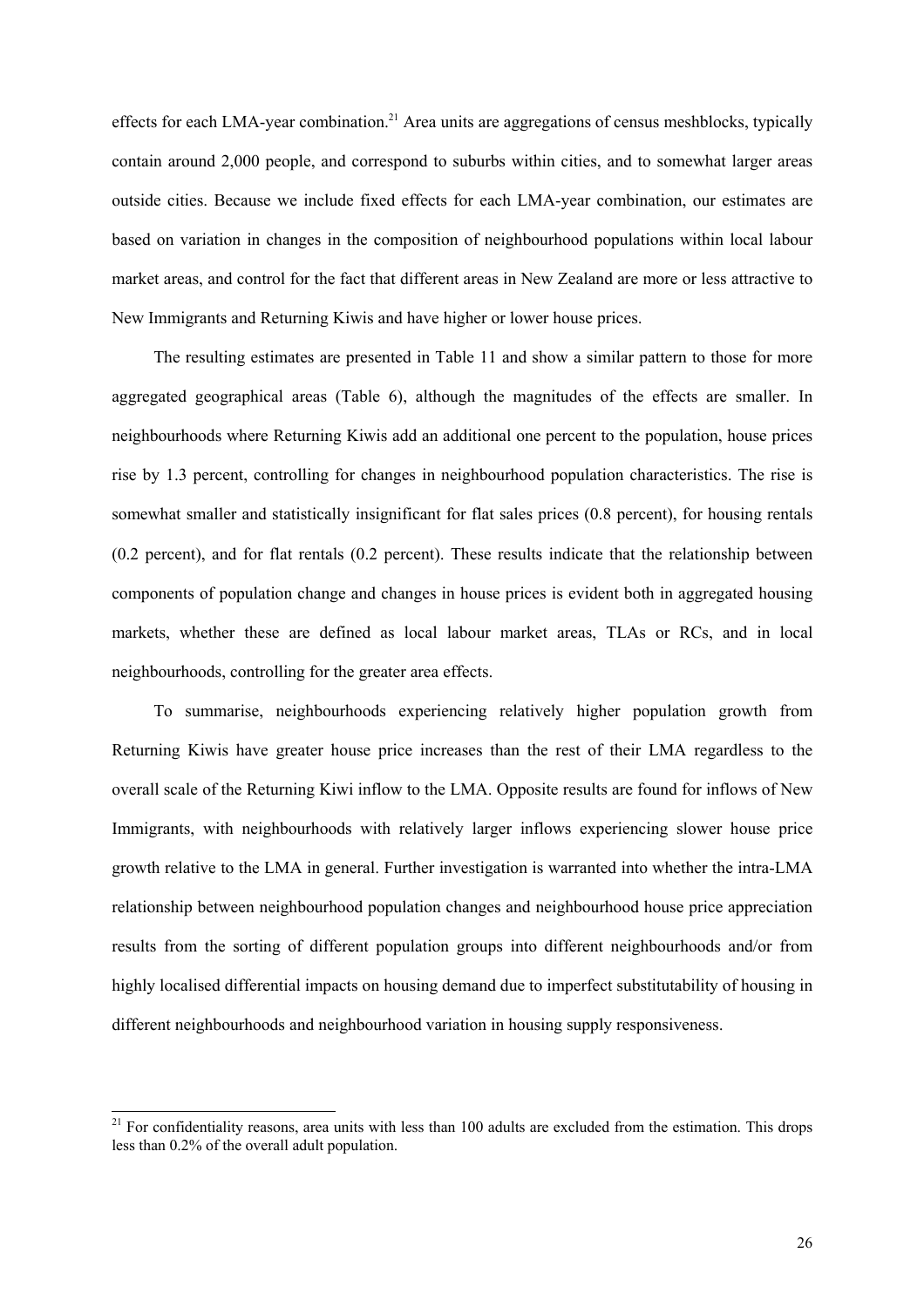effects for each LMA-year combination.[21] Area units are aggregations of census meshblocks, typically contain around 2,000 people, and correspond to suburbs within cities, and to somewhat larger areas outside cities. Because we include fixed effects for each LMA-year combination, our estimates are based on variation in changes in the composition of neighbourhood populations within local labour market areas, and control for the fact that different areas in New Zealand are more or less attractive to New Immigrants and Returning Kiwis and have higher or lower house prices.

The resulting estimates are presented in Table 11 and show a similar pattern to those for more aggregated geographical areas (Table 6), although the magnitudes of the effects are smaller. In neighbourhoods where Returning Kiwis add an additional one percent to the population, house prices rise by 1.3 percent, controlling for changes in neighbourhood population characteristics. The rise is somewhat smaller and statistically insignificant for flat sales prices (0.8 percent), for housing rentals (0.2 percent), and for flat rentals (0.2 percent). These results indicate that the relationship between components of population change and changes in house prices is evident both in aggregated housing markets, whether these are defined as local labour market areas, TLAs or RCs, and in local neighbourhoods, controlling for the greater area effects.

To summarise, neighbourhoods experiencing relatively higher population growth from Returning Kiwis have greater house price increases than the rest of their LMA regardless to the overall scale of the Returning Kiwi inflow to the LMA. Opposite results are found for inflows of New Immigrants, with neighbourhoods with relatively larger inflows experiencing slower house price growth relative to the LMA in general. Further investigation is warranted into whether the intra-LMA relationship between neighbourhood population changes and neighbourhood house price appreciation results from the sorting of different population groups into different neighbourhoods and/or from highly localised differential impacts on housing demand due to imperfect substitutability of housing in different neighbourhoods and neighbourhood variation in housing supply responsiveness.

---

[21] For confidentiality reasons, area units with less than 100 adults are excluded from the estimation. This drops less than 0.2% of the overall adult population.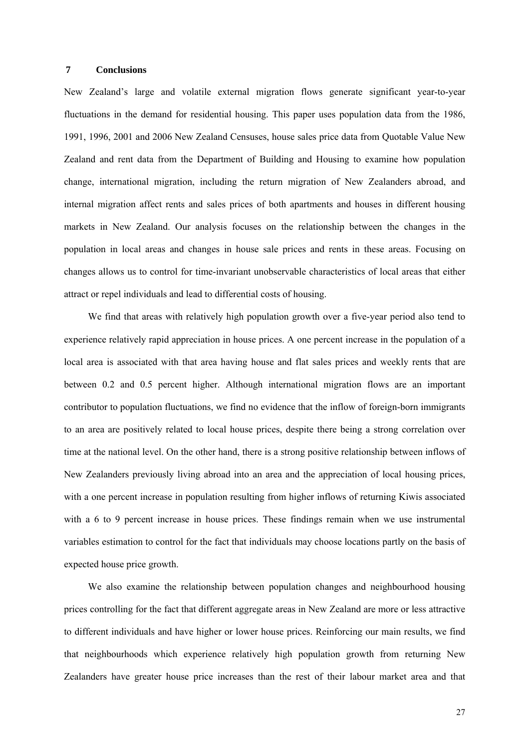## 7 Conclusions

New Zealand's large and volatile external migration flows generate significant year-to-year fluctuations in the demand for residential housing. This paper uses population data from the 1986, 1991, 1996, 2001 and 2006 New Zealand Censuses, house sales price data from Quotable Value New Zealand and rent data from the Department of Building and Housing to examine how population change, international migration, including the return migration of New Zealanders abroad, and internal migration affect rents and sales prices of both apartments and houses in different housing markets in New Zealand. Our analysis focuses on the relationship between the changes in the population in local areas and changes in house sale prices and rents in these areas. Focusing on changes allows us to control for time-invariant unobservable characteristics of local areas that either attract or repel individuals and lead to differential costs of housing.

We find that areas with relatively high population growth over a five-year period also tend to experience relatively rapid appreciation in house prices. A one percent increase in the population of a local area is associated with that area having house and flat sales prices and weekly rents that are between 0.2 and 0.5 percent higher. Although international migration flows are an important contributor to population fluctuations, we find no evidence that the inflow of foreign-born immigrants to an area are positively related to local house prices, despite there being a strong correlation over time at the national level. On the other hand, there is a strong positive relationship between inflows of New Zealanders previously living abroad into an area and the appreciation of local housing prices, with a one percent increase in population resulting from higher inflows of returning Kiwis associated with a 6 to 9 percent increase in house prices. These findings remain when we use instrumental variables estimation to control for the fact that individuals may choose locations partly on the basis of expected house price growth.

We also examine the relationship between population changes and neighbourhood housing prices controlling for the fact that different aggregate areas in New Zealand are more or less attractive to different individuals and have higher or lower house prices. Reinforcing our main results, we find that neighbourhoods which experience relatively high population growth from returning New Zealanders have greater house price increases than the rest of their labour market area and that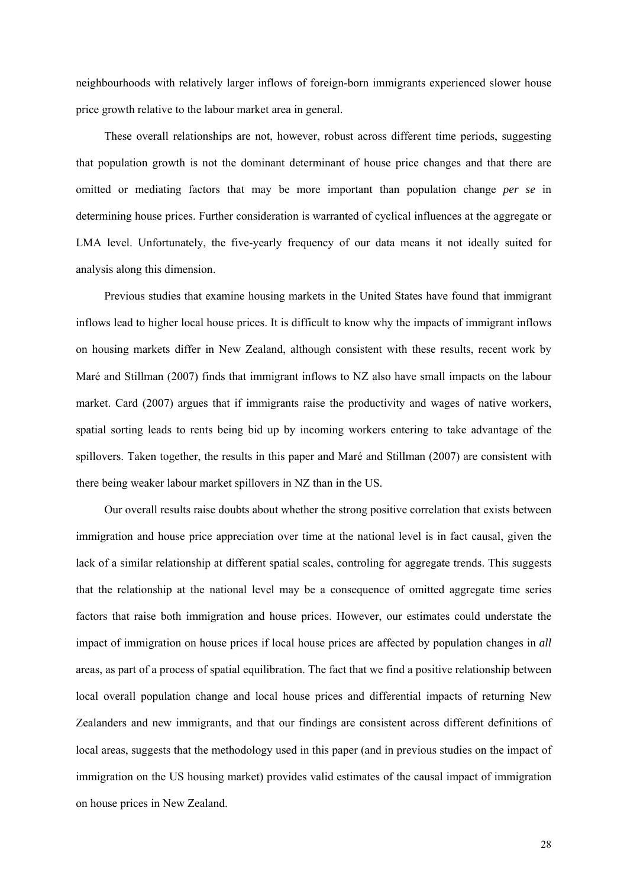neighbourhoods with relatively larger inflows of foreign-born immigrants experienced slower house price growth relative to the labour market area in general.

These overall relationships are not, however, robust across different time periods, suggesting that population growth is not the dominant determinant of house price changes and that there are omitted or mediating factors that may be more important than population change *per se* in determining house prices. Further consideration is warranted of cyclical influences at the aggregate or LMA level. Unfortunately, the five-yearly frequency of our data means it not ideally suited for analysis along this dimension.

Previous studies that examine housing markets in the United States have found that immigrant inflows lead to higher local house prices. It is difficult to know why the impacts of immigrant inflows on housing markets differ in New Zealand, although consistent with these results, recent work by Maré and Stillman (2007) finds that immigrant inflows to NZ also have small impacts on the labour market. Card (2007) argues that if immigrants raise the productivity and wages of native workers, spatial sorting leads to rents being bid up by incoming workers entering to take advantage of the spillovers. Taken together, the results in this paper and Maré and Stillman (2007) are consistent with there being weaker labour market spillovers in NZ than in the US.

Our overall results raise doubts about whether the strong positive correlation that exists between immigration and house price appreciation over time at the national level is in fact causal, given the lack of a similar relationship at different spatial scales, controling for aggregate trends. This suggests that the relationship at the national level may be a consequence of omitted aggregate time series factors that raise both immigration and house prices. However, our estimates could understate the impact of immigration on house prices if local house prices are affected by population changes in *all* areas, as part of a process of spatial equilibration. The fact that we find a positive relationship between local overall population change and local house prices and differential impacts of returning New Zealanders and new immigrants, and that our findings are consistent across different definitions of local areas, suggests that the methodology used in this paper (and in previous studies on the impact of immigration on the US housing market) provides valid estimates of the causal impact of immigration on house prices in New Zealand.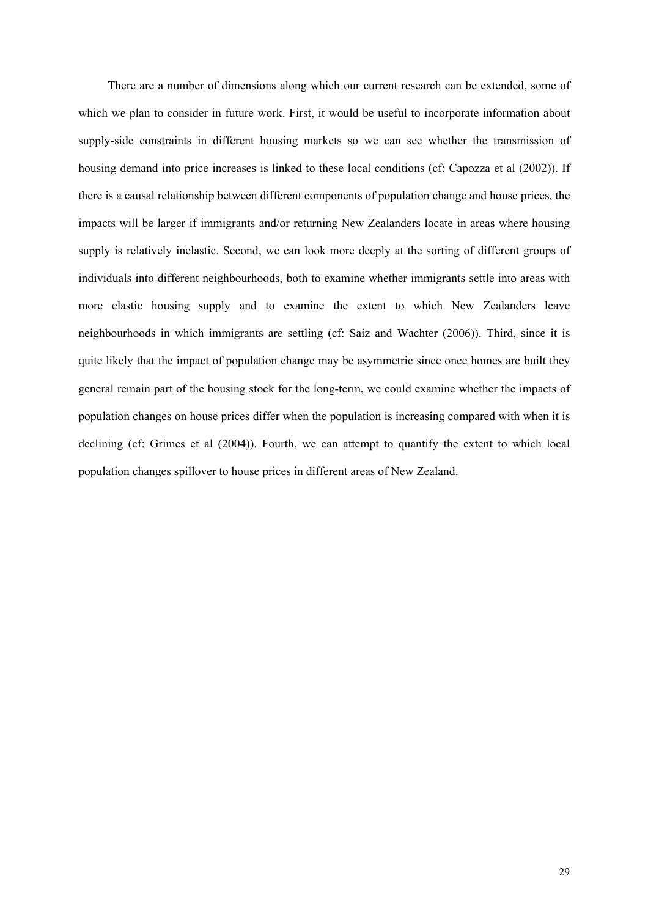There are a number of dimensions along which our current research can be extended, some of which we plan to consider in future work. First, it would be useful to incorporate information about supply-side constraints in different housing markets so we can see whether the transmission of housing demand into price increases is linked to these local conditions (cf: Capozza et al (2002)). If there is a causal relationship between different components of population change and house prices, the impacts will be larger if immigrants and/or returning New Zealanders locate in areas where housing supply is relatively inelastic. Second, we can look more deeply at the sorting of different groups of individuals into different neighbourhoods, both to examine whether immigrants settle into areas with more elastic housing supply and to examine the extent to which New Zealanders leave neighbourhoods in which immigrants are settling (cf: Saiz and Wachter (2006)). Third, since it is quite likely that the impact of population change may be asymmetric since once homes are built they general remain part of the housing stock for the long-term, we could examine whether the impacts of population changes on house prices differ when the population is increasing compared with when it is declining (cf: Grimes et al (2004)). Fourth, we can attempt to quantify the extent to which local population changes spillover to house prices in different areas of New Zealand.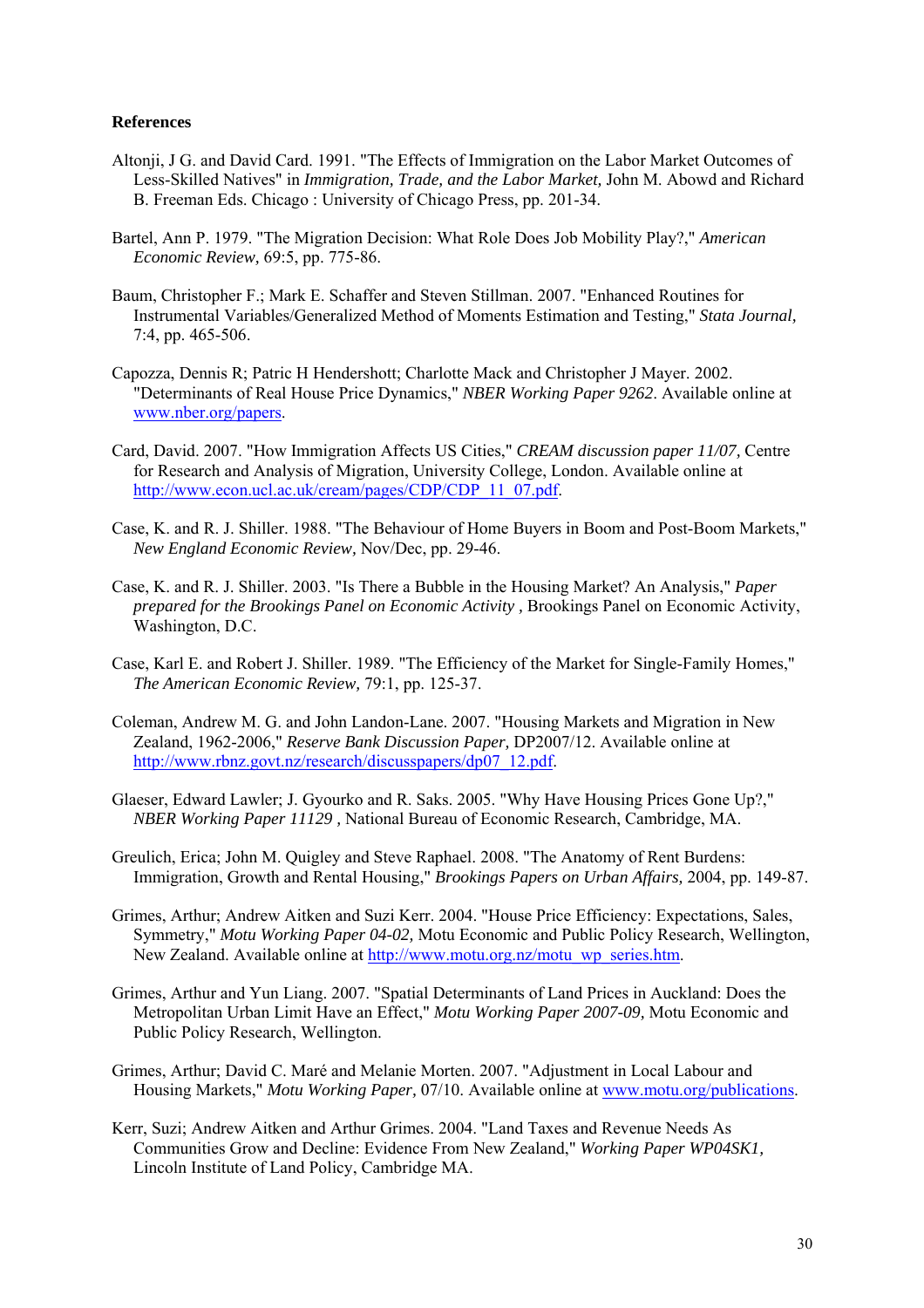**References**

Altonji, J G. and David Card. 1991. "The Effects of Immigration on the Labor Market Outcomes of Less-Skilled Natives" in *Immigration, Trade, and the Labor Market,* John M. Abowd and Richard B. Freeman Eds. Chicago : University of Chicago Press, pp. 201-34.

Bartel, Ann P. 1979. "The Migration Decision: What Role Does Job Mobility Play?," *American Economic Review,* 69:5, pp. 775-86.

Baum, Christopher F.; Mark E. Schaffer and Steven Stillman. 2007. "Enhanced Routines for Instrumental Variables/Generalized Method of Moments Estimation and Testing," *Stata Journal,* 7:4, pp. 465-506.

Capozza, Dennis R; Patric H Hendershott; Charlotte Mack and Christopher J Mayer. 2002. "Determinants of Real House Price Dynamics," *NBER Working Paper 9262*. Available online at www.nber.org/papers.

Card, David. 2007. "How Immigration Affects US Cities," *CREAM discussion paper 11/07,* Centre for Research and Analysis of Migration, University College, London. Available online at http://www.econ.ucl.ac.uk/cream/pages/CDP/CDP_11_07.pdf.

Case, K. and R. J. Shiller. 1988. "The Behaviour of Home Buyers in Boom and Post-Boom Markets," *New England Economic Review,* Nov/Dec, pp. 29-46.

Case, K. and R. J. Shiller. 2003. "Is There a Bubble in the Housing Market? An Analysis," *Paper prepared for the Brookings Panel on Economic Activity ,* Brookings Panel on Economic Activity, Washington, D.C.

Case, Karl E. and Robert J. Shiller. 1989. "The Efficiency of the Market for Single-Family Homes," *The American Economic Review,* 79:1, pp. 125-37.

Coleman, Andrew M. G. and John Landon-Lane. 2007. "Housing Markets and Migration in New Zealand, 1962-2006," *Reserve Bank Discussion Paper,* DP2007/12. Available online at http://www.rbnz.govt.nz/research/discusspapers/dp07_12.pdf.

Glaeser, Edward Lawler; J. Gyourko and R. Saks. 2005. "Why Have Housing Prices Gone Up?," *NBER Working Paper 11129 ,* National Bureau of Economic Research, Cambridge, MA.

Greulich, Erica; John M. Quigley and Steve Raphael. 2008. "The Anatomy of Rent Burdens: Immigration, Growth and Rental Housing," *Brookings Papers on Urban Affairs,* 2004, pp. 149-87.

Grimes, Arthur; Andrew Aitken and Suzi Kerr. 2004. "House Price Efficiency: Expectations, Sales, Symmetry," *Motu Working Paper 04-02,* Motu Economic and Public Policy Research, Wellington, New Zealand. Available online at http://www.motu.org.nz/motu_wp_series.htm.

Grimes, Arthur and Yun Liang. 2007. "Spatial Determinants of Land Prices in Auckland: Does the Metropolitan Urban Limit Have an Effect," *Motu Working Paper 2007-09,* Motu Economic and Public Policy Research, Wellington.

Grimes, Arthur; David C. Maré and Melanie Morten. 2007. "Adjustment in Local Labour and Housing Markets," *Motu Working Paper,* 07/10. Available online at www.motu.org/publications.

Kerr, Suzi; Andrew Aitken and Arthur Grimes. 2004. "Land Taxes and Revenue Needs As Communities Grow and Decline: Evidence From New Zealand," *Working Paper WP04SK1,* Lincoln Institute of Land Policy, Cambridge MA.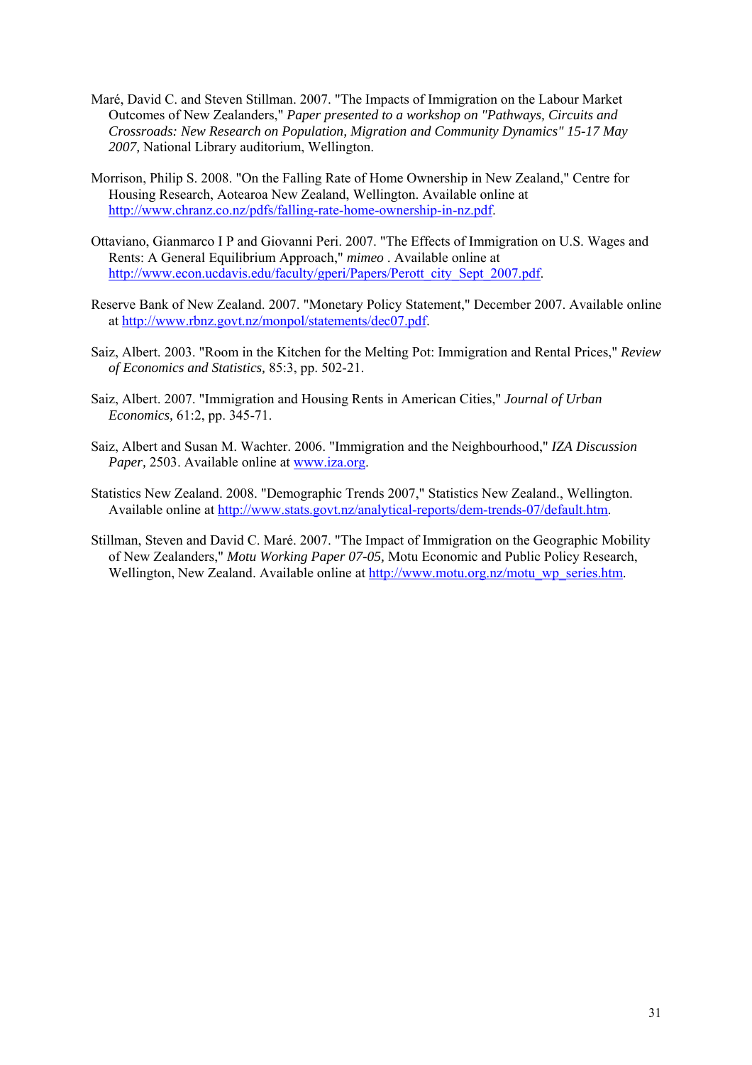Maré, David C. and Steven Stillman. 2007. "The Impacts of Immigration on the Labour Market Outcomes of New Zealanders," *Paper presented to a workshop on "Pathways, Circuits and Crossroads: New Research on Population, Migration and Community Dynamics" 15-17 May 2007,* National Library auditorium, Wellington.

Morrison, Philip S. 2008. "On the Falling Rate of Home Ownership in New Zealand," Centre for Housing Research, Aotearoa New Zealand, Wellington. Available online at http://www.chranz.co.nz/pdfs/falling-rate-home-ownership-in-nz.pdf.

Ottaviano, Gianmarco I P and Giovanni Peri. 2007. "The Effects of Immigration on U.S. Wages and Rents: A General Equilibrium Approach," *mimeo* . Available online at http://www.econ.ucdavis.edu/faculty/gperi/Papers/Perott_city_Sept_2007.pdf.

Reserve Bank of New Zealand. 2007. "Monetary Policy Statement," December 2007. Available online at http://www.rbnz.govt.nz/monpol/statements/dec07.pdf.

Saiz, Albert. 2003. "Room in the Kitchen for the Melting Pot: Immigration and Rental Prices," *Review of Economics and Statistics,* 85:3, pp. 502-21.

Saiz, Albert. 2007. "Immigration and Housing Rents in American Cities," *Journal of Urban Economics,* 61:2, pp. 345-71.

Saiz, Albert and Susan M. Wachter. 2006. "Immigration and the Neighbourhood," *IZA Discussion Paper,* 2503. Available online at www.iza.org.

Statistics New Zealand. 2008. "Demographic Trends 2007," Statistics New Zealand., Wellington. Available online at http://www.stats.govt.nz/analytical-reports/dem-trends-07/default.htm.

Stillman, Steven and David C. Maré. 2007. "The Impact of Immigration on the Geographic Mobility of New Zealanders," *Motu Working Paper 07-05,* Motu Economic and Public Policy Research, Wellington, New Zealand. Available online at http://www.motu.org.nz/motu_wp_series.htm.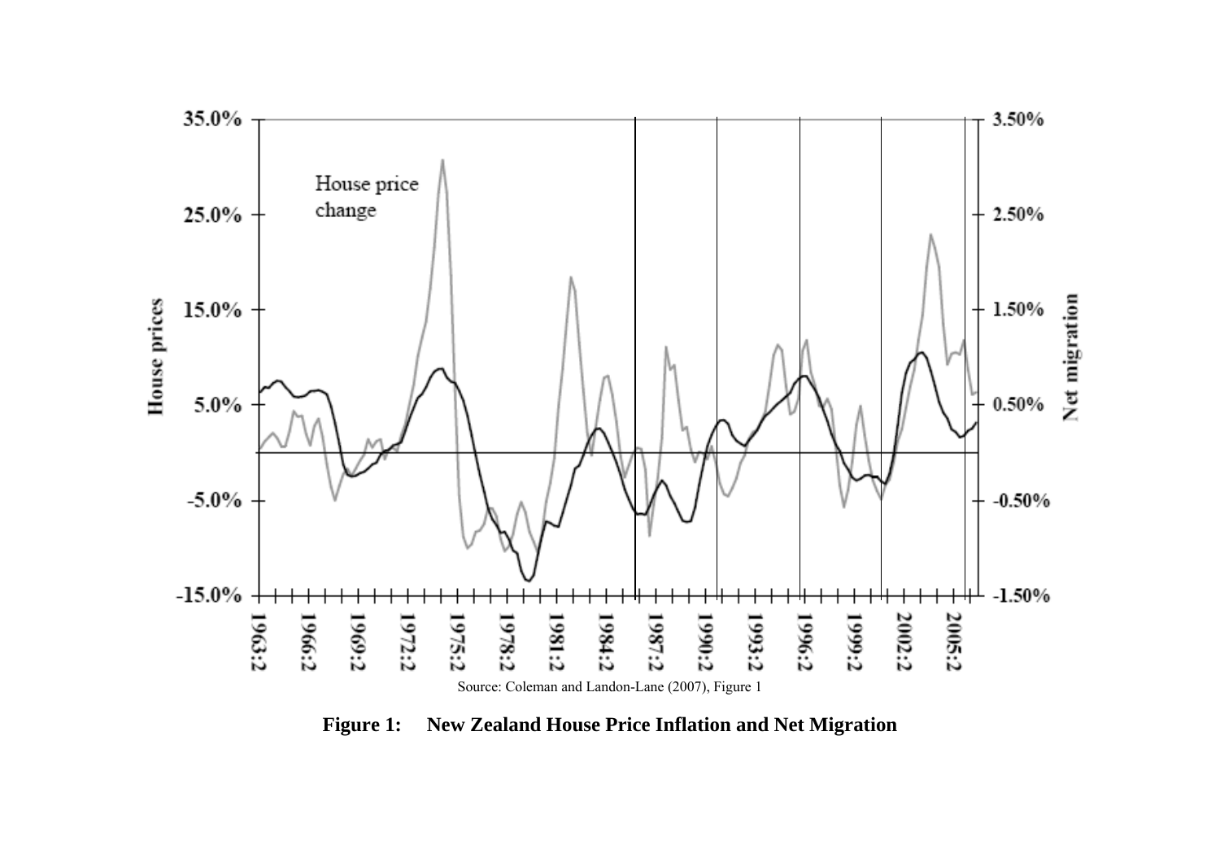Source: Coleman and Landon-Lane (2007), Figure 1

**Figure 1: New Zealand House Price Inflation and Net Migration**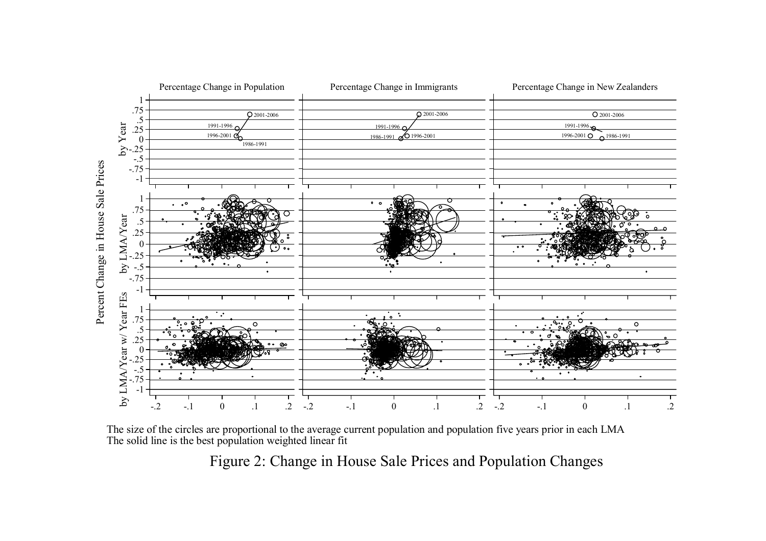The size of the circles are proportional to the average current population and population five years prior in each LMA
The solid line is the best population weighted linear fit

Figure 2: Change in House Sale Prices and Population Changes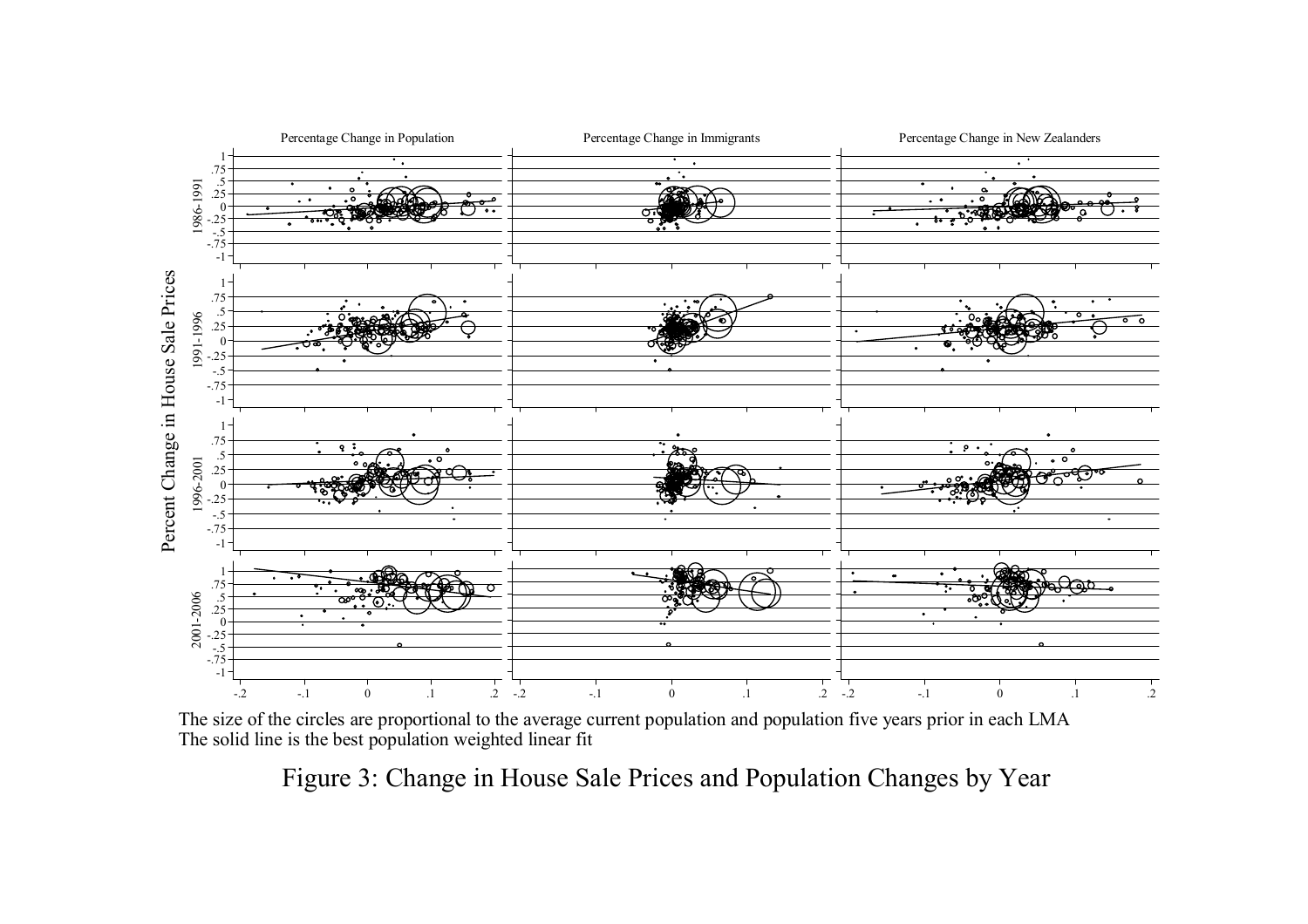The size of the circles are proportional to the average current population and population five years prior in each LMA
The solid line is the best population weighted linear fit

Figure 3: Change in House Sale Prices and Population Changes by Year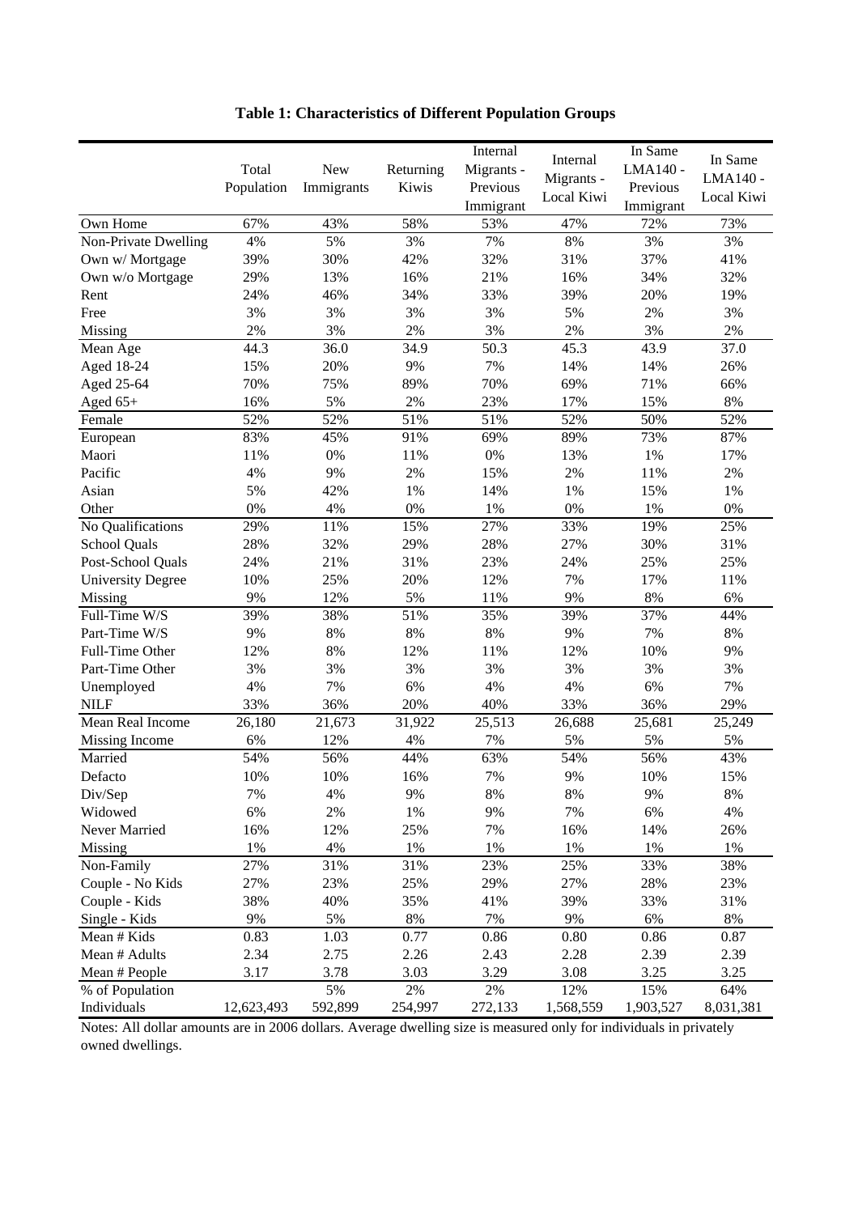**Table 1: Characteristics of Different Population Groups**

| | Total Population | New Immigrants | Returning Kiwis | Internal Migrants - Previous Immigrant | Internal Migrants - Local Kiwi | In Same LMA140 - Previous Immigrant | In Same LMA140 - Local Kiwi |
|---|---|---|---|---|---|---|---|
| Own Home | 67% | 43% | 58% | 53% | 47% | 72% | 73% |
| Non-Private Dwelling | 4% | 5% | 3% | 7% | 8% | 3% | 3% |
| Own w/ Mortgage | 39% | 30% | 42% | 32% | 31% | 37% | 41% |
| Own w/o Mortgage | 29% | 13% | 16% | 21% | 16% | 34% | 32% |
| Rent | 24% | 46% | 34% | 33% | 39% | 20% | 19% |
| Free | 3% | 3% | 3% | 3% | 5% | 2% | 3% |
| Missing | 2% | 3% | 2% | 3% | 2% | 3% | 2% |
| Mean Age | 44.3 | 36.0 | 34.9 | 50.3 | 45.3 | 43.9 | 37.0 |
| Aged 18-24 | 15% | 20% | 9% | 7% | 14% | 14% | 26% |
| Aged 25-64 | 70% | 75% | 89% | 70% | 69% | 71% | 66% |
| Aged 65+ | 16% | 5% | 2% | 23% | 17% | 15% | 8% |
| Female | 52% | 52% | 51% | 51% | 52% | 50% | 52% |
| European | 83% | 45% | 91% | 69% | 89% | 73% | 87% |
| Maori | 11% | 0% | 11% | 0% | 13% | 1% | 17% |
| Pacific | 4% | 9% | 2% | 15% | 2% | 11% | 2% |
| Asian | 5% | 42% | 1% | 14% | 1% | 15% | 1% |
| Other | 0% | 4% | 0% | 1% | 0% | 1% | 0% |
| No Qualifications | 29% | 11% | 15% | 27% | 33% | 19% | 25% |
| School Quals | 28% | 32% | 29% | 28% | 27% | 30% | 31% |
| Post-School Quals | 24% | 21% | 31% | 23% | 24% | 25% | 25% |
| University Degree | 10% | 25% | 20% | 12% | 7% | 17% | 11% |
| Missing | 9% | 12% | 5% | 11% | 9% | 8% | 6% |
| Full-Time W/S | 39% | 38% | 51% | 35% | 39% | 37% | 44% |
| Part-Time W/S | 9% | 8% | 8% | 8% | 9% | 7% | 8% |
| Full-Time Other | 12% | 8% | 12% | 11% | 12% | 10% | 9% |
| Part-Time Other | 3% | 3% | 3% | 3% | 3% | 3% | 3% |
| Unemployed | 4% | 7% | 6% | 4% | 4% | 6% | 7% |
| NILF | 33% | 36% | 20% | 40% | 33% | 36% | 29% |
| Mean Real Income | 26,180 | 21,673 | 31,922 | 25,513 | 26,688 | 25,681 | 25,249 |
| Missing Income | 6% | 12% | 4% | 7% | 5% | 5% | 5% |
| Married | 54% | 56% | 44% | 63% | 54% | 56% | 43% |
| Defacto | 10% | 10% | 16% | 7% | 9% | 10% | 15% |
| Div/Sep | 7% | 4% | 9% | 8% | 8% | 9% | 8% |
| Widowed | 6% | 2% | 1% | 9% | 7% | 6% | 4% |
| Never Married | 16% | 12% | 25% | 7% | 16% | 14% | 26% |
| Missing | 1% | 4% | 1% | 1% | 1% | 1% | 1% |
| Non-Family | 27% | 31% | 31% | 23% | 25% | 33% | 38% |
| Couple - No Kids | 27% | 23% | 25% | 29% | 27% | 28% | 23% |
| Couple - Kids | 38% | 40% | 35% | 41% | 39% | 33% | 31% |
| Single - Kids | 9% | 5% | 8% | 7% | 9% | 6% | 8% |
| Mean # Kids | 0.83 | 1.03 | 0.77 | 0.86 | 0.80 | 0.86 | 0.87 |
| Mean # Adults | 2.34 | 2.75 | 2.26 | 2.43 | 2.28 | 2.39 | 2.39 |
| Mean # People | 3.17 | 3.78 | 3.03 | 3.29 | 3.08 | 3.25 | 3.25 |
| % of Population | | 5% | 2% | 2% | 12% | 15% | 64% |
| Individuals | 12,623,493 | 592,899 | 254,997 | 272,133 | 1,568,559 | 1,903,527 | 8,031,381 |

Notes: All dollar amounts are in 2006 dollars. Average dwelling size is measured only for individuals in privately owned dwellings.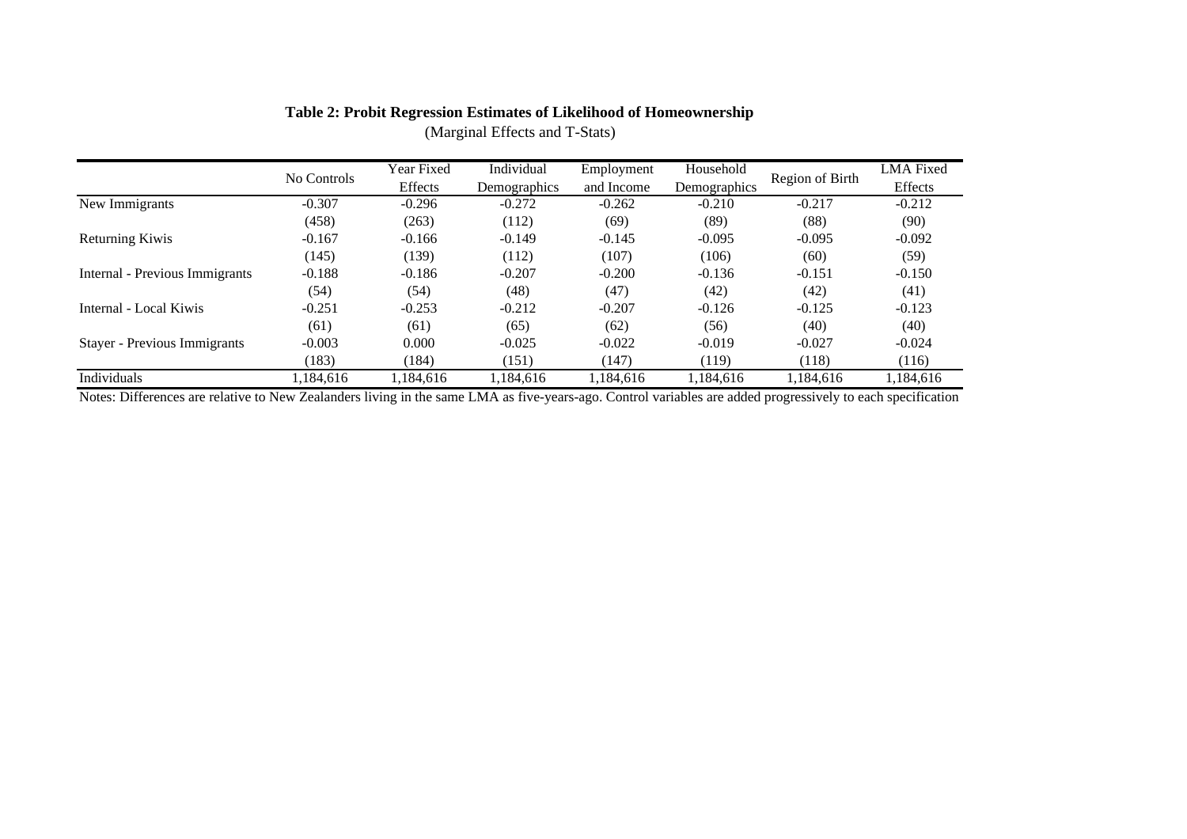**Table 2: Probit Regression Estimates of Likelihood of Homeownership**
(Marginal Effects and T-Stats)

| | No Controls | Year Fixed Effects | Individual Demographics | Employment and Income | Household Demographics | Region of Birth | LMA Fixed Effects |
|---|---|---|---|---|---|---|---|
| New Immigrants | -0.307 | -0.296 | -0.272 | -0.262 | -0.210 | -0.217 | -0.212 |
| | (458) | (263) | (112) | (69) | (89) | (88) | (90) |
| Returning Kiwis | -0.167 | -0.166 | -0.149 | -0.145 | -0.095 | -0.095 | -0.092 |
| | (145) | (139) | (112) | (107) | (106) | (60) | (59) |
| Internal - Previous Immigrants | -0.188 | -0.186 | -0.207 | -0.200 | -0.136 | -0.151 | -0.150 |
| | (54) | (54) | (48) | (47) | (42) | (42) | (41) |
| Internal - Local Kiwis | -0.251 | -0.253 | -0.212 | -0.207 | -0.126 | -0.125 | -0.123 |
| | (61) | (61) | (65) | (62) | (56) | (40) | (40) |
| Stayer - Previous Immigrants | -0.003 | 0.000 | -0.025 | -0.022 | -0.019 | -0.027 | -0.024 |
| | (183) | (184) | (151) | (147) | (119) | (118) | (116) |
| Individuals | 1,184,616 | 1,184,616 | 1,184,616 | 1,184,616 | 1,184,616 | 1,184,616 | 1,184,616 |

Notes: Differences are relative to New Zealanders living in the same LMA as five-years-ago. Control variables are added progressively to each specification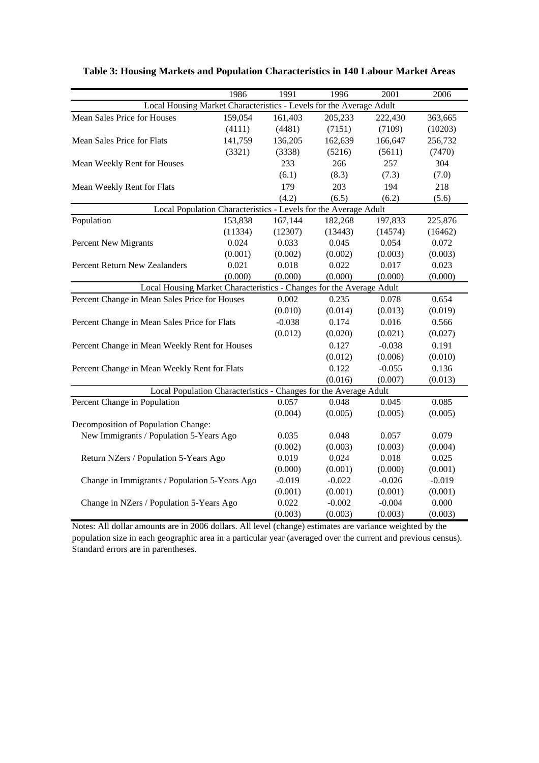**Table 3: Housing Markets and Population Characteristics in 140 Labour Market Areas**

| | 1986 | 1991 | 1996 | 2001 | 2006 |
|---|---|---|---|---|---|
| Local Housing Market Characteristics - Levels for the Average Adult | | | | | |
| Mean Sales Price for Houses | 159,054 | 161,403 | 205,233 | 222,430 | 363,665 |
| | (4111) | (4481) | (7151) | (7109) | (10203) |
| Mean Sales Price for Flats | 141,759 | 136,205 | 162,639 | 166,647 | 256,732 |
| | (3321) | (3338) | (5216) | (5611) | (7470) |
| Mean Weekly Rent for Houses | | 233 | 266 | 257 | 304 |
| | | (6.1) | (8.3) | (7.3) | (7.0) |
| Mean Weekly Rent for Flats | | 179 | 203 | 194 | 218 |
| | | (4.2) | (6.5) | (6.2) | (5.6) |
| Local Population Characteristics - Levels for the Average Adult | | | | | |
| Population | 153,838 | 167,144 | 182,268 | 197,833 | 225,876 |
| | (11334) | (12307) | (13443) | (14574) | (16462) |
| Percent New Migrants | 0.024 | 0.033 | 0.045 | 0.054 | 0.072 |
| | (0.001) | (0.002) | (0.002) | (0.003) | (0.003) |
| Percent Return New Zealanders | 0.021 | 0.018 | 0.022 | 0.017 | 0.023 |
| | (0.000) | (0.000) | (0.000) | (0.000) | (0.000) |
| Local Housing Market Characteristics - Changes for the Average Adult | | | | | |
| Percent Change in Mean Sales Price for Houses | | 0.002 | 0.235 | 0.078 | 0.654 |
| | | (0.010) | (0.014) | (0.013) | (0.019) |
| Percent Change in Mean Sales Price for Flats | | -0.038 | 0.174 | 0.016 | 0.566 |
| | | (0.012) | (0.020) | (0.021) | (0.027) |
| Percent Change in Mean Weekly Rent for Houses | | | 0.127 | -0.038 | 0.191 |
| | | | (0.012) | (0.006) | (0.010) |
| Percent Change in Mean Weekly Rent for Flats | | | 0.122 | -0.055 | 0.136 |
| | | | (0.016) | (0.007) | (0.013) |
| Local Population Characteristics - Changes for the Average Adult | | | | | |
| Percent Change in Population | | 0.057 | 0.048 | 0.045 | 0.085 |
| | | (0.004) | (0.005) | (0.005) | (0.005) |
| Decomposition of Population Change: | | | | | |
| New Immigrants / Population 5-Years Ago | | 0.035 | 0.048 | 0.057 | 0.079 |
| | | (0.002) | (0.003) | (0.003) | (0.004) |
| Return NZers / Population 5-Years Ago | | 0.019 | 0.024 | 0.018 | 0.025 |
| | | (0.000) | (0.001) | (0.000) | (0.001) |
| Change in Immigrants / Population 5-Years Ago | | -0.019 | -0.022 | -0.026 | -0.019 |
| | | (0.001) | (0.001) | (0.001) | (0.001) |
| Change in NZers / Population 5-Years Ago | | 0.022 | -0.002 | -0.004 | 0.000 |
| | | (0.003) | (0.003) | (0.003) | (0.003) |

Notes: All dollar amounts are in 2006 dollars. All level (change) estimates are variance weighted by the population size in each geographic area in a particular year (averaged over the current and previous census). Standard errors are in parentheses.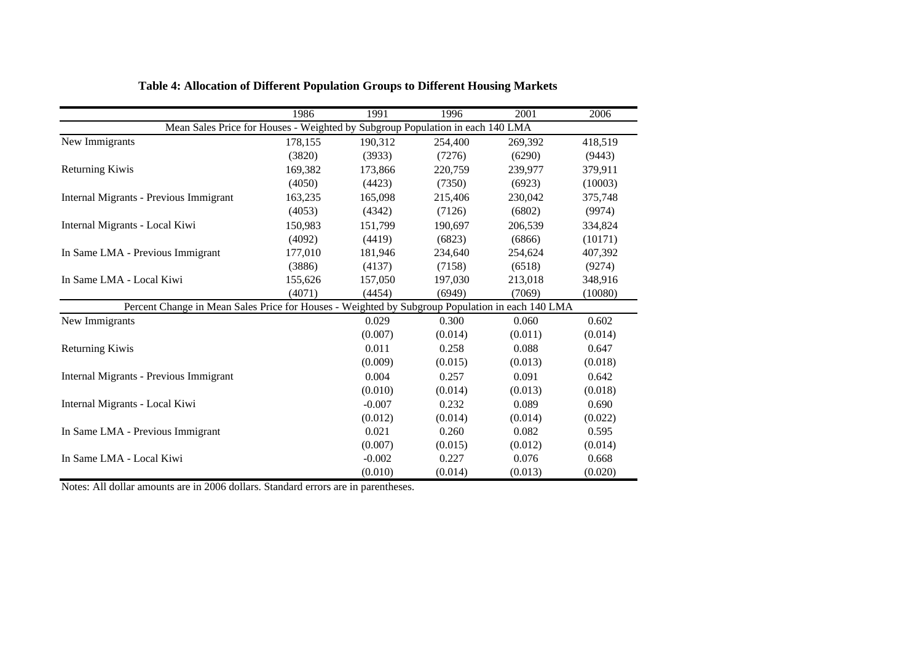**Table 4: Allocation of Different Population Groups to Different Housing Markets**

| | 1986 | 1991 | 1996 | 2001 | 2006 |
|---|---|---|---|---|---|
| Mean Sales Price for Houses - Weighted by Subgroup Population in each 140 LMA | | | | | |
| New Immigrants | 178,155 | 190,312 | 254,400 | 269,392 | 418,519 |
| | (3820) | (3933) | (7276) | (6290) | (9443) |
| Returning Kiwis | 169,382 | 173,866 | 220,759 | 239,977 | 379,911 |
| | (4050) | (4423) | (7350) | (6923) | (10003) |
| Internal Migrants - Previous Immigrant | 163,235 | 165,098 | 215,406 | 230,042 | 375,748 |
| | (4053) | (4342) | (7126) | (6802) | (9974) |
| Internal Migrants - Local Kiwi | 150,983 | 151,799 | 190,697 | 206,539 | 334,824 |
| | (4092) | (4419) | (6823) | (6866) | (10171) |
| In Same LMA - Previous Immigrant | 177,010 | 181,946 | 234,640 | 254,624 | 407,392 |
| | (3886) | (4137) | (7158) | (6518) | (9274) |
| In Same LMA - Local Kiwi | 155,626 | 157,050 | 197,030 | 213,018 | 348,916 |
| | (4071) | (4454) | (6949) | (7069) | (10080) |
| Percent Change in Mean Sales Price for Houses - Weighted by Subgroup Population in each 140 LMA | | | | | |
| New Immigrants | | 0.029 | 0.300 | 0.060 | 0.602 |
| | | (0.007) | (0.014) | (0.011) | (0.014) |
| Returning Kiwis | | 0.011 | 0.258 | 0.088 | 0.647 |
| | | (0.009) | (0.015) | (0.013) | (0.018) |
| Internal Migrants - Previous Immigrant | | 0.004 | 0.257 | 0.091 | 0.642 |
| | | (0.010) | (0.014) | (0.013) | (0.018) |
| Internal Migrants - Local Kiwi | | -0.007 | 0.232 | 0.089 | 0.690 |
| | | (0.012) | (0.014) | (0.014) | (0.022) |
| In Same LMA - Previous Immigrant | | 0.021 | 0.260 | 0.082 | 0.595 |
| | | (0.007) | (0.015) | (0.012) | (0.014) |
| In Same LMA - Local Kiwi | | -0.002 | 0.227 | 0.076 | 0.668 |
| | | (0.010) | (0.014) | (0.013) | (0.020) |

Notes: All dollar amounts are in 2006 dollars. Standard errors are in parentheses.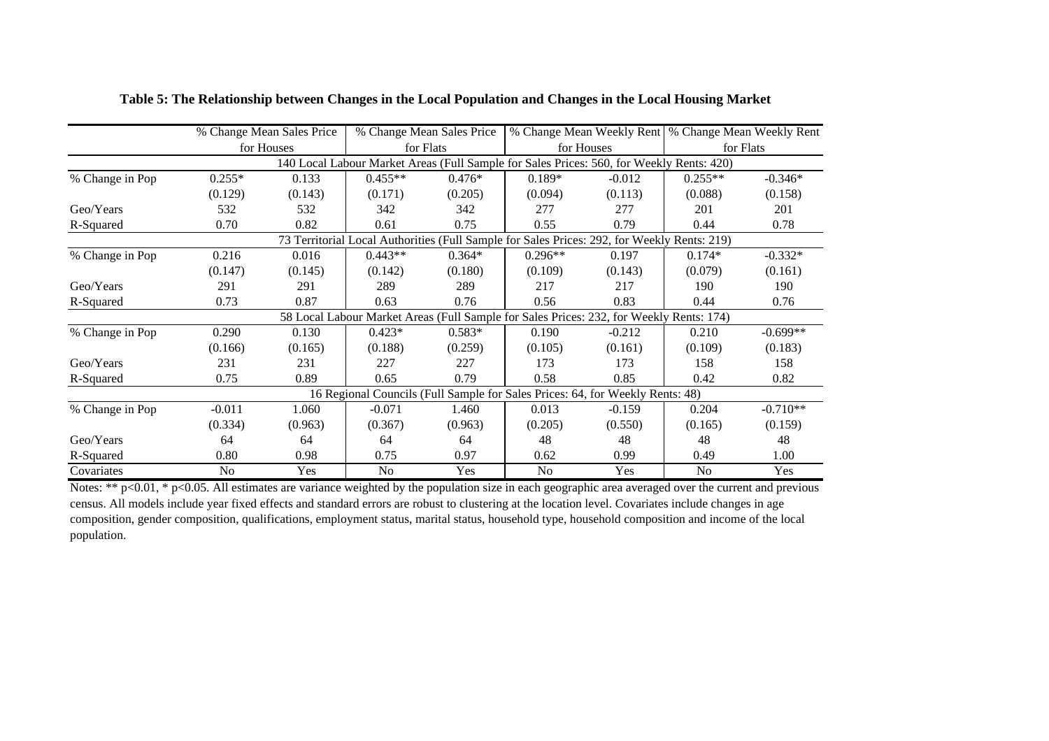**Table 5: The Relationship between Changes in the Local Population and Changes in the Local Housing Market**

| | % Change Mean Sales Price for Houses | | % Change Mean Sales Price for Flats | | % Change Mean Weekly Rent for Houses | | % Change Mean Weekly Rent for Flats | |
|---|---|---|---|---|---|---|---|---|
| | **140 Local Labour Market Areas (Full Sample for Sales Prices: 560, for Weekly Rents: 420)** | | | | | | | |
| % Change in Pop | 0.255* | 0.133 | 0.455** | 0.476* | 0.189* | -0.012 | 0.255** | -0.346* |
| | (0.129) | (0.143) | (0.171) | (0.205) | (0.094) | (0.113) | (0.088) | (0.158) |
| Geo/Years | 532 | 532 | 342 | 342 | 277 | 277 | 201 | 201 |
| R-Squared | 0.70 | 0.82 | 0.61 | 0.75 | 0.55 | 0.79 | 0.44 | 0.78 |
| | **73 Territorial Local Authorities (Full Sample for Sales Prices: 292, for Weekly Rents: 219)** | | | | | | | |
| % Change in Pop | 0.216 | 0.016 | 0.443** | 0.364* | 0.296** | 0.197 | 0.174* | -0.332* |
| | (0.147) | (0.145) | (0.142) | (0.180) | (0.109) | (0.143) | (0.079) | (0.161) |
| Geo/Years | 291 | 291 | 289 | 289 | 217 | 217 | 190 | 190 |
| R-Squared | 0.73 | 0.87 | 0.63 | 0.76 | 0.56 | 0.83 | 0.44 | 0.76 |
| | **58 Local Labour Market Areas (Full Sample for Sales Prices: 232, for Weekly Rents: 174)** | | | | | | | |
| % Change in Pop | 0.290 | 0.130 | 0.423* | 0.583* | 0.190 | -0.212 | 0.210 | -0.699** |
| | (0.166) | (0.165) | (0.188) | (0.259) | (0.105) | (0.161) | (0.109) | (0.183) |
| Geo/Years | 231 | 231 | 227 | 227 | 173 | 173 | 158 | 158 |
| R-Squared | 0.75 | 0.89 | 0.65 | 0.79 | 0.58 | 0.85 | 0.42 | 0.82 |
| | **16 Regional Councils (Full Sample for Sales Prices: 64, for Weekly Rents: 48)** | | | | | | | |
| % Change in Pop | -0.011 | 1.060 | -0.071 | 1.460 | 0.013 | -0.159 | 0.204 | -0.710** |
| | (0.334) | (0.963) | (0.367) | (0.963) | (0.205) | (0.550) | (0.165) | (0.159) |
| Geo/Years | 64 | 64 | 64 | 64 | 48 | 48 | 48 | 48 |
| R-Squared | 0.80 | 0.98 | 0.75 | 0.97 | 0.62 | 0.99 | 0.49 | 1.00 |
| Covariates | No | Yes | No | Yes | No | Yes | No | Yes |

Notes: ** p<0.01, * p<0.05. All estimates are variance weighted by the population size in each geographic area averaged over the current and previous census. All models include year fixed effects and standard errors are robust to clustering at the location level. Covariates include changes in age composition, gender composition, qualifications, employment status, marital status, household type, household composition and income of the local population.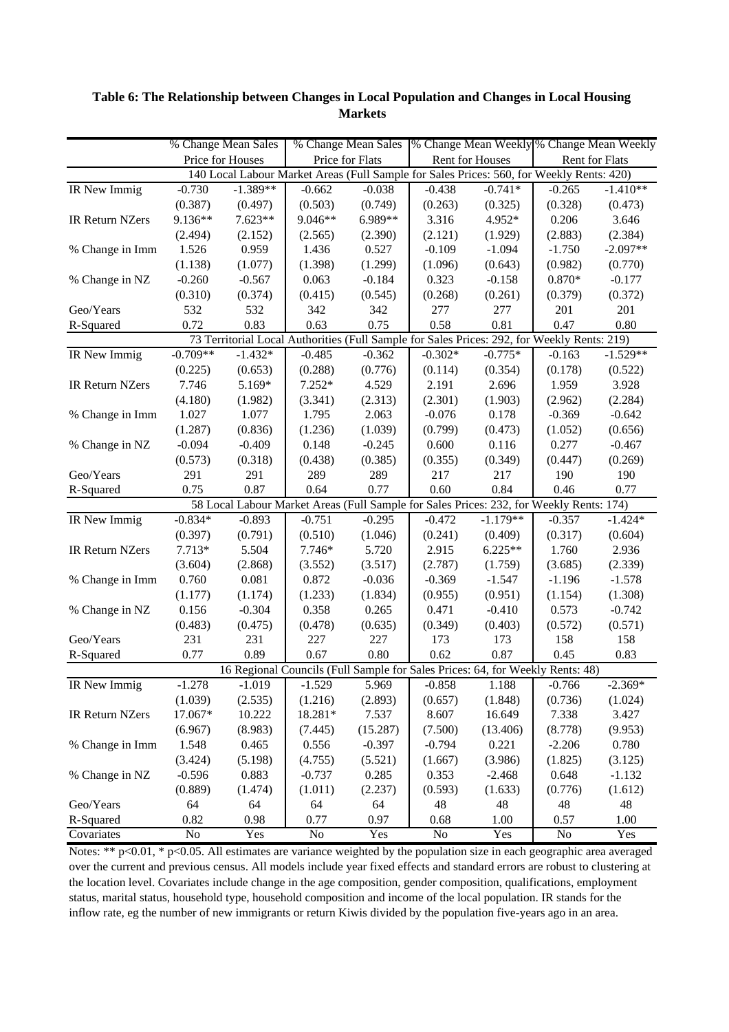**Table 6: The Relationship between Changes in Local Population and Changes in Local Housing Markets**

| | % Change Mean Sales Price for Houses | | % Change Mean Sales Price for Flats | | % Change Mean Weekly Rent for Houses | | % Change Mean Weekly Rent for Flats | |
|---|---|---|---|---|---|---|---|---|
| **140 Local Labour Market Areas (Full Sample for Sales Prices: 560, for Weekly Rents: 420)** | | | | | | | | |
| IR New Immig | -0.730 | -1.389** | -0.662 | -0.038 | -0.438 | -0.741* | -0.265 | -1.410** |
| | (0.387) | (0.497) | (0.503) | (0.749) | (0.263) | (0.325) | (0.328) | (0.473) |
| IR Return NZers | 9.136** | 7.623** | 9.046** | 6.989** | 3.316 | 4.952* | 0.206 | 3.646 |
| | (2.494) | (2.152) | (2.565) | (2.390) | (2.121) | (1.929) | (2.883) | (2.384) |
| % Change in Imm | 1.526 | 0.959 | 1.436 | 0.527 | -0.109 | -1.094 | -1.750 | -2.097** |
| | (1.138) | (1.077) | (1.398) | (1.299) | (1.096) | (0.643) | (0.982) | (0.770) |
| % Change in NZ | -0.260 | -0.567 | 0.063 | -0.184 | 0.323 | -0.158 | 0.870* | -0.177 |
| | (0.310) | (0.374) | (0.415) | (0.545) | (0.268) | (0.261) | (0.379) | (0.372) |
| Geo/Years | 532 | 532 | 342 | 342 | 277 | 277 | 201 | 201 |
| R-Squared | 0.72 | 0.83 | 0.63 | 0.75 | 0.58 | 0.81 | 0.47 | 0.80 |
| **73 Territorial Local Authorities (Full Sample for Sales Prices: 292, for Weekly Rents: 219)** | | | | | | | | |
| IR New Immig | -0.709** | -1.432* | -0.485 | -0.362 | -0.302* | -0.775* | -0.163 | -1.529** |
| | (0.225) | (0.653) | (0.288) | (0.776) | (0.114) | (0.354) | (0.178) | (0.522) |
| IR Return NZers | 7.746 | 5.169* | 7.252* | 4.529 | 2.191 | 2.696 | 1.959 | 3.928 |
| | (4.180) | (1.982) | (3.341) | (2.313) | (2.301) | (1.903) | (2.962) | (2.284) |
| % Change in Imm | 1.027 | 1.077 | 1.795 | 2.063 | -0.076 | 0.178 | -0.369 | -0.642 |
| | (1.287) | (0.836) | (1.236) | (1.039) | (0.799) | (0.473) | (1.052) | (0.656) |
| % Change in NZ | -0.094 | -0.409 | 0.148 | -0.245 | 0.600 | 0.116 | 0.277 | -0.467 |
| | (0.573) | (0.318) | (0.438) | (0.385) | (0.355) | (0.349) | (0.447) | (0.269) |
| Geo/Years | 291 | 291 | 289 | 289 | 217 | 217 | 190 | 190 |
| R-Squared | 0.75 | 0.87 | 0.64 | 0.77 | 0.60 | 0.84 | 0.46 | 0.77 |
| **58 Local Labour Market Areas (Full Sample for Sales Prices: 232, for Weekly Rents: 174)** | | | | | | | | |
| IR New Immig | -0.834* | -0.893 | -0.751 | -0.295 | -0.472 | -1.179** | -0.357 | -1.424* |
| | (0.397) | (0.791) | (0.510) | (1.046) | (0.241) | (0.409) | (0.317) | (0.604) |
| IR Return NZers | 7.713* | 5.504 | 7.746* | 5.720 | 2.915 | 6.225** | 1.760 | 2.936 |
| | (3.604) | (2.868) | (3.552) | (3.517) | (2.787) | (1.759) | (3.685) | (2.339) |
| % Change in Imm | 0.760 | 0.081 | 0.872 | -0.036 | -0.369 | -1.547 | -1.196 | -1.578 |
| | (1.177) | (1.174) | (1.233) | (1.834) | (0.955) | (0.951) | (1.154) | (1.308) |
| % Change in NZ | 0.156 | -0.304 | 0.358 | 0.265 | 0.471 | -0.410 | 0.573 | -0.742 |
| | (0.483) | (0.475) | (0.478) | (0.635) | (0.349) | (0.403) | (0.572) | (0.571) |
| Geo/Years | 231 | 231 | 227 | 227 | 173 | 173 | 158 | 158 |
| R-Squared | 0.77 | 0.89 | 0.67 | 0.80 | 0.62 | 0.87 | 0.45 | 0.83 |
| **16 Regional Councils (Full Sample for Sales Prices: 64, for Weekly Rents: 48)** | | | | | | | | |
| IR New Immig | -1.278 | -1.019 | -1.529 | 5.969 | -0.858 | 1.188 | -0.766 | -2.369* |
| | (1.039) | (2.535) | (1.216) | (2.893) | (0.657) | (1.848) | (0.736) | (1.024) |
| IR Return NZers | 17.067* | 10.222 | 18.281* | 7.537 | 8.607 | 16.649 | 7.338 | 3.427 |
| | (6.967) | (8.983) | (7.445) | (15.287) | (7.500) | (13.406) | (8.778) | (9.953) |
| % Change in Imm | 1.548 | 0.465 | 0.556 | -0.397 | -0.794 | 0.221 | -2.206 | 0.780 |
| | (3.424) | (5.198) | (4.755) | (5.521) | (1.667) | (3.986) | (1.825) | (3.125) |
| % Change in NZ | -0.596 | 0.883 | -0.737 | 0.285 | 0.353 | -2.468 | 0.648 | -1.132 |
| | (0.889) | (1.474) | (1.011) | (2.237) | (0.593) | (1.633) | (0.776) | (1.612) |
| Geo/Years | 64 | 64 | 64 | 64 | 48 | 48 | 48 | 48 |
| R-Squared | 0.82 | 0.98 | 0.77 | 0.97 | 0.68 | 1.00 | 0.57 | 1.00 |
| Covariates | No | Yes | No | Yes | No | Yes | No | Yes |

Notes: ** p<0.01, * p<0.05. All estimates are variance weighted by the population size in each geographic area averaged over the current and previous census. All models include year fixed effects and standard errors are robust to clustering at the location level. Covariates include change in the age composition, gender composition, qualifications, employment status, marital status, household type, household composition and income of the local population. IR stands for the inflow rate, eg the number of new immigrants or return Kiwis divided by the population five-years ago in an area.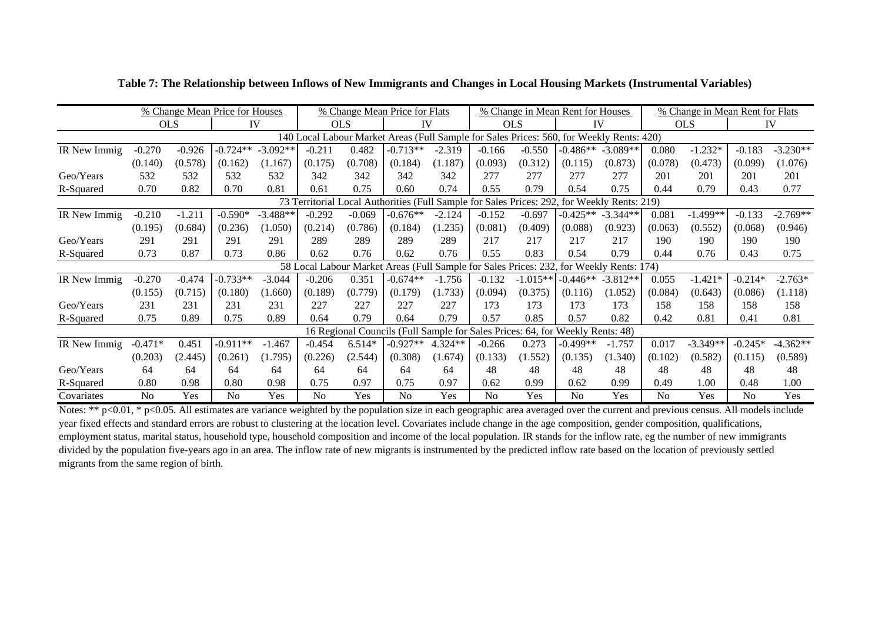**Table 7: The Relationship between Inflows of New Immigrants and Changes in Local Housing Markets (Instrumental Variables)**

| | % Change Mean Price for Houses | | | | % Change Mean Price for Flats | | | | % Change in Mean Rent for Houses | | | | % Change in Mean Rent for Flats | | | |
|---|---|---|---|---|---|---|---|---|---|---|---|---|---|---|---|---|
| | OLS | | IV | | OLS | | IV | | OLS | | IV | | OLS | | IV | |
| 140 Local Labour Market Areas (Full Sample for Sales Prices: 560, for Weekly Rents: 420) | | | | | | | | | | | | | | | | |
| IR New Immig | -0.270 | -0.926 | -0.724** | -3.092** | -0.211 | 0.482 | -0.713** | -2.319 | -0.166 | -0.550 | -0.486** | -3.089** | 0.080 | -1.232* | -0.183 | -3.230** |
| | (0.140) | (0.578) | (0.162) | (1.167) | (0.175) | (0.708) | (0.184) | (1.187) | (0.093) | (0.312) | (0.115) | (0.873) | (0.078) | (0.473) | (0.099) | (1.076) |
| Geo/Years | 532 | 532 | 532 | 532 | 342 | 342 | 342 | 342 | 277 | 277 | 277 | 277 | 201 | 201 | 201 | 201 |
| R-Squared | 0.70 | 0.82 | 0.70 | 0.81 | 0.61 | 0.75 | 0.60 | 0.74 | 0.55 | 0.79 | 0.54 | 0.75 | 0.44 | 0.79 | 0.43 | 0.77 |
| 73 Territorial Local Authorities (Full Sample for Sales Prices: 292, for Weekly Rents: 219) | | | | | | | | | | | | | | | | |
| IR New Immig | -0.210 | -1.211 | -0.590* | -3.488** | -0.292 | -0.069 | -0.676** | -2.124 | -0.152 | -0.697 | -0.425** | -3.344** | 0.081 | -1.499** | -0.133 | -2.769** |
| | (0.195) | (0.684) | (0.236) | (1.050) | (0.214) | (0.786) | (0.184) | (1.235) | (0.081) | (0.409) | (0.088) | (0.923) | (0.063) | (0.552) | (0.068) | (0.946) |
| Geo/Years | 291 | 291 | 291 | 291 | 289 | 289 | 289 | 289 | 217 | 217 | 217 | 217 | 190 | 190 | 190 | 190 |
| R-Squared | 0.73 | 0.87 | 0.73 | 0.86 | 0.62 | 0.76 | 0.62 | 0.76 | 0.55 | 0.83 | 0.54 | 0.79 | 0.44 | 0.76 | 0.43 | 0.75 |
| 58 Local Labour Market Areas (Full Sample for Sales Prices: 232, for Weekly Rents: 174) | | | | | | | | | | | | | | | | |
| IR New Immig | -0.270 | -0.474 | -0.733** | -3.044 | -0.206 | 0.351 | -0.674** | -1.756 | -0.132 | -1.015** | -0.446** | -3.812** | 0.055 | -1.421* | -0.214* | -2.763* |
| | (0.155) | (0.715) | (0.180) | (1.660) | (0.189) | (0.779) | (0.179) | (1.733) | (0.094) | (0.375) | (0.116) | (1.052) | (0.084) | (0.643) | (0.086) | (1.118) |
| Geo/Years | 231 | 231 | 231 | 231 | 227 | 227 | 227 | 227 | 173 | 173 | 173 | 173 | 158 | 158 | 158 | 158 |
| R-Squared | 0.75 | 0.89 | 0.75 | 0.89 | 0.64 | 0.79 | 0.64 | 0.79 | 0.57 | 0.85 | 0.57 | 0.82 | 0.42 | 0.81 | 0.41 | 0.81 |
| 16 Regional Councils (Full Sample for Sales Prices: 64, for Weekly Rents: 48) | | | | | | | | | | | | | | | | |
| IR New Immig | -0.471* | 0.451 | -0.911** | -1.467 | -0.454 | 6.514* | -0.927** | 4.324** | -0.266 | 0.273 | -0.499** | -1.757 | 0.017 | -3.349** | -0.245* | -4.362** |
| | (0.203) | (2.445) | (0.261) | (1.795) | (0.226) | (2.544) | (0.308) | (1.674) | (0.133) | (1.552) | (0.135) | (1.340) | (0.102) | (0.582) | (0.115) | (0.589) |
| Geo/Years | 64 | 64 | 64 | 64 | 64 | 64 | 64 | 64 | 48 | 48 | 48 | 48 | 48 | 48 | 48 | 48 |
| R-Squared | 0.80 | 0.98 | 0.80 | 0.98 | 0.75 | 0.97 | 0.75 | 0.97 | 0.62 | 0.99 | 0.62 | 0.99 | 0.49 | 1.00 | 0.48 | 1.00 |
| Covariates | No | Yes | No | Yes | No | Yes | No | Yes | No | Yes | No | Yes | No | Yes | No | Yes |

Notes: ** p<0.01, * p<0.05. All estimates are variance weighted by the population size in each geographic area averaged over the current and previous census. All models include year fixed effects and standard errors are robust to clustering at the location level. Covariates include change in the age composition, gender composition, qualifications, employment status, marital status, household type, household composition and income of the local population. IR stands for the inflow rate, eg the number of new immigrants divided by the population five-years ago in an area. The inflow rate of new migrants is instrumented by the predicted inflow rate based on the location of previously settled migrants from the same region of birth.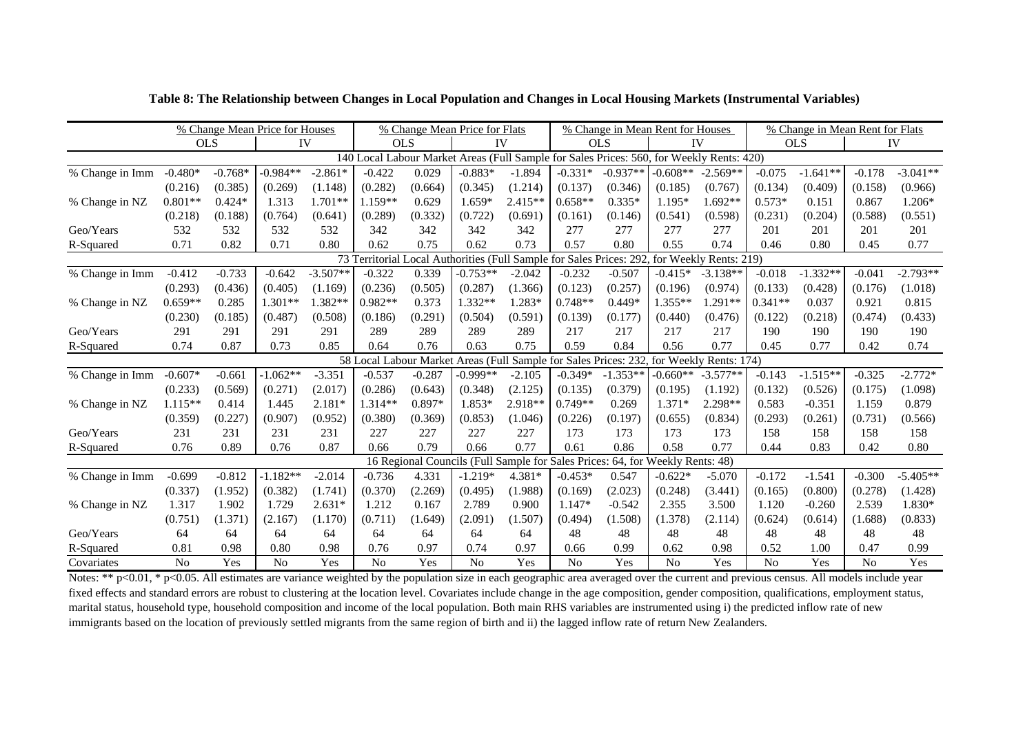**Table 8: The Relationship between Changes in Local Population and Changes in Local Housing Markets (Instrumental Variables)**

| | % Change Mean Price for Houses | | | | % Change Mean Price for Flats | | | | % Change in Mean Rent for Houses | | | | % Change in Mean Rent for Flats | | | |
|---|---|---|---|---|---|---|---|---|---|---|---|---|---|---|---|---|
| | OLS | | IV | | OLS | | IV | | OLS | | IV | | OLS | | IV | |
| 140 Local Labour Market Areas (Full Sample for Sales Prices: 560, for Weekly Rents: 420) | | | | | | | | | | | | | | | | |
| % Change in Imm | -0.480* | -0.768* | -0.984** | -2.861* | -0.422 | 0.029 | -0.883* | -1.894 | -0.331* | -0.937** | -0.608** | -2.569** | -0.075 | -1.641** | -0.178 | -3.041** |
| | (0.216) | (0.385) | (0.269) | (1.148) | (0.282) | (0.664) | (0.345) | (1.214) | (0.137) | (0.346) | (0.185) | (0.767) | (0.134) | (0.409) | (0.158) | (0.966) |
| % Change in NZ | 0.801** | 0.424* | 1.313 | 1.701** | 1.159** | 0.629 | 1.659* | 2.415** | 0.658** | 0.335* | 1.195* | 1.692** | 0.573* | 0.151 | 0.867 | 1.206* |
| | (0.218) | (0.188) | (0.764) | (0.641) | (0.289) | (0.332) | (0.722) | (0.691) | (0.161) | (0.146) | (0.541) | (0.598) | (0.231) | (0.204) | (0.588) | (0.551) |
| Geo/Years | 532 | 532 | 532 | 532 | 342 | 342 | 342 | 342 | 277 | 277 | 277 | 277 | 201 | 201 | 201 | 201 |
| R-Squared | 0.71 | 0.82 | 0.71 | 0.80 | 0.62 | 0.75 | 0.62 | 0.73 | 0.57 | 0.80 | 0.55 | 0.74 | 0.46 | 0.80 | 0.45 | 0.77 |
| 73 Territorial Local Authorities (Full Sample for Sales Prices: 292, for Weekly Rents: 219) | | | | | | | | | | | | | | | | |
| % Change in Imm | -0.412 | -0.733 | -0.642 | -3.507** | -0.322 | 0.339 | -0.753** | -2.042 | -0.232 | -0.507 | -0.415* | -3.138** | -0.018 | -1.332** | -0.041 | -2.793** |
| | (0.293) | (0.436) | (0.405) | (1.169) | (0.236) | (0.505) | (0.287) | (1.366) | (0.123) | (0.257) | (0.196) | (0.974) | (0.133) | (0.428) | (0.176) | (1.018) |
| % Change in NZ | 0.659** | 0.285 | 1.301** | 1.382** | 0.982** | 0.373 | 1.332** | 1.283* | 0.748** | 0.449* | 1.355** | 1.291** | 0.341** | 0.037 | 0.921 | 0.815 |
| | (0.230) | (0.185) | (0.487) | (0.508) | (0.186) | (0.291) | (0.504) | (0.591) | (0.139) | (0.177) | (0.440) | (0.476) | (0.122) | (0.218) | (0.474) | (0.433) |
| Geo/Years | 291 | 291 | 291 | 291 | 289 | 289 | 289 | 289 | 217 | 217 | 217 | 217 | 190 | 190 | 190 | 190 |
| R-Squared | 0.74 | 0.87 | 0.73 | 0.85 | 0.64 | 0.76 | 0.63 | 0.75 | 0.59 | 0.84 | 0.56 | 0.77 | 0.45 | 0.77 | 0.42 | 0.74 |
| 58 Local Labour Market Areas (Full Sample for Sales Prices: 232, for Weekly Rents: 174) | | | | | | | | | | | | | | | | |
| % Change in Imm | -0.607* | -0.661 | -1.062** | -3.351 | -0.537 | -0.287 | -0.999** | -2.105 | -0.349* | -1.353** | -0.660** | -3.577** | -0.143 | -1.515** | -0.325 | -2.772* |
| | (0.233) | (0.569) | (0.271) | (2.017) | (0.286) | (0.643) | (0.348) | (2.125) | (0.135) | (0.379) | (0.195) | (1.192) | (0.132) | (0.526) | (0.175) | (1.098) |
| % Change in NZ | 1.115** | 0.414 | 1.445 | 2.181* | 1.314** | 0.897* | 1.853* | 2.918** | 0.749** | 0.269 | 1.371* | 2.298** | 0.583 | -0.351 | 1.159 | 0.879 |
| | (0.359) | (0.227) | (0.907) | (0.952) | (0.380) | (0.369) | (0.853) | (1.046) | (0.226) | (0.197) | (0.655) | (0.834) | (0.293) | (0.261) | (0.731) | (0.566) |
| Geo/Years | 231 | 231 | 231 | 231 | 227 | 227 | 227 | 227 | 173 | 173 | 173 | 173 | 158 | 158 | 158 | 158 |
| R-Squared | 0.76 | 0.89 | 0.76 | 0.87 | 0.66 | 0.79 | 0.66 | 0.77 | 0.61 | 0.86 | 0.58 | 0.77 | 0.44 | 0.83 | 0.42 | 0.80 |
| 16 Regional Councils (Full Sample for Sales Prices: 64, for Weekly Rents: 48) | | | | | | | | | | | | | | | | |
| % Change in Imm | -0.699 | -0.812 | -1.182** | -2.014 | -0.736 | 4.331 | -1.219* | 4.381* | -0.453* | 0.547 | -0.622* | -5.070 | -0.172 | -1.541 | -0.300 | -5.405** |
| | (0.337) | (1.952) | (0.382) | (1.741) | (0.370) | (2.269) | (0.495) | (1.988) | (0.169) | (2.023) | (0.248) | (3.441) | (0.165) | (0.800) | (0.278) | (1.428) |
| % Change in NZ | 1.317 | 1.902 | 1.729 | 2.631* | 1.212 | 0.167 | 2.789 | 0.900 | 1.147* | -0.542 | 2.355 | 3.500 | 1.120 | -0.260 | 2.539 | 1.830* |
| | (0.751) | (1.371) | (2.167) | (1.170) | (0.711) | (1.649) | (2.091) | (1.507) | (0.494) | (1.508) | (1.378) | (2.114) | (0.624) | (0.614) | (1.688) | (0.833) |
| Geo/Years | 64 | 64 | 64 | 64 | 64 | 64 | 64 | 64 | 48 | 48 | 48 | 48 | 48 | 48 | 48 | 48 |
| R-Squared | 0.81 | 0.98 | 0.80 | 0.98 | 0.76 | 0.97 | 0.74 | 0.97 | 0.66 | 0.99 | 0.62 | 0.98 | 0.52 | 1.00 | 0.47 | 0.99 |
| Covariates | No | Yes | No | Yes | No | Yes | No | Yes | No | Yes | No | Yes | No | Yes | No | Yes |

Notes: ** p<0.01, * p<0.05. All estimates are variance weighted by the population size in each geographic area averaged over the current and previous census. All models include year fixed effects and standard errors are robust to clustering at the location level. Covariates include change in the age composition, gender composition, qualifications, employment status, marital status, household type, household composition and income of the local population. Both main RHS variables are instrumented using i) the predicted inflow rate of new immigrants based on the location of previously settled migrants from the same region of birth and ii) the lagged inflow rate of return New Zealanders.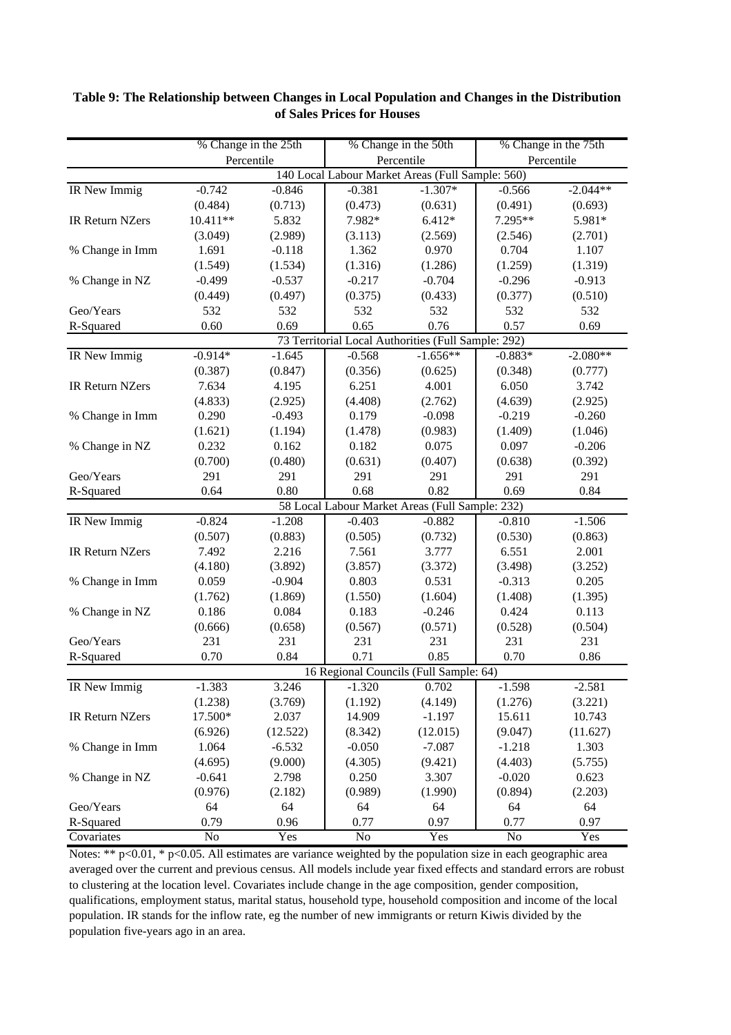**Table 9: The Relationship between Changes in Local Population and Changes in the Distribution of Sales Prices for Houses**

| | % Change in the 25th Percentile | | % Change in the 50th Percentile | | % Change in the 75th Percentile | |
|---|---|---|---|---|---|---|
| | **140 Local Labour Market Areas (Full Sample: 560)** | | | | | |
| IR New Immig | -0.742 | -0.846 | -0.381 | -1.307* | -0.566 | -2.044** |
| | (0.484) | (0.713) | (0.473) | (0.631) | (0.491) | (0.693) |
| IR Return NZers | 10.411** | 5.832 | 7.982* | 6.412* | 7.295** | 5.981* |
| | (3.049) | (2.989) | (3.113) | (2.569) | (2.546) | (2.701) |
| % Change in Imm | 1.691 | -0.118 | 1.362 | 0.970 | 0.704 | 1.107 |
| | (1.549) | (1.534) | (1.316) | (1.286) | (1.259) | (1.319) |
| % Change in NZ | -0.499 | -0.537 | -0.217 | -0.704 | -0.296 | -0.913 |
| | (0.449) | (0.497) | (0.375) | (0.433) | (0.377) | (0.510) |
| Geo/Years | 532 | 532 | 532 | 532 | 532 | 532 |
| R-Squared | 0.60 | 0.69 | 0.65 | 0.76 | 0.57 | 0.69 |
| | **73 Territorial Local Authorities (Full Sample: 292)** | | | | | |
| IR New Immig | -0.914* | -1.645 | -0.568 | -1.656** | -0.883* | -2.080** |
| | (0.387) | (0.847) | (0.356) | (0.625) | (0.348) | (0.777) |
| IR Return NZers | 7.634 | 4.195 | 6.251 | 4.001 | 6.050 | 3.742 |
| | (4.833) | (2.925) | (4.408) | (2.762) | (4.639) | (2.925) |
| % Change in Imm | 0.290 | -0.493 | 0.179 | -0.098 | -0.219 | -0.260 |
| | (1.621) | (1.194) | (1.478) | (0.983) | (1.409) | (1.046) |
| % Change in NZ | 0.232 | 0.162 | 0.182 | 0.075 | 0.097 | -0.206 |
| | (0.700) | (0.480) | (0.631) | (0.407) | (0.638) | (0.392) |
| Geo/Years | 291 | 291 | 291 | 291 | 291 | 291 |
| R-Squared | 0.64 | 0.80 | 0.68 | 0.82 | 0.69 | 0.84 |
| | **58 Local Labour Market Areas (Full Sample: 232)** | | | | | |
| IR New Immig | -0.824 | -1.208 | -0.403 | -0.882 | -0.810 | -1.506 |
| | (0.507) | (0.883) | (0.505) | (0.732) | (0.530) | (0.863) |
| IR Return NZers | 7.492 | 2.216 | 7.561 | 3.777 | 6.551 | 2.001 |
| | (4.180) | (3.892) | (3.857) | (3.372) | (3.498) | (3.252) |
| % Change in Imm | 0.059 | -0.904 | 0.803 | 0.531 | -0.313 | 0.205 |
| | (1.762) | (1.869) | (1.550) | (1.604) | (1.408) | (1.395) |
| % Change in NZ | 0.186 | 0.084 | 0.183 | -0.246 | 0.424 | 0.113 |
| | (0.666) | (0.658) | (0.567) | (0.571) | (0.528) | (0.504) |
| Geo/Years | 231 | 231 | 231 | 231 | 231 | 231 |
| R-Squared | 0.70 | 0.84 | 0.71 | 0.85 | 0.70 | 0.86 |
| | **16 Regional Councils (Full Sample: 64)** | | | | | |
| IR New Immig | -1.383 | 3.246 | -1.320 | 0.702 | -1.598 | -2.581 |
| | (1.238) | (3.769) | (1.192) | (4.149) | (1.276) | (3.221) |
| IR Return NZers | 17.500* | 2.037 | 14.909 | -1.197 | 15.611 | 10.743 |
| | (6.926) | (12.522) | (8.342) | (12.015) | (9.047) | (11.627) |
| % Change in Imm | 1.064 | -6.532 | -0.050 | -7.087 | -1.218 | 1.303 |
| | (4.695) | (9.000) | (4.305) | (9.421) | (4.403) | (5.755) |
| % Change in NZ | -0.641 | 2.798 | 0.250 | 3.307 | -0.020 | 0.623 |
| | (0.976) | (2.182) | (0.989) | (1.990) | (0.894) | (2.203) |
| Geo/Years | 64 | 64 | 64 | 64 | 64 | 64 |
| R-Squared | 0.79 | 0.96 | 0.77 | 0.97 | 0.77 | 0.97 |
| Covariates | No | Yes | No | Yes | No | Yes |

Notes: ** p<0.01, * p<0.05. All estimates are variance weighted by the population size in each geographic area averaged over the current and previous census. All models include year fixed effects and standard errors are robust to clustering at the location level. Covariates include change in the age composition, gender composition, qualifications, employment status, marital status, household type, household composition and income of the local population. IR stands for the inflow rate, eg the number of new immigrants or return Kiwis divided by the population five-years ago in an area.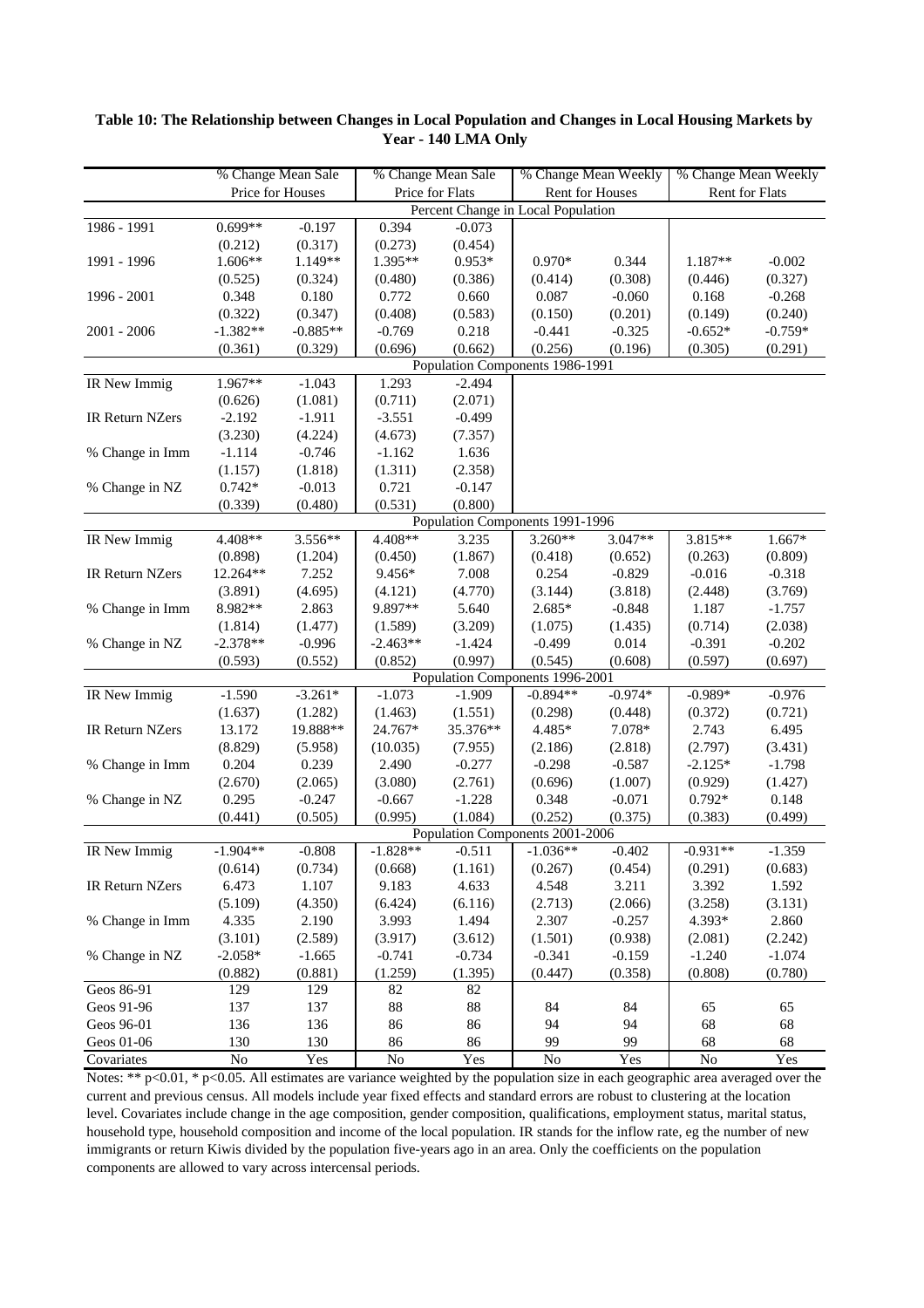**Table 10: The Relationship between Changes in Local Population and Changes in Local Housing Markets by Year - 140 LMA Only**

| | % Change Mean Sale Price for Houses | | % Change Mean Sale Price for Flats | | % Change Mean Weekly Rent for Houses | | % Change Mean Weekly Rent for Flats | |
|---|---|---|---|---|---|---|---|---|
| **Percent Change in Local Population** | | | | | | | | |
| 1986 - 1991 | 0.699** | -0.197 | 0.394 | -0.073 | | | | |
| | (0.212) | (0.317) | (0.273) | (0.454) | | | | |
| 1991 - 1996 | 1.606** | 1.149** | 1.395** | 0.953* | 0.970* | 0.344 | 1.187** | -0.002 |
| | (0.525) | (0.324) | (0.480) | (0.386) | (0.414) | (0.308) | (0.446) | (0.327) |
| 1996 - 2001 | 0.348 | 0.180 | 0.772 | 0.660 | 0.087 | -0.060 | 0.168 | -0.268 |
| | (0.322) | (0.347) | (0.408) | (0.583) | (0.150) | (0.201) | (0.149) | (0.240) |
| 2001 - 2006 | -1.382** | -0.885** | -0.769 | 0.218 | -0.441 | -0.325 | -0.652* | -0.759* |
| | (0.361) | (0.329) | (0.696) | (0.662) | (0.256) | (0.196) | (0.305) | (0.291) |
| **Population Components 1986-1991** | | | | | | | | |
| IR New Immig | 1.967** | -1.043 | 1.293 | -2.494 | | | | |
| | (0.626) | (1.081) | (0.711) | (2.071) | | | | |
| IR Return NZers | -2.192 | -1.911 | -3.551 | -0.499 | | | | |
| | (3.230) | (4.224) | (4.673) | (7.357) | | | | |
| % Change in Imm | -1.114 | -0.746 | -1.162 | 1.636 | | | | |
| | (1.157) | (1.818) | (1.311) | (2.358) | | | | |
| % Change in NZ | 0.742* | -0.013 | 0.721 | -0.147 | | | | |
| | (0.339) | (0.480) | (0.531) | (0.800) | | | | |
| **Population Components 1991-1996** | | | | | | | | |
| IR New Immig | 4.408** | 3.556** | 4.408** | 3.235 | 3.260** | 3.047** | 3.815** | 1.667* |
| | (0.898) | (1.204) | (0.450) | (1.867) | (0.418) | (0.652) | (0.263) | (0.809) |
| IR Return NZers | 12.264** | 7.252 | 9.456* | 7.008 | 0.254 | -0.829 | -0.016 | -0.318 |
| | (3.891) | (4.695) | (4.121) | (4.770) | (3.144) | (3.818) | (2.448) | (3.769) |
| % Change in Imm | 8.982** | 2.863 | 9.897** | 5.640 | 2.685* | -0.848 | 1.187 | -1.757 |
| | (1.814) | (1.477) | (1.589) | (3.209) | (1.075) | (1.435) | (0.714) | (2.038) |
| % Change in NZ | -2.378** | -0.996 | -2.463** | -1.424 | -0.499 | 0.014 | -0.391 | -0.202 |
| | (0.593) | (0.552) | (0.852) | (0.997) | (0.545) | (0.608) | (0.597) | (0.697) |
| **Population Components 1996-2001** | | | | | | | | |
| IR New Immig | -1.590 | -3.261* | -1.073 | -1.909 | -0.894** | -0.974* | -0.989* | -0.976 |
| | (1.637) | (1.282) | (1.463) | (1.551) | (0.298) | (0.448) | (0.372) | (0.721) |
| IR Return NZers | 13.172 | 19.888** | 24.767* | 35.376** | 4.485* | 7.078* | 2.743 | 6.495 |
| | (8.829) | (5.958) | (10.035) | (7.955) | (2.186) | (2.818) | (2.797) | (3.431) |
| % Change in Imm | 0.204 | 0.239 | 2.490 | -0.277 | -0.298 | -0.587 | -2.125* | -1.798 |
| | (2.670) | (2.065) | (3.080) | (2.761) | (0.696) | (1.007) | (0.929) | (1.427) |
| % Change in NZ | 0.295 | -0.247 | -0.667 | -1.228 | 0.348 | -0.071 | 0.792* | 0.148 |
| | (0.441) | (0.505) | (0.995) | (1.084) | (0.252) | (0.375) | (0.383) | (0.499) |
| **Population Components 2001-2006** | | | | | | | | |
| IR New Immig | -1.904** | -0.808 | -1.828** | -0.511 | -1.036** | -0.402 | -0.931** | -1.359 |
| | (0.614) | (0.734) | (0.668) | (1.161) | (0.267) | (0.454) | (0.291) | (0.683) |
| IR Return NZers | 6.473 | 1.107 | 9.183 | 4.633 | 4.548 | 3.211 | 3.392 | 1.592 |
| | (5.109) | (4.350) | (6.424) | (6.116) | (2.713) | (2.066) | (3.258) | (3.131) |
| % Change in Imm | 4.335 | 2.190 | 3.993 | 1.494 | 2.307 | -0.257 | 4.393* | 2.860 |
| | (3.101) | (2.589) | (3.917) | (3.612) | (1.501) | (0.938) | (2.081) | (2.242) |
| % Change in NZ | -2.058* | -1.665 | -0.741 | -0.734 | -0.341 | -0.159 | -1.240 | -1.074 |
| | (0.882) | (0.881) | (1.259) | (1.395) | (0.447) | (0.358) | (0.808) | (0.780) |
| Geos 86-91 | 129 | 129 | 82 | 82 | | | | |
| Geos 91-96 | 137 | 137 | 88 | 88 | 84 | 84 | 65 | 65 |
| Geos 96-01 | 136 | 136 | 86 | 86 | 94 | 94 | 68 | 68 |
| Geos 01-06 | 130 | 130 | 86 | 86 | 99 | 99 | 68 | 68 |
| Covariates | No | Yes | No | Yes | No | Yes | No | Yes |

Notes: ** p<0.01, * p<0.05. All estimates are variance weighted by the population size in each geographic area averaged over the current and previous census. All models include year fixed effects and standard errors are robust to clustering at the location level. Covariates include change in the age composition, gender composition, qualifications, employment status, marital status, household type, household composition and income of the local population. IR stands for the inflow rate, eg the number of new immigrants or return Kiwis divided by the population five-years ago in an area. Only the coefficients on the population components are allowed to vary across intercensal periods.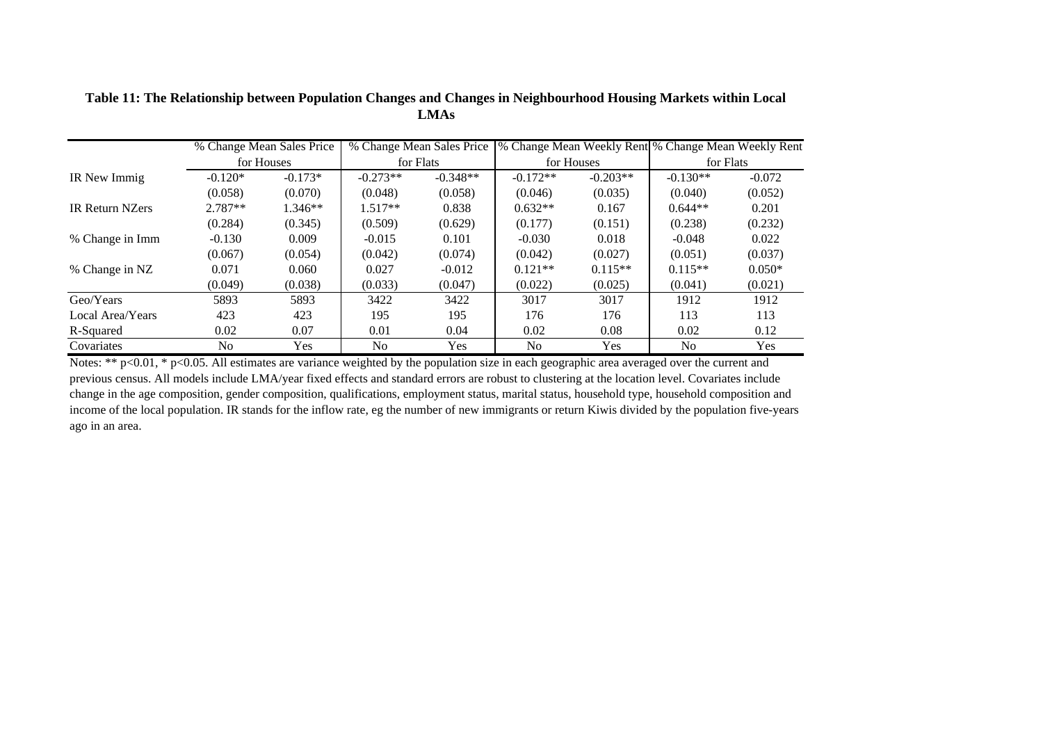**Table 11: The Relationship between Population Changes and Changes in Neighbourhood Housing Markets within Local LMAs**

| | % Change Mean Sales Price for Houses | | % Change Mean Sales Price for Flats | | % Change Mean Weekly Rent for Houses | | % Change Mean Weekly Rent for Flats | |
|---|---|---|---|---|---|---|---|---|
| IR New Immig | -0.120* | -0.173* | -0.273** | -0.348** | -0.172** | -0.203** | -0.130** | -0.072 |
| | (0.058) | (0.070) | (0.048) | (0.058) | (0.046) | (0.035) | (0.040) | (0.052) |
| IR Return NZers | 2.787** | 1.346** | 1.517** | 0.838 | 0.632** | 0.167 | 0.644** | 0.201 |
| | (0.284) | (0.345) | (0.509) | (0.629) | (0.177) | (0.151) | (0.238) | (0.232) |
| % Change in Imm | -0.130 | 0.009 | -0.015 | 0.101 | -0.030 | 0.018 | -0.048 | 0.022 |
| | (0.067) | (0.054) | (0.042) | (0.074) | (0.042) | (0.027) | (0.051) | (0.037) |
| % Change in NZ | 0.071 | 0.060 | 0.027 | -0.012 | 0.121** | 0.115** | 0.115** | 0.050* |
| | (0.049) | (0.038) | (0.033) | (0.047) | (0.022) | (0.025) | (0.041) | (0.021) |
| Geo/Years | 5893 | 5893 | 3422 | 3422 | 3017 | 3017 | 1912 | 1912 |
| Local Area/Years | 423 | 423 | 195 | 195 | 176 | 176 | 113 | 113 |
| R-Squared | 0.02 | 0.07 | 0.01 | 0.04 | 0.02 | 0.08 | 0.02 | 0.12 |
| Covariates | No | Yes | No | Yes | No | Yes | No | Yes |

Notes: ** p<0.01, * p<0.05. All estimates are variance weighted by the population size in each geographic area averaged over the current and previous census. All models include LMA/year fixed effects and standard errors are robust to clustering at the location level. Covariates include change in the age composition, gender composition, qualifications, employment status, marital status, household type, household composition and income of the local population. IR stands for the inflow rate, eg the number of new immigrants or return Kiwis divided by the population five-years ago in an area.